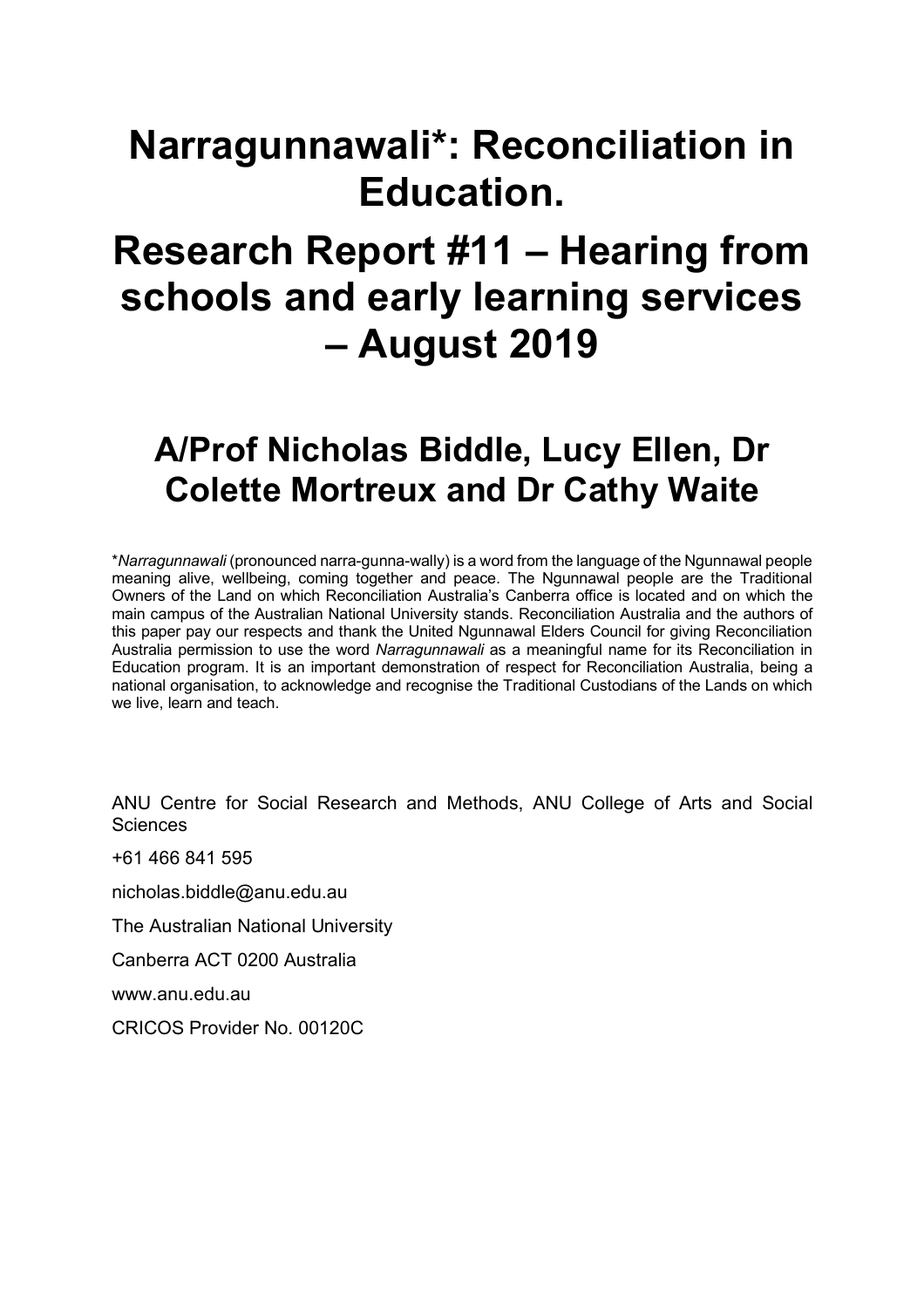# Narragunnawali*: Reconciliation in Education.

# Research Report #11 – Hearing from schools and early learning services – August 2019

## A/Prof Nicholas Biddle, Lucy Ellen, Dr Colette Mortreux and Dr Cathy Waite

*_Narragunnawali_ (pronounced narra-gunna-wally) is a word from the language of the Ngunnawal people meaning alive, wellbeing, coming together and peace. The Ngunnawal people are the Traditional Owners of the Land on which Reconciliation Australia's Canberra office is located and on which the main campus of the Australian National University stands. Reconciliation Australia and the authors of this paper pay our respects and thank the United Ngunnawal Elders Council for giving Reconciliation Australia permission to use the word _Narragunnawali_ as a meaningful name for its Reconciliation in Education program. It is an important demonstration of respect for Reconciliation Australia, being a national organisation, to acknowledge and recognise the Traditional Custodians of the Lands on which we live, learn and teach.

ANU Centre for Social Research and Methods, ANU College of Arts and Social Sciences

+61 466 841 595

nicholas.biddle@anu.edu.au

The Australian National University

Canberra ACT 0200 Australia

www.anu.edu.au

CRICOS Provider No. 00120C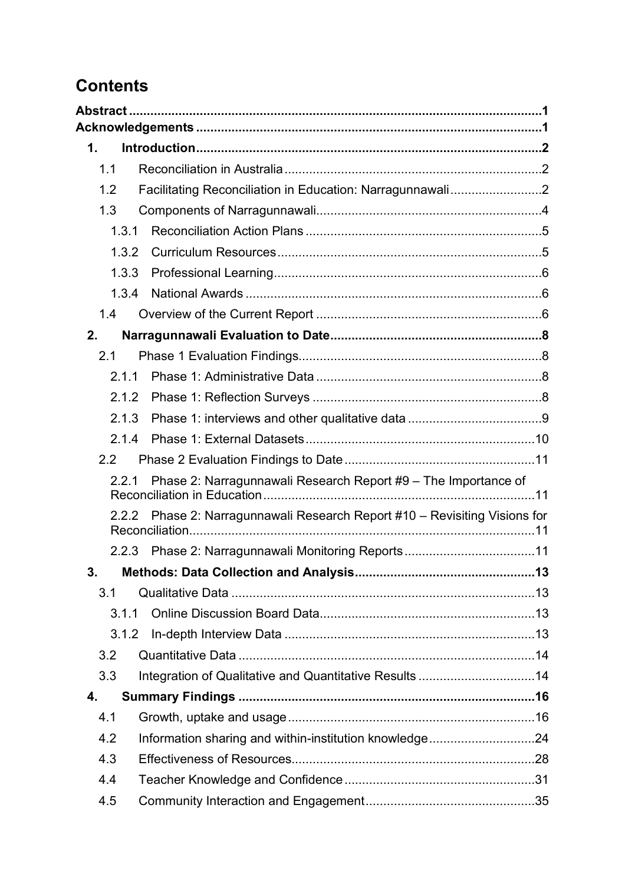# Contents

**Abstract** .......................................................................................................... **1**

**Acknowledgements** ........................................................................................ **1**

**1. Introduction** ................................................................................................ **2**

1.1 Reconciliation in Australia ......................................................................... 2

1.2 Facilitating Reconciliation in Education: Narragunnawali .......................... 2

1.3 Components of Narragunnawali ................................................................. 4

1.3.1 Reconciliation Action Plans ................................................................... 5

1.3.2 Curriculum Resources ........................................................................... 5

1.3.3 Professional Learning ............................................................................ 6

1.3.4 National Awards .................................................................................... 6

1.4 Overview of the Current Report ................................................................. 6

**2. Narragunnawali Evaluation to Date** ........................................................... **8**

2.1 Phase 1 Evaluation Findings ...................................................................... 8

2.1.1 Phase 1: Administrative Data ................................................................. 8

2.1.2 Phase 1: Reflection Surveys .................................................................. 8

2.1.3 Phase 1: interviews and other qualitative data ...................................... 9

2.1.4 Phase 1: External Datasets .................................................................. 10

2.2 Phase 2 Evaluation Findings to Date ........................................................ 11

2.2.1 Phase 2: Narragunnawali Research Report #9 – The Importance of Reconciliation in Education ............................................................................ 11

2.2.2 Phase 2: Narragunnawali Research Report #10 – Revisiting Visions for Reconciliation ................................................................................................. 11

2.2.3 Phase 2: Narragunnawali Monitoring Reports ...................................... 11

**3. Methods: Data Collection and Analysis** ..................................................... **13**

3.1 Qualitative Data ........................................................................................ 13

3.1.1 Online Discussion Board Data .............................................................. 13

3.1.2 In-depth Interview Data ........................................................................ 13

3.2 Quantitative Data ...................................................................................... 14

3.3 Integration of Qualitative and Quantitative Results .................................. 14

**4. Summary Findings** .................................................................................... **16**

4.1 Growth, uptake and usage ........................................................................ 16

4.2 Information sharing and within-institution knowledge ............................... 24

4.3 Effectiveness of Resources ....................................................................... 28

4.4 Teacher Knowledge and Confidence ........................................................ 31

4.5 Community Interaction and Engagement .................................................. 35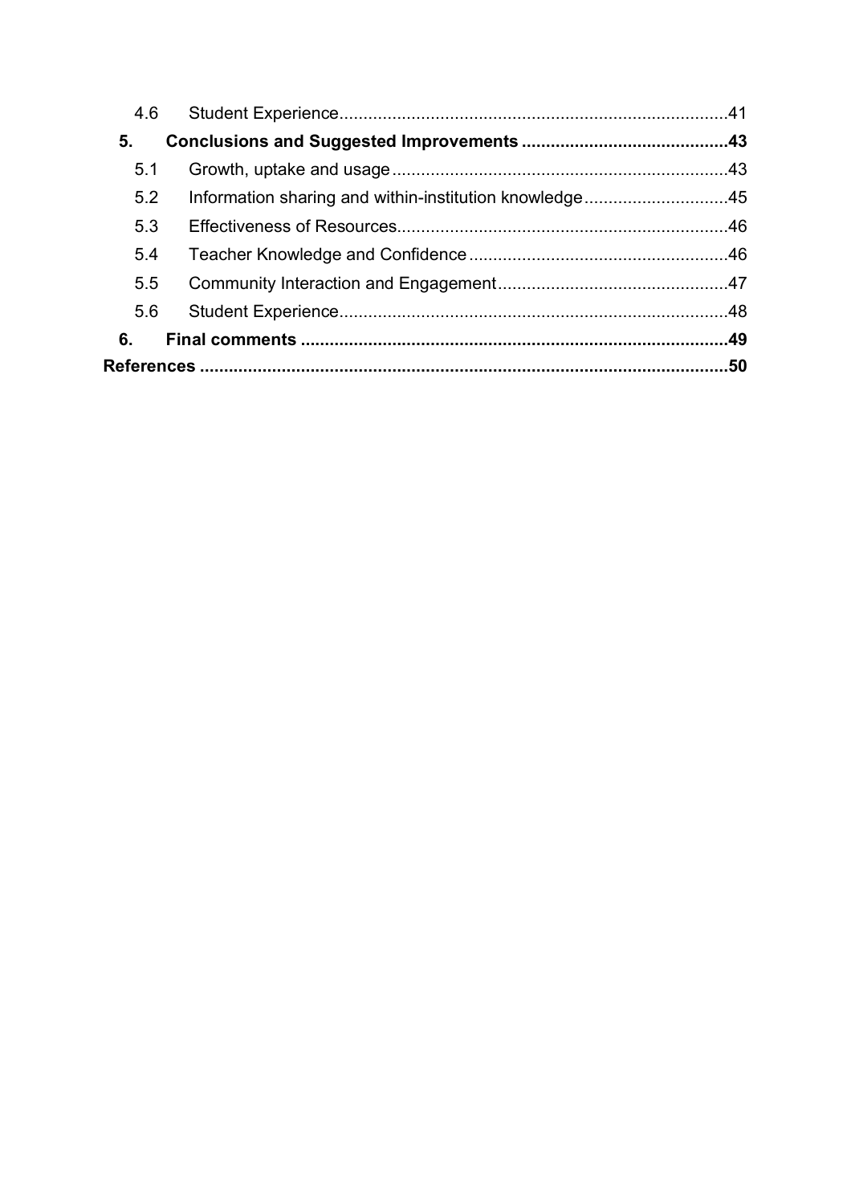4.6 Student Experience.......................................................................................41

**5. Conclusions and Suggested Improvements ..........................................43**

5.1 Growth, uptake and usage .....................................................................43

5.2 Information sharing and within-institution knowledge..............................45

5.3 Effectiveness of Resources....................................................................46

5.4 Teacher Knowledge and Confidence ......................................................46

5.5 Community Interaction and Engagement................................................47

5.6 Student Experience................................................................................48

**6. Final comments ........................................................................................49**

**References .............................................................................................................50**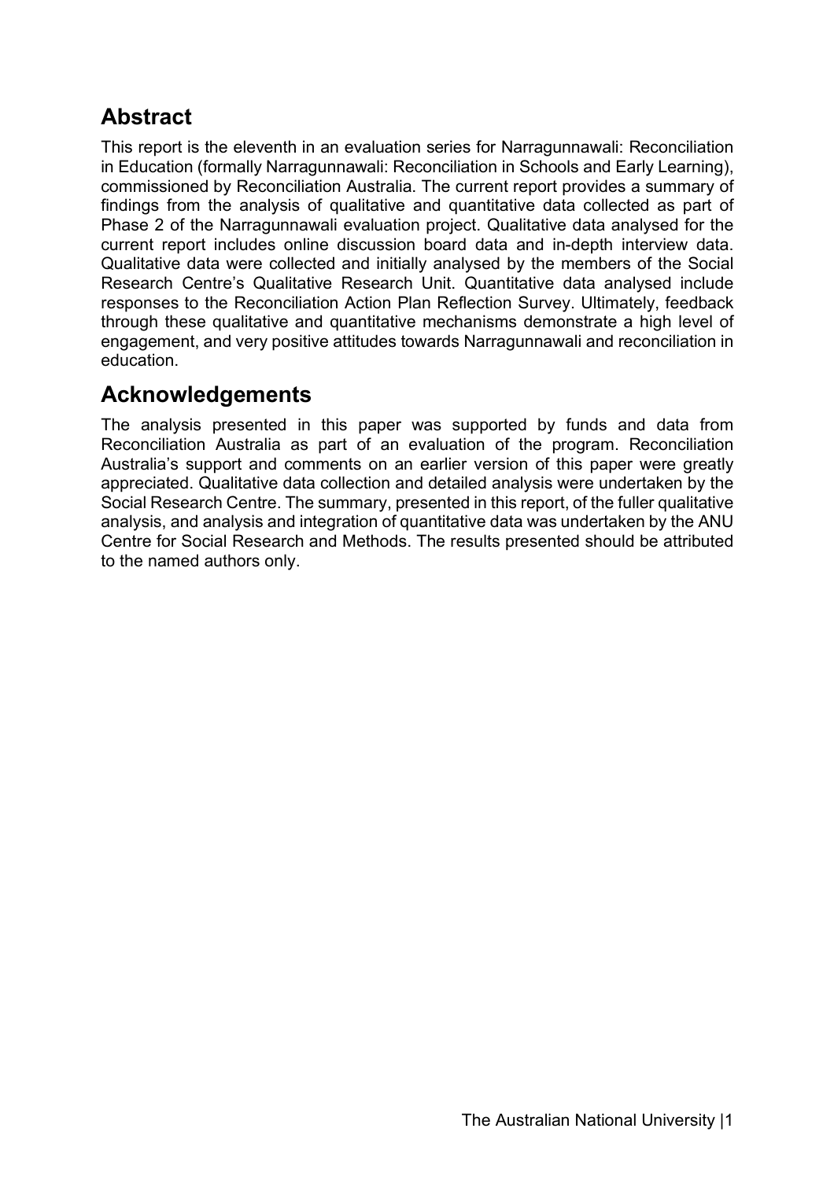## Abstract

This report is the eleventh in an evaluation series for Narragunnawali: Reconciliation in Education (formally Narragunnawali: Reconciliation in Schools and Early Learning), commissioned by Reconciliation Australia. The current report provides a summary of findings from the analysis of qualitative and quantitative data collected as part of Phase 2 of the Narragunnawali evaluation project. Qualitative data analysed for the current report includes online discussion board data and in-depth interview data. Qualitative data were collected and initially analysed by the members of the Social Research Centre's Qualitative Research Unit. Quantitative data analysed include responses to the Reconciliation Action Plan Reflection Survey. Ultimately, feedback through these qualitative and quantitative mechanisms demonstrate a high level of engagement, and very positive attitudes towards Narragunnawali and reconciliation in education.

## Acknowledgements

The analysis presented in this paper was supported by funds and data from Reconciliation Australia as part of an evaluation of the program. Reconciliation Australia's support and comments on an earlier version of this paper were greatly appreciated. Qualitative data collection and detailed analysis were undertaken by the Social Research Centre. The summary, presented in this report, of the fuller qualitative analysis, and analysis and integration of quantitative data was undertaken by the ANU Centre for Social Research and Methods. The results presented should be attributed to the named authors only.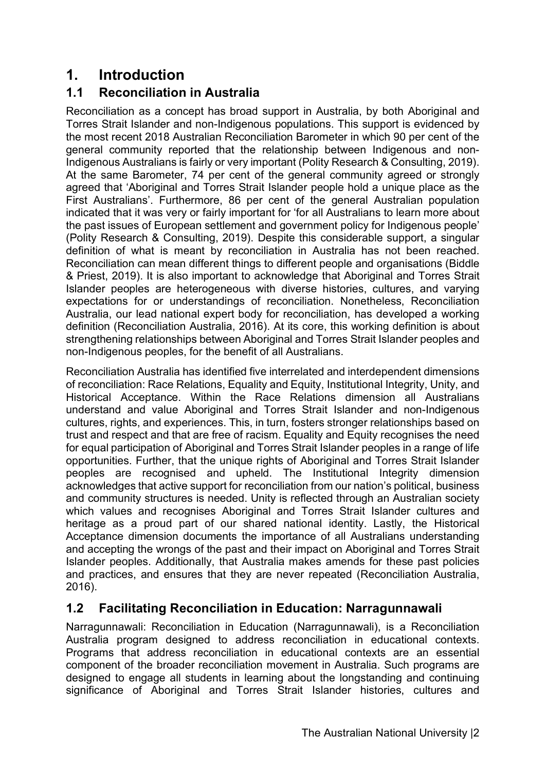# 1. Introduction

## 1.1 Reconciliation in Australia

Reconciliation as a concept has broad support in Australia, by both Aboriginal and Torres Strait Islander and non-Indigenous populations. This support is evidenced by the most recent 2018 Australian Reconciliation Barometer in which 90 per cent of the general community reported that the relationship between Indigenous and non-Indigenous Australians is fairly or very important (Polity Research & Consulting, 2019). At the same Barometer, 74 per cent of the general community agreed or strongly agreed that 'Aboriginal and Torres Strait Islander people hold a unique place as the First Australians'. Furthermore, 86 per cent of the general Australian population indicated that it was very or fairly important for 'for all Australians to learn more about the past issues of European settlement and government policy for Indigenous people' (Polity Research & Consulting, 2019). Despite this considerable support, a singular definition of what is meant by reconciliation in Australia has not been reached. Reconciliation can mean different things to different people and organisations (Biddle & Priest, 2019). It is also important to acknowledge that Aboriginal and Torres Strait Islander peoples are heterogeneous with diverse histories, cultures, and varying expectations for or understandings of reconciliation. Nonetheless, Reconciliation Australia, our lead national expert body for reconciliation, has developed a working definition (Reconciliation Australia, 2016). At its core, this working definition is about strengthening relationships between Aboriginal and Torres Strait Islander peoples and non-Indigenous peoples, for the benefit of all Australians.

Reconciliation Australia has identified five interrelated and interdependent dimensions of reconciliation: Race Relations, Equality and Equity, Institutional Integrity, Unity, and Historical Acceptance. Within the Race Relations dimension all Australians understand and value Aboriginal and Torres Strait Islander and non-Indigenous cultures, rights, and experiences. This, in turn, fosters stronger relationships based on trust and respect and that are free of racism. Equality and Equity recognises the need for equal participation of Aboriginal and Torres Strait Islander peoples in a range of life opportunities. Further, that the unique rights of Aboriginal and Torres Strait Islander peoples are recognised and upheld. The Institutional Integrity dimension acknowledges that active support for reconciliation from our nation's political, business and community structures is needed. Unity is reflected through an Australian society which values and recognises Aboriginal and Torres Strait Islander cultures and heritage as a proud part of our shared national identity. Lastly, the Historical Acceptance dimension documents the importance of all Australians understanding and accepting the wrongs of the past and their impact on Aboriginal and Torres Strait Islander peoples. Additionally, that Australia makes amends for these past policies and practices, and ensures that they are never repeated (Reconciliation Australia, 2016).

## 1.2 Facilitating Reconciliation in Education: Narragunnawali

Narragunnawali: Reconciliation in Education (Narragunnawali), is a Reconciliation Australia program designed to address reconciliation in educational contexts. Programs that address reconciliation in educational contexts are an essential component of the broader reconciliation movement in Australia. Such programs are designed to engage all students in learning about the longstanding and continuing significance of Aboriginal and Torres Strait Islander histories, cultures and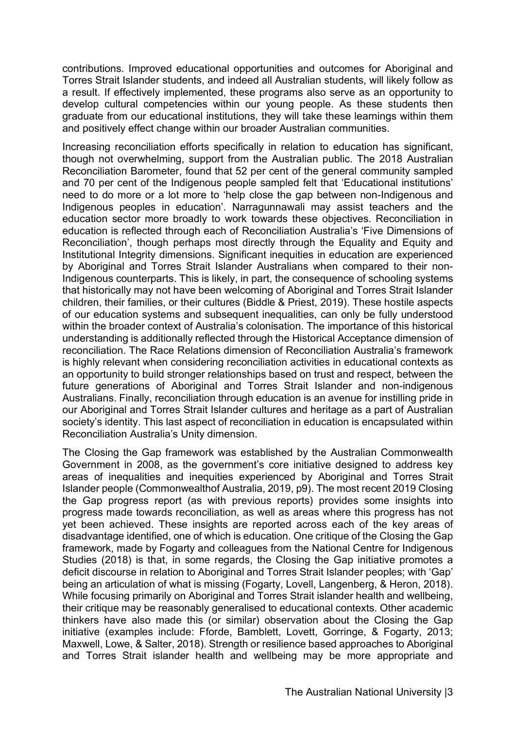contributions. Improved educational opportunities and outcomes for Aboriginal and Torres Strait Islander students, and indeed all Australian students, will likely follow as a result. If effectively implemented, these programs also serve as an opportunity to develop cultural competencies within our young people. As these students then graduate from our educational institutions, they will take these learnings within them and positively effect change within our broader Australian communities.

Increasing reconciliation efforts specifically in relation to education has significant, though not overwhelming, support from the Australian public. The 2018 Australian Reconciliation Barometer, found that 52 per cent of the general community sampled and 70 per cent of the Indigenous people sampled felt that 'Educational institutions' need to do more or a lot more to 'help close the gap between non-Indigenous and Indigenous peoples in education'. Narragunnawali may assist teachers and the education sector more broadly to work towards these objectives. Reconciliation in education is reflected through each of Reconciliation Australia's 'Five Dimensions of Reconciliation', though perhaps most directly through the Equality and Equity and Institutional Integrity dimensions. Significant inequities in education are experienced by Aboriginal and Torres Strait Islander Australians when compared to their non-Indigenous counterparts. This is likely, in part, the consequence of schooling systems that historically may not have been welcoming of Aboriginal and Torres Strait Islander children, their families, or their cultures (Biddle & Priest, 2019). These hostile aspects of our education systems and subsequent inequalities, can only be fully understood within the broader context of Australia's colonisation. The importance of this historical understanding is additionally reflected through the Historical Acceptance dimension of reconciliation. The Race Relations dimension of Reconciliation Australia's framework is highly relevant when considering reconciliation activities in educational contexts as an opportunity to build stronger relationships based on trust and respect, between the future generations of Aboriginal and Torres Strait Islander and non-indigenous Australians. Finally, reconciliation through education is an avenue for instilling pride in our Aboriginal and Torres Strait Islander cultures and heritage as a part of Australian society's identity. This last aspect of reconciliation in education is encapsulated within Reconciliation Australia's Unity dimension.

The Closing the Gap framework was established by the Australian Commonwealth Government in 2008, as the government's core initiative designed to address key areas of inequalities and inequities experienced by Aboriginal and Torres Strait Islander people (Commonwealthof Australia, 2019, p9). The most recent 2019 Closing the Gap progress report (as with previous reports) provides some insights into progress made towards reconciliation, as well as areas where this progress has not yet been achieved. These insights are reported across each of the key areas of disadvantage identified, one of which is education. One critique of the Closing the Gap framework, made by Fogarty and colleagues from the National Centre for Indigenous Studies (2018) is that, in some regards, the Closing the Gap initiative promotes a deficit discourse in relation to Aboriginal and Torres Strait Islander peoples; with 'Gap' being an articulation of what is missing (Fogarty, Lovell, Langenberg, & Heron, 2018). While focusing primarily on Aboriginal and Torres Strait islander health and wellbeing, their critique may be reasonably generalised to educational contexts. Other academic thinkers have also made this (or similar) observation about the Closing the Gap initiative (examples include: Fforde, Bamblett, Lovett, Gorringe, & Fogarty, 2013; Maxwell, Lowe, & Salter, 2018). Strength or resilience based approaches to Aboriginal and Torres Strait islander health and wellbeing may be more appropriate and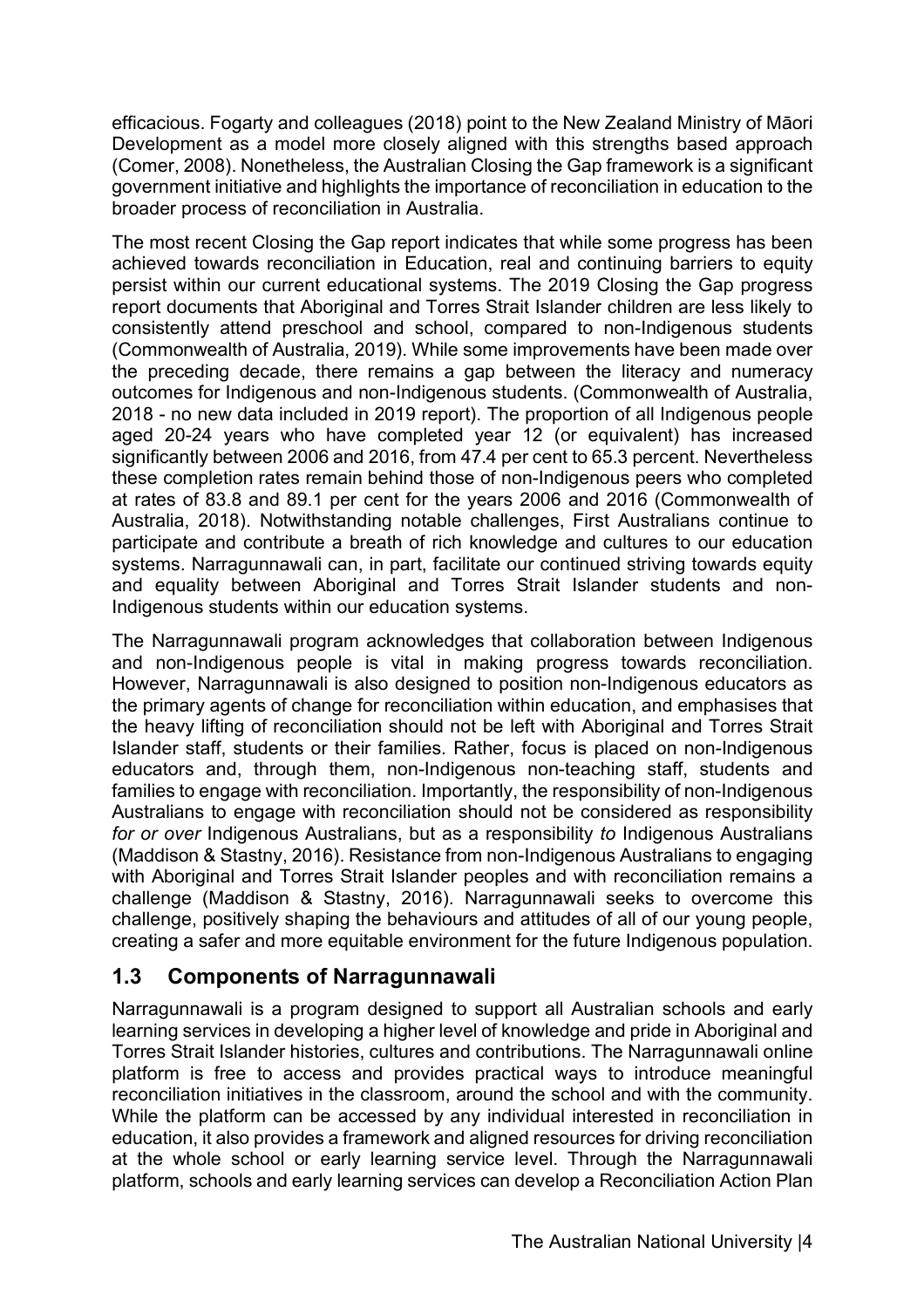efficacious. Fogarty and colleagues (2018) point to the New Zealand Ministry of Māori Development as a model more closely aligned with this strengths based approach (Comer, 2008). Nonetheless, the Australian Closing the Gap framework is a significant government initiative and highlights the importance of reconciliation in education to the broader process of reconciliation in Australia.

The most recent Closing the Gap report indicates that while some progress has been achieved towards reconciliation in Education, real and continuing barriers to equity persist within our current educational systems. The 2019 Closing the Gap progress report documents that Aboriginal and Torres Strait Islander children are less likely to consistently attend preschool and school, compared to non-Indigenous students (Commonwealth of Australia, 2019). While some improvements have been made over the preceding decade, there remains a gap between the literacy and numeracy outcomes for Indigenous and non-Indigenous students. (Commonwealth of Australia, 2018 - no new data included in 2019 report). The proportion of all Indigenous people aged 20-24 years who have completed year 12 (or equivalent) has increased significantly between 2006 and 2016, from 47.4 per cent to 65.3 percent. Nevertheless these completion rates remain behind those of non-Indigenous peers who completed at rates of 83.8 and 89.1 per cent for the years 2006 and 2016 (Commonwealth of Australia, 2018). Notwithstanding notable challenges, First Australians continue to participate and contribute a breath of rich knowledge and cultures to our education systems. Narragunnawali can, in part, facilitate our continued striving towards equity and equality between Aboriginal and Torres Strait Islander students and non-Indigenous students within our education systems.

The Narragunnawali program acknowledges that collaboration between Indigenous and non-Indigenous people is vital in making progress towards reconciliation. However, Narragunnawali is also designed to position non-Indigenous educators as the primary agents of change for reconciliation within education, and emphasises that the heavy lifting of reconciliation should not be left with Aboriginal and Torres Strait Islander staff, students or their families. Rather, focus is placed on non-Indigenous educators and, through them, non-Indigenous non-teaching staff, students and families to engage with reconciliation. Importantly, the responsibility of non-Indigenous Australians to engage with reconciliation should not be considered as responsibility *for or over* Indigenous Australians, but as a responsibility *to* Indigenous Australians (Maddison & Stastny, 2016). Resistance from non-Indigenous Australians to engaging with Aboriginal and Torres Strait Islander peoples and with reconciliation remains a challenge (Maddison & Stastny, 2016). Narragunnawali seeks to overcome this challenge, positively shaping the behaviours and attitudes of all of our young people, creating a safer and more equitable environment for the future Indigenous population.

## 1.3 Components of Narragunnawali

Narragunnawali is a program designed to support all Australian schools and early learning services in developing a higher level of knowledge and pride in Aboriginal and Torres Strait Islander histories, cultures and contributions. The Narragunnawali online platform is free to access and provides practical ways to introduce meaningful reconciliation initiatives in the classroom, around the school and with the community. While the platform can be accessed by any individual interested in reconciliation in education, it also provides a framework and aligned resources for driving reconciliation at the whole school or early learning service level. Through the Narragunnawali platform, schools and early learning services can develop a Reconciliation Action Plan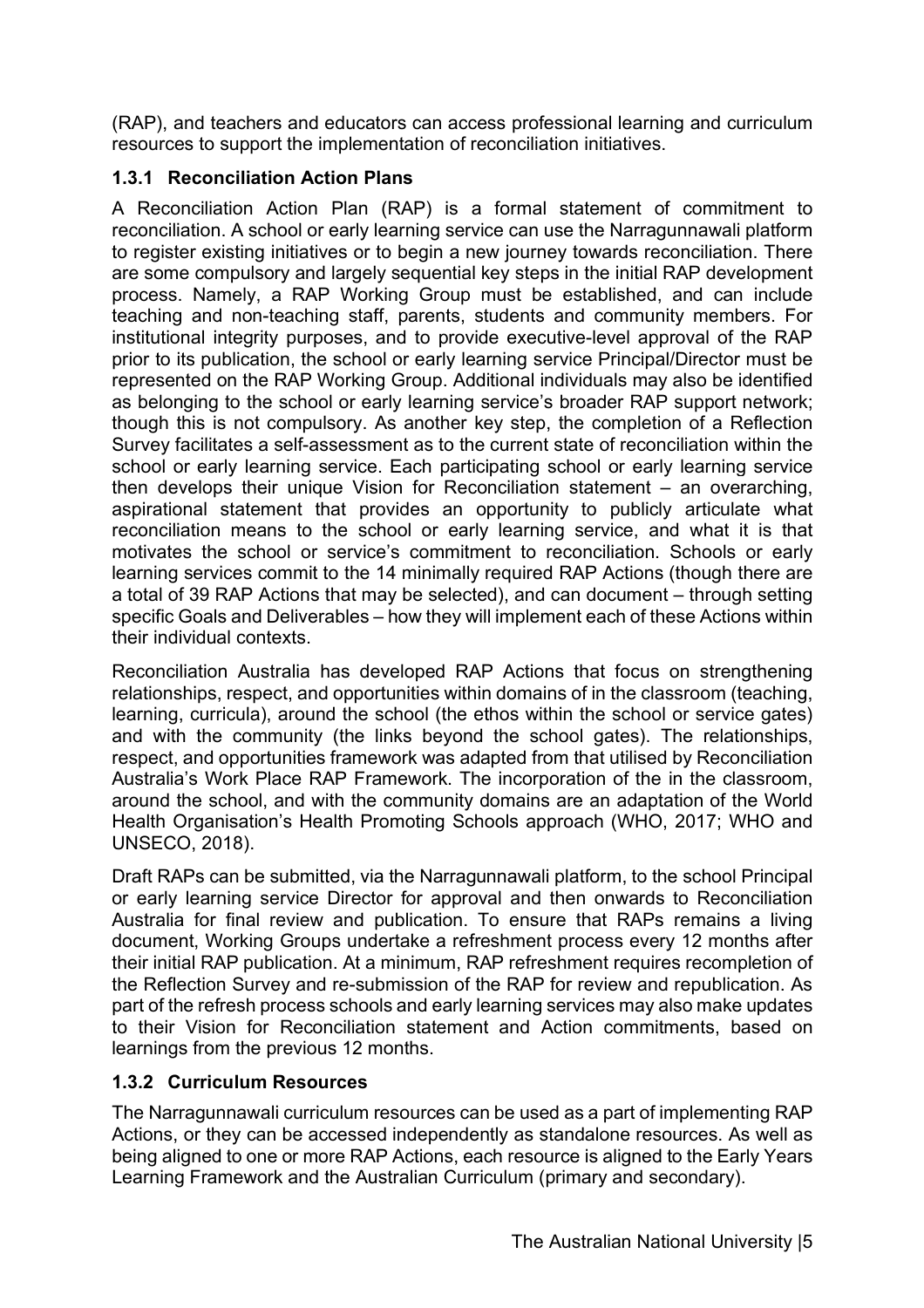(RAP), and teachers and educators can access professional learning and curriculum resources to support the implementation of reconciliation initiatives.

### 1.3.1 Reconciliation Action Plans

A Reconciliation Action Plan (RAP) is a formal statement of commitment to reconciliation. A school or early learning service can use the Narragunnawali platform to register existing initiatives or to begin a new journey towards reconciliation. There are some compulsory and largely sequential key steps in the initial RAP development process. Namely, a RAP Working Group must be established, and can include teaching and non-teaching staff, parents, students and community members. For institutional integrity purposes, and to provide executive-level approval of the RAP prior to its publication, the school or early learning service Principal/Director must be represented on the RAP Working Group. Additional individuals may also be identified as belonging to the school or early learning service's broader RAP support network; though this is not compulsory. As another key step, the completion of a Reflection Survey facilitates a self-assessment as to the current state of reconciliation within the school or early learning service. Each participating school or early learning service then develops their unique Vision for Reconciliation statement – an overarching, aspirational statement that provides an opportunity to publicly articulate what reconciliation means to the school or early learning service, and what it is that motivates the school or service's commitment to reconciliation. Schools or early learning services commit to the 14 minimally required RAP Actions (though there are a total of 39 RAP Actions that may be selected), and can document – through setting specific Goals and Deliverables – how they will implement each of these Actions within their individual contexts.

Reconciliation Australia has developed RAP Actions that focus on strengthening relationships, respect, and opportunities within domains of in the classroom (teaching, learning, curricula), around the school (the ethos within the school or service gates) and with the community (the links beyond the school gates). The relationships, respect, and opportunities framework was adapted from that utilised by Reconciliation Australia's Work Place RAP Framework. The incorporation of the in the classroom, around the school, and with the community domains are an adaptation of the World Health Organisation's Health Promoting Schools approach (WHO, 2017; WHO and UNSECO, 2018).

Draft RAPs can be submitted, via the Narragunnawali platform, to the school Principal or early learning service Director for approval and then onwards to Reconciliation Australia for final review and publication. To ensure that RAPs remains a living document, Working Groups undertake a refreshment process every 12 months after their initial RAP publication. At a minimum, RAP refreshment requires recompletion of the Reflection Survey and re-submission of the RAP for review and republication. As part of the refresh process schools and early learning services may also make updates to their Vision for Reconciliation statement and Action commitments, based on learnings from the previous 12 months.

### 1.3.2 Curriculum Resources

The Narragunnawali curriculum resources can be used as a part of implementing RAP Actions, or they can be accessed independently as standalone resources. As well as being aligned to one or more RAP Actions, each resource is aligned to the Early Years Learning Framework and the Australian Curriculum (primary and secondary).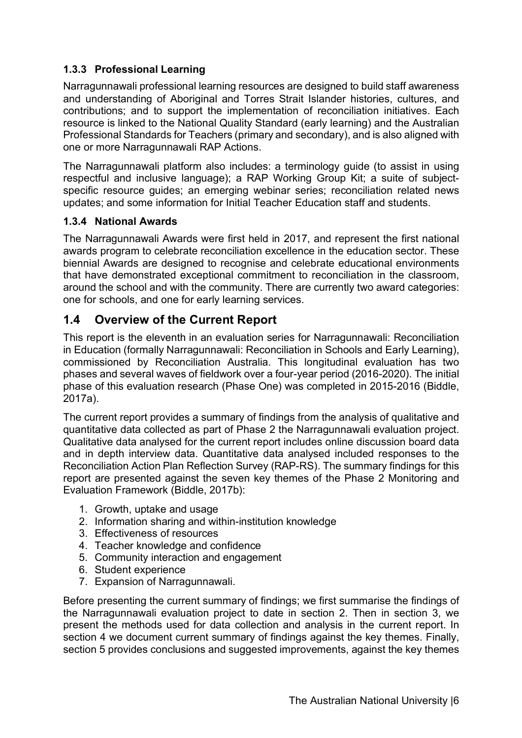### 1.3.3 Professional Learning

Narragunnawali professional learning resources are designed to build staff awareness and understanding of Aboriginal and Torres Strait Islander histories, cultures, and contributions; and to support the implementation of reconciliation initiatives. Each resource is linked to the National Quality Standard (early learning) and the Australian Professional Standards for Teachers (primary and secondary), and is also aligned with one or more Narragunnawali RAP Actions.

The Narragunnawali platform also includes: a terminology guide (to assist in using respectful and inclusive language); a RAP Working Group Kit; a suite of subject-specific resource guides; an emerging webinar series; reconciliation related news updates; and some information for Initial Teacher Education staff and students.

### 1.3.4 National Awards

The Narragunnawali Awards were first held in 2017, and represent the first national awards program to celebrate reconciliation excellence in the education sector. These biennial Awards are designed to recognise and celebrate educational environments that have demonstrated exceptional commitment to reconciliation in the classroom, around the school and with the community. There are currently two award categories: one for schools, and one for early learning services.

## 1.4 Overview of the Current Report

This report is the eleventh in an evaluation series for Narragunnawali: Reconciliation in Education (formally Narragunnawali: Reconciliation in Schools and Early Learning), commissioned by Reconciliation Australia. This longitudinal evaluation has two phases and several waves of fieldwork over a four-year period (2016-2020). The initial phase of this evaluation research (Phase One) was completed in 2015-2016 (Biddle, 2017a).

The current report provides a summary of findings from the analysis of qualitative and quantitative data collected as part of Phase 2 the Narragunnawali evaluation project. Qualitative data analysed for the current report includes online discussion board data and in depth interview data. Quantitative data analysed included responses to the Reconciliation Action Plan Reflection Survey (RAP-RS). The summary findings for this report are presented against the seven key themes of the Phase 2 Monitoring and Evaluation Framework (Biddle, 2017b):

1. Growth, uptake and usage
2. Information sharing and within-institution knowledge
3. Effectiveness of resources
4. Teacher knowledge and confidence
5. Community interaction and engagement
6. Student experience
7. Expansion of Narragunnawali.

Before presenting the current summary of findings; we first summarise the findings of the Narragunnawali evaluation project to date in section 2. Then in section 3, we present the methods used for data collection and analysis in the current report. In section 4 we document current summary of findings against the key themes. Finally, section 5 provides conclusions and suggested improvements, against the key themes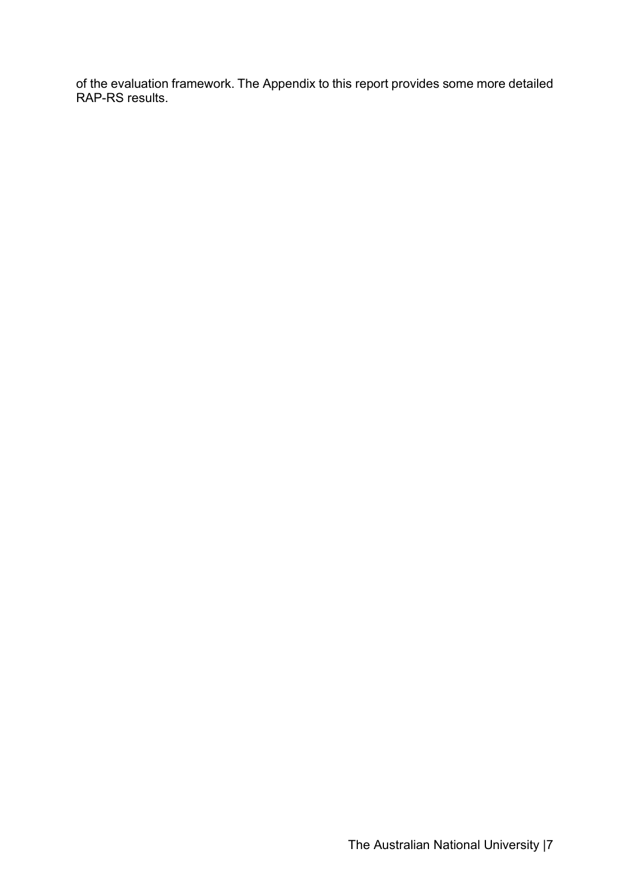of the evaluation framework. The Appendix to this report provides some more detailed RAP-RS results.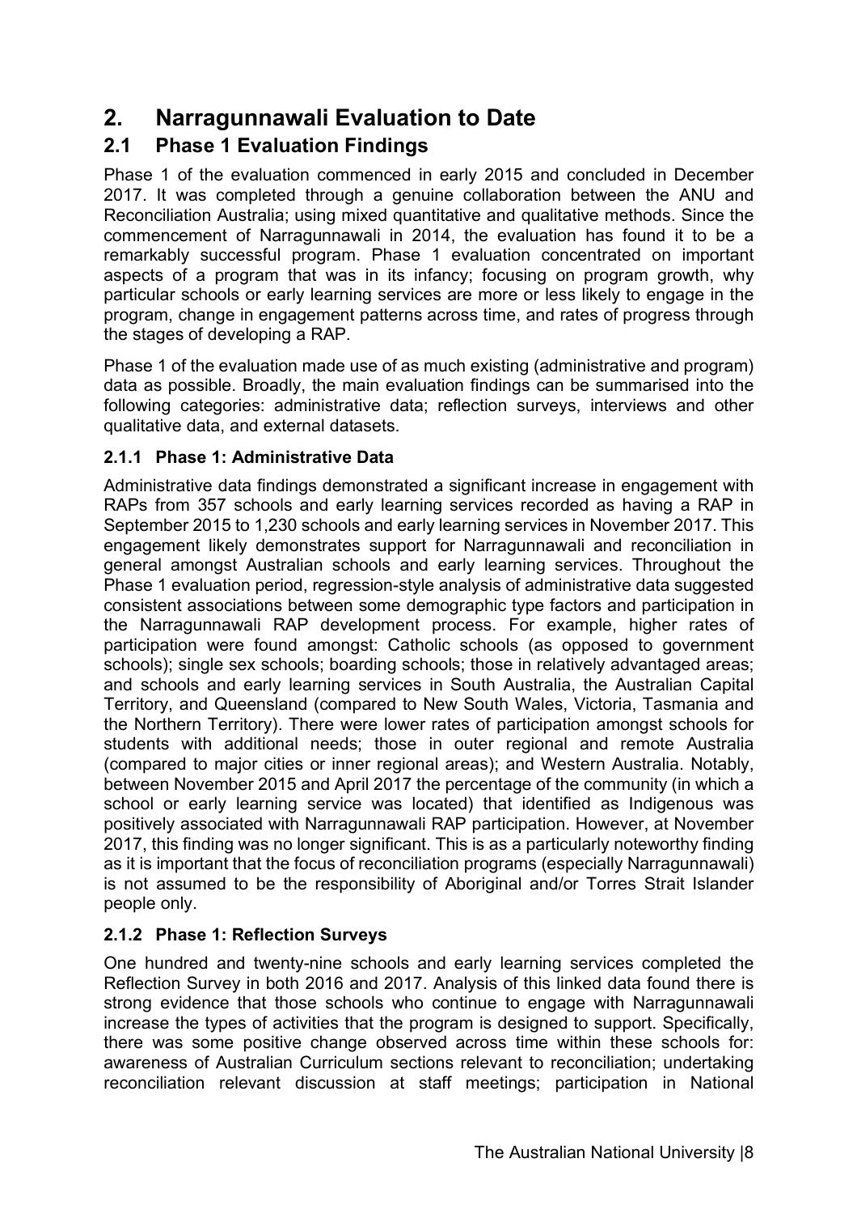# 2. Narragunnawali Evaluation to Date

## 2.1 Phase 1 Evaluation Findings

Phase 1 of the evaluation commenced in early 2015 and concluded in December 2017. It was completed through a genuine collaboration between the ANU and Reconciliation Australia; using mixed quantitative and qualitative methods. Since the commencement of Narragunnawali in 2014, the evaluation has found it to be a remarkably successful program. Phase 1 evaluation concentrated on important aspects of a program that was in its infancy; focusing on program growth, why particular schools or early learning services are more or less likely to engage in the program, change in engagement patterns across time, and rates of progress through the stages of developing a RAP.

Phase 1 of the evaluation made use of as much existing (administrative and program) data as possible. Broadly, the main evaluation findings can be summarised into the following categories: administrative data; reflection surveys, interviews and other qualitative data, and external datasets.

### 2.1.1 Phase 1: Administrative Data

Administrative data findings demonstrated a significant increase in engagement with RAPs from 357 schools and early learning services recorded as having a RAP in September 2015 to 1,230 schools and early learning services in November 2017. This engagement likely demonstrates support for Narragunnawali and reconciliation in general amongst Australian schools and early learning services. Throughout the Phase 1 evaluation period, regression-style analysis of administrative data suggested consistent associations between some demographic type factors and participation in the Narragunnawali RAP development process. For example, higher rates of participation were found amongst: Catholic schools (as opposed to government schools); single sex schools; boarding schools; those in relatively advantaged areas; and schools and early learning services in South Australia, the Australian Capital Territory, and Queensland (compared to New South Wales, Victoria, Tasmania and the Northern Territory). There were lower rates of participation amongst schools for students with additional needs; those in outer regional and remote Australia (compared to major cities or inner regional areas); and Western Australia. Notably, between November 2015 and April 2017 the percentage of the community (in which a school or early learning service was located) that identified as Indigenous was positively associated with Narragunnawali RAP participation. However, at November 2017, this finding was no longer significant. This is as a particularly noteworthy finding as it is important that the focus of reconciliation programs (especially Narragunnawali) is not assumed to be the responsibility of Aboriginal and/or Torres Strait Islander people only.

### 2.1.2 Phase 1: Reflection Surveys

One hundred and twenty-nine schools and early learning services completed the Reflection Survey in both 2016 and 2017. Analysis of this linked data found there is strong evidence that those schools who continue to engage with Narragunnawali increase the types of activities that the program is designed to support. Specifically, there was some positive change observed across time within these schools for: awareness of Australian Curriculum sections relevant to reconciliation; undertaking reconciliation relevant discussion at staff meetings; participation in National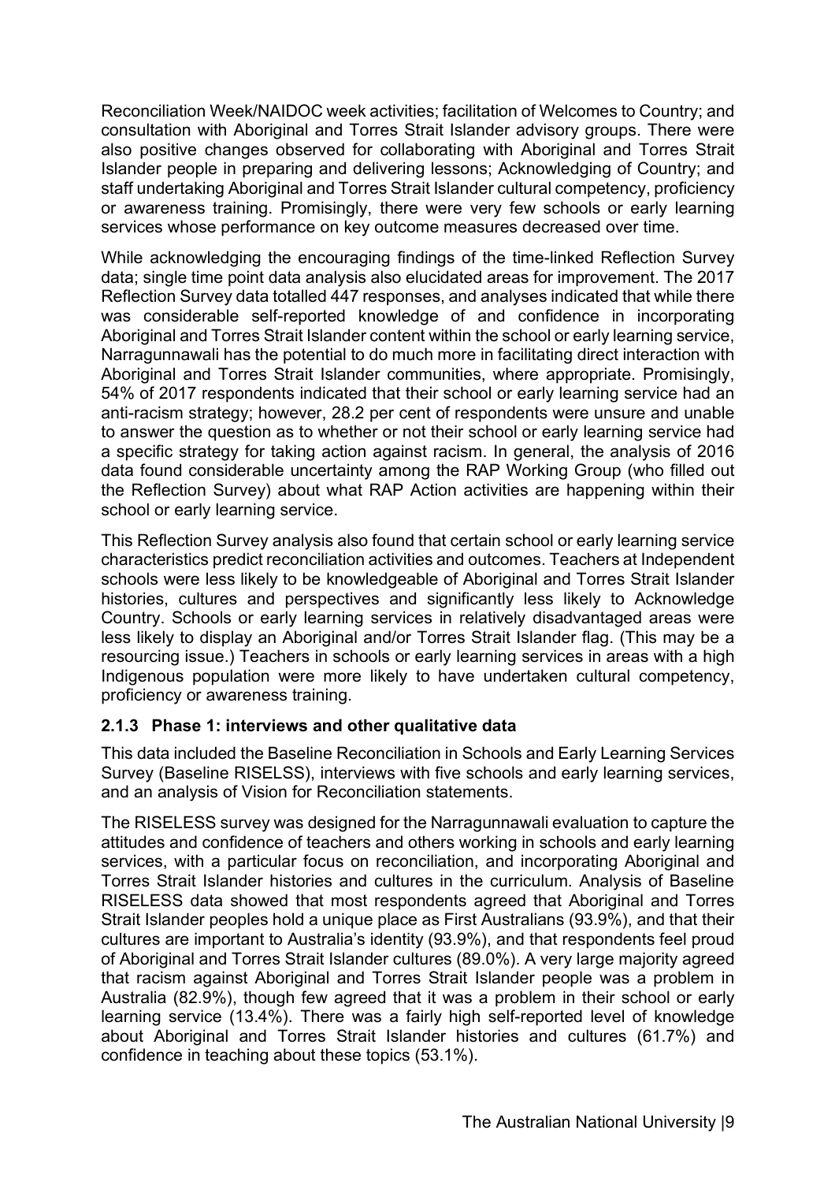Reconciliation Week/NAIDOC week activities; facilitation of Welcomes to Country; and consultation with Aboriginal and Torres Strait Islander advisory groups. There were also positive changes observed for collaborating with Aboriginal and Torres Strait Islander people in preparing and delivering lessons; Acknowledging of Country; and staff undertaking Aboriginal and Torres Strait Islander cultural competency, proficiency or awareness training. Promisingly, there were very few schools or early learning services whose performance on key outcome measures decreased over time.

While acknowledging the encouraging findings of the time-linked Reflection Survey data; single time point data analysis also elucidated areas for improvement. The 2017 Reflection Survey data totalled 447 responses, and analyses indicated that while there was considerable self-reported knowledge of and confidence in incorporating Aboriginal and Torres Strait Islander content within the school or early learning service, Narragunnawali has the potential to do much more in facilitating direct interaction with Aboriginal and Torres Strait Islander communities, where appropriate. Promisingly, 54% of 2017 respondents indicated that their school or early learning service had an anti-racism strategy; however, 28.2 per cent of respondents were unsure and unable to answer the question as to whether or not their school or early learning service had a specific strategy for taking action against racism. In general, the analysis of 2016 data found considerable uncertainty among the RAP Working Group (who filled out the Reflection Survey) about what RAP Action activities are happening within their school or early learning service.

This Reflection Survey analysis also found that certain school or early learning service characteristics predict reconciliation activities and outcomes. Teachers at Independent schools were less likely to be knowledgeable of Aboriginal and Torres Strait Islander histories, cultures and perspectives and significantly less likely to Acknowledge Country. Schools or early learning services in relatively disadvantaged areas were less likely to display an Aboriginal and/or Torres Strait Islander flag. (This may be a resourcing issue.) Teachers in schools or early learning services in areas with a high Indigenous population were more likely to have undertaken cultural competency, proficiency or awareness training.

### 2.1.3 Phase 1: interviews and other qualitative data

This data included the Baseline Reconciliation in Schools and Early Learning Services Survey (Baseline RISELSS), interviews with five schools and early learning services, and an analysis of Vision for Reconciliation statements.

The RISELESS survey was designed for the Narragunnawali evaluation to capture the attitudes and confidence of teachers and others working in schools and early learning services, with a particular focus on reconciliation, and incorporating Aboriginal and Torres Strait Islander histories and cultures in the curriculum. Analysis of Baseline RISELESS data showed that most respondents agreed that Aboriginal and Torres Strait Islander peoples hold a unique place as First Australians (93.9%), and that their cultures are important to Australia's identity (93.9%), and that respondents feel proud of Aboriginal and Torres Strait Islander cultures (89.0%). A very large majority agreed that racism against Aboriginal and Torres Strait Islander people was a problem in Australia (82.9%), though few agreed that it was a problem in their school or early learning service (13.4%). There was a fairly high self-reported level of knowledge about Aboriginal and Torres Strait Islander histories and cultures (61.7%) and confidence in teaching about these topics (53.1%).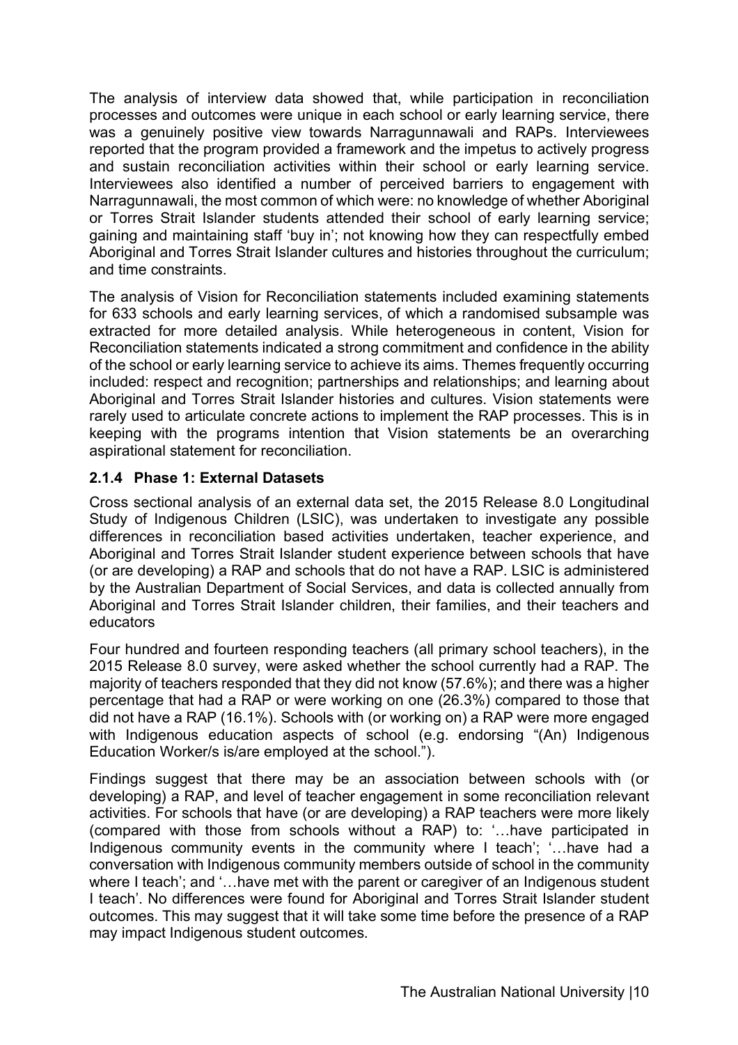The analysis of interview data showed that, while participation in reconciliation processes and outcomes were unique in each school or early learning service, there was a genuinely positive view towards Narragunnawali and RAPs. Interviewees reported that the program provided a framework and the impetus to actively progress and sustain reconciliation activities within their school or early learning service. Interviewees also identified a number of perceived barriers to engagement with Narragunnawali, the most common of which were: no knowledge of whether Aboriginal or Torres Strait Islander students attended their school of early learning service; gaining and maintaining staff 'buy in'; not knowing how they can respectfully embed Aboriginal and Torres Strait Islander cultures and histories throughout the curriculum; and time constraints.

The analysis of Vision for Reconciliation statements included examining statements for 633 schools and early learning services, of which a randomised subsample was extracted for more detailed analysis. While heterogeneous in content, Vision for Reconciliation statements indicated a strong commitment and confidence in the ability of the school or early learning service to achieve its aims. Themes frequently occurring included: respect and recognition; partnerships and relationships; and learning about Aboriginal and Torres Strait Islander histories and cultures. Vision statements were rarely used to articulate concrete actions to implement the RAP processes. This is in keeping with the programs intention that Vision statements be an overarching aspirational statement for reconciliation.

### 2.1.4 Phase 1: External Datasets

Cross sectional analysis of an external data set, the 2015 Release 8.0 Longitudinal Study of Indigenous Children (LSIC), was undertaken to investigate any possible differences in reconciliation based activities undertaken, teacher experience, and Aboriginal and Torres Strait Islander student experience between schools that have (or are developing) a RAP and schools that do not have a RAP. LSIC is administered by the Australian Department of Social Services, and data is collected annually from Aboriginal and Torres Strait Islander children, their families, and their teachers and educators

Four hundred and fourteen responding teachers (all primary school teachers), in the 2015 Release 8.0 survey, were asked whether the school currently had a RAP. The majority of teachers responded that they did not know (57.6%); and there was a higher percentage that had a RAP or were working on one (26.3%) compared to those that did not have a RAP (16.1%). Schools with (or working on) a RAP were more engaged with Indigenous education aspects of school (e.g. endorsing "(An) Indigenous Education Worker/s is/are employed at the school.").

Findings suggest that there may be an association between schools with (or developing) a RAP, and level of teacher engagement in some reconciliation relevant activities. For schools that have (or are developing) a RAP teachers were more likely (compared with those from schools without a RAP) to: '…have participated in Indigenous community events in the community where I teach'; '…have had a conversation with Indigenous community members outside of school in the community where I teach'; and '…have met with the parent or caregiver of an Indigenous student I teach'. No differences were found for Aboriginal and Torres Strait Islander student outcomes. This may suggest that it will take some time before the presence of a RAP may impact Indigenous student outcomes.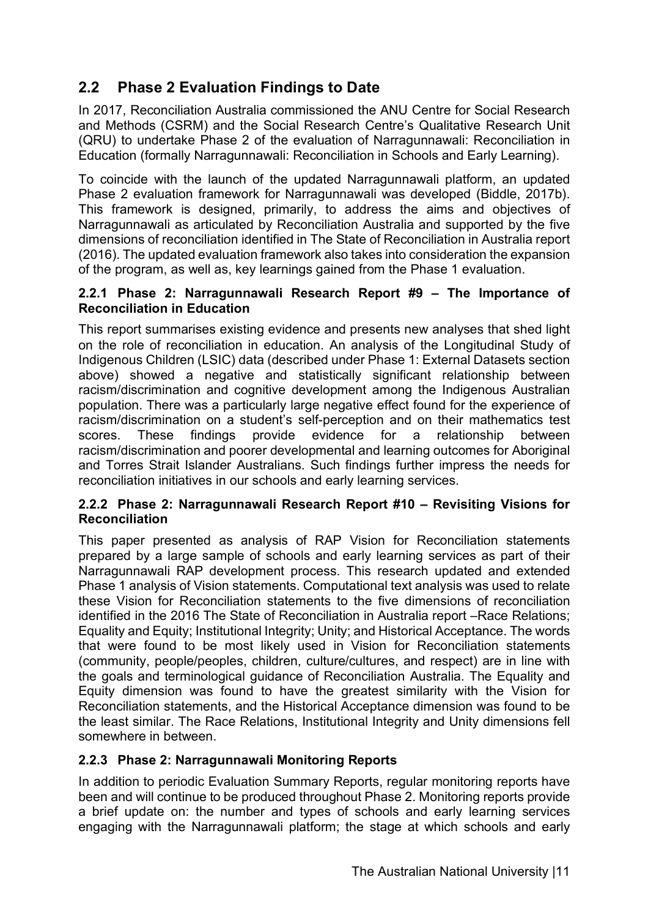## 2.2 Phase 2 Evaluation Findings to Date

In 2017, Reconciliation Australia commissioned the ANU Centre for Social Research and Methods (CSRM) and the Social Research Centre's Qualitative Research Unit (QRU) to undertake Phase 2 of the evaluation of Narragunnawali: Reconciliation in Education (formally Narragunnawali: Reconciliation in Schools and Early Learning).

To coincide with the launch of the updated Narragunnawali platform, an updated Phase 2 evaluation framework for Narragunnawali was developed (Biddle, 2017b). This framework is designed, primarily, to address the aims and objectives of Narragunnawali as articulated by Reconciliation Australia and supported by the five dimensions of reconciliation identified in The State of Reconciliation in Australia report (2016). The updated evaluation framework also takes into consideration the expansion of the program, as well as, key learnings gained from the Phase 1 evaluation.

### 2.2.1 Phase 2: Narragunnawali Research Report #9 – The Importance of Reconciliation in Education

This report summarises existing evidence and presents new analyses that shed light on the role of reconciliation in education. An analysis of the Longitudinal Study of Indigenous Children (LSIC) data (described under Phase 1: External Datasets section above) showed a negative and statistically significant relationship between racism/discrimination and cognitive development among the Indigenous Australian population. There was a particularly large negative effect found for the experience of racism/discrimination on a student's self-perception and on their mathematics test scores. These findings provide evidence for a relationship between racism/discrimination and poorer developmental and learning outcomes for Aboriginal and Torres Strait Islander Australians. Such findings further impress the needs for reconciliation initiatives in our schools and early learning services.

### 2.2.2 Phase 2: Narragunnawali Research Report #10 – Revisiting Visions for Reconciliation

This paper presented as analysis of RAP Vision for Reconciliation statements prepared by a large sample of schools and early learning services as part of their Narragunnawali RAP development process. This research updated and extended Phase 1 analysis of Vision statements. Computational text analysis was used to relate these Vision for Reconciliation statements to the five dimensions of reconciliation identified in the 2016 The State of Reconciliation in Australia report –Race Relations; Equality and Equity; Institutional Integrity; Unity; and Historical Acceptance. The words that were found to be most likely used in Vision for Reconciliation statements (community, people/peoples, children, culture/cultures, and respect) are in line with the goals and terminological guidance of Reconciliation Australia. The Equality and Equity dimension was found to have the greatest similarity with the Vision for Reconciliation statements, and the Historical Acceptance dimension was found to be the least similar. The Race Relations, Institutional Integrity and Unity dimensions fell somewhere in between.

### 2.2.3 Phase 2: Narragunnawali Monitoring Reports

In addition to periodic Evaluation Summary Reports, regular monitoring reports have been and will continue to be produced throughout Phase 2. Monitoring reports provide a brief update on: the number and types of schools and early learning services engaging with the Narragunnawali platform; the stage at which schools and early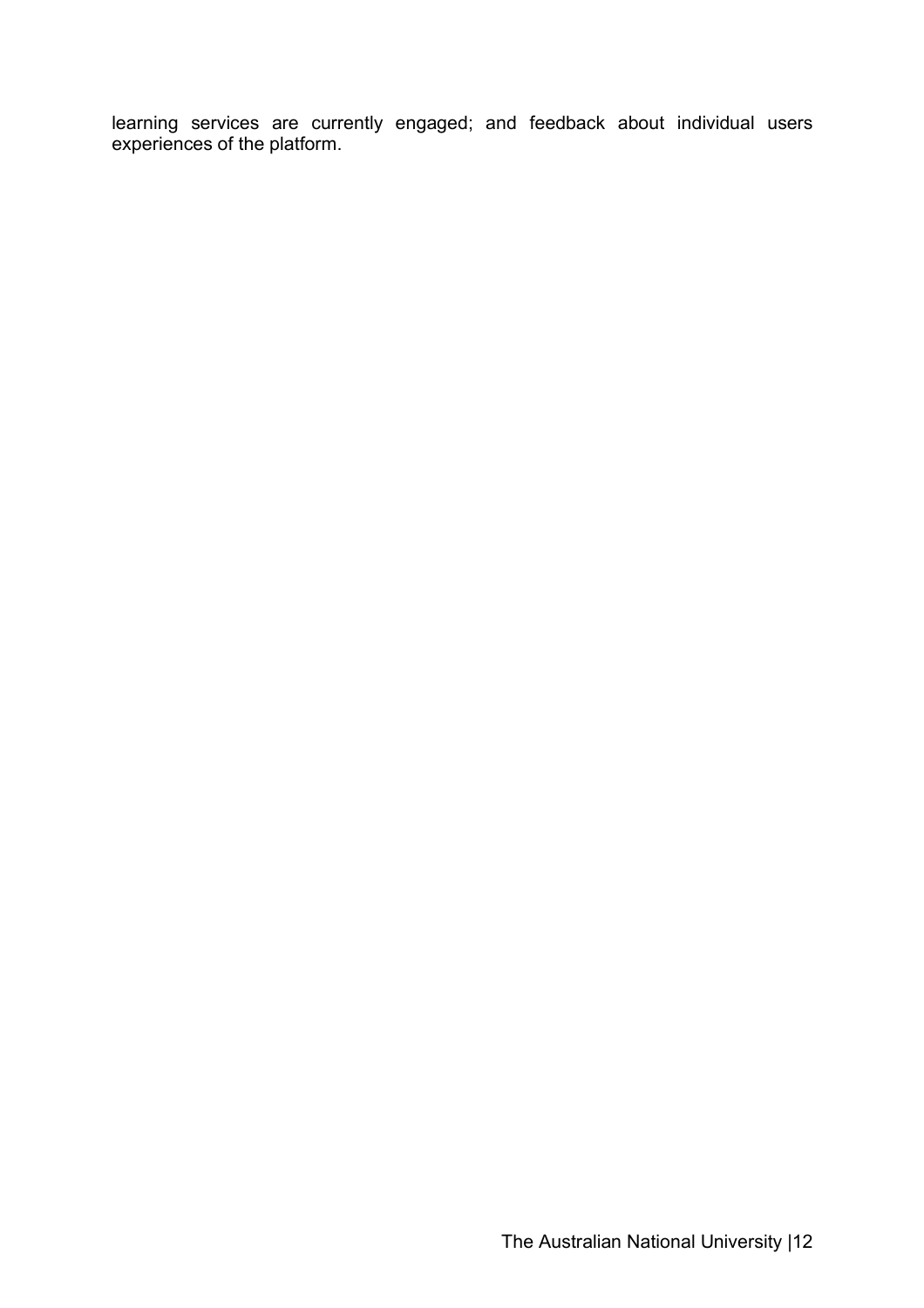learning services are currently engaged; and feedback about individual users experiences of the platform.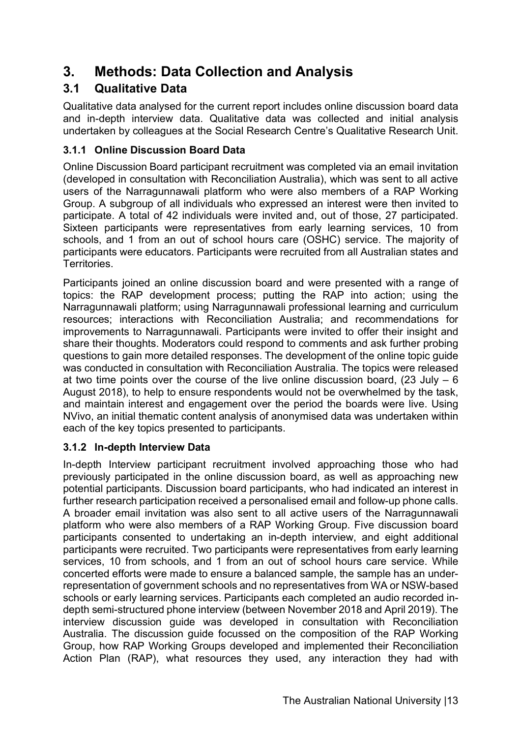# 3. Methods: Data Collection and Analysis

## 3.1 Qualitative Data

Qualitative data analysed for the current report includes online discussion board data and in-depth interview data. Qualitative data was collected and initial analysis undertaken by colleagues at the Social Research Centre's Qualitative Research Unit.

### 3.1.1 Online Discussion Board Data

Online Discussion Board participant recruitment was completed via an email invitation (developed in consultation with Reconciliation Australia), which was sent to all active users of the Narragunnawali platform who were also members of a RAP Working Group. A subgroup of all individuals who expressed an interest were then invited to participate. A total of 42 individuals were invited and, out of those, 27 participated. Sixteen participants were representatives from early learning services, 10 from schools, and 1 from an out of school hours care (OSHC) service. The majority of participants were educators. Participants were recruited from all Australian states and Territories.

Participants joined an online discussion board and were presented with a range of topics: the RAP development process; putting the RAP into action; using the Narragunnawali platform; using Narragunnawali professional learning and curriculum resources; interactions with Reconciliation Australia; and recommendations for improvements to Narragunnawali. Participants were invited to offer their insight and share their thoughts. Moderators could respond to comments and ask further probing questions to gain more detailed responses. The development of the online topic guide was conducted in consultation with Reconciliation Australia. The topics were released at two time points over the course of the live online discussion board, (23 July – 6 August 2018), to help to ensure respondents would not be overwhelmed by the task, and maintain interest and engagement over the period the boards were live. Using NVivo, an initial thematic content analysis of anonymised data was undertaken within each of the key topics presented to participants.

### 3.1.2 In-depth Interview Data

In-depth Interview participant recruitment involved approaching those who had previously participated in the online discussion board, as well as approaching new potential participants. Discussion board participants, who had indicated an interest in further research participation received a personalised email and follow-up phone calls. A broader email invitation was also sent to all active users of the Narragunnawali platform who were also members of a RAP Working Group. Five discussion board participants consented to undertaking an in-depth interview, and eight additional participants were recruited. Two participants were representatives from early learning services, 10 from schools, and 1 from an out of school hours care service. While concerted efforts were made to ensure a balanced sample, the sample has an under-representation of government schools and no representatives from WA or NSW-based schools or early learning services. Participants each completed an audio recorded in-depth semi-structured phone interview (between November 2018 and April 2019). The interview discussion guide was developed in consultation with Reconciliation Australia. The discussion guide focussed on the composition of the RAP Working Group, how RAP Working Groups developed and implemented their Reconciliation Action Plan (RAP), what resources they used, any interaction they had with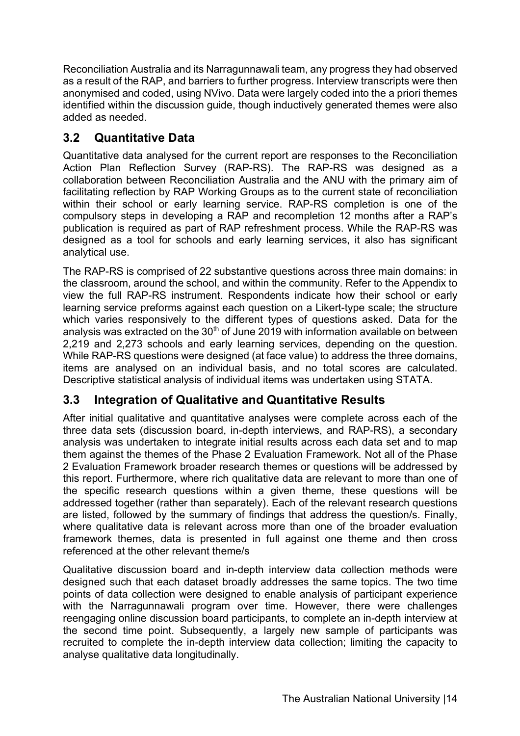Reconciliation Australia and its Narragunnawali team, any progress they had observed as a result of the RAP, and barriers to further progress. Interview transcripts were then anonymised and coded, using NVivo. Data were largely coded into the a priori themes identified within the discussion guide, though inductively generated themes were also added as needed.

## 3.2 Quantitative Data

Quantitative data analysed for the current report are responses to the Reconciliation Action Plan Reflection Survey (RAP-RS). The RAP-RS was designed as a collaboration between Reconciliation Australia and the ANU with the primary aim of facilitating reflection by RAP Working Groups as to the current state of reconciliation within their school or early learning service. RAP-RS completion is one of the compulsory steps in developing a RAP and recompletion 12 months after a RAP's publication is required as part of RAP refreshment process. While the RAP-RS was designed as a tool for schools and early learning services, it also has significant analytical use.

The RAP-RS is comprised of 22 substantive questions across three main domains: in the classroom, around the school, and within the community. Refer to the Appendix to view the full RAP-RS instrument. Respondents indicate how their school or early learning service preforms against each question on a Likert-type scale; the structure which varies responsively to the different types of questions asked. Data for the analysis was extracted on the 30th of June 2019 with information available on between 2,219 and 2,273 schools and early learning services, depending on the question. While RAP-RS questions were designed (at face value) to address the three domains, items are analysed on an individual basis, and no total scores are calculated. Descriptive statistical analysis of individual items was undertaken using STATA.

## 3.3 Integration of Qualitative and Quantitative Results

After initial qualitative and quantitative analyses were complete across each of the three data sets (discussion board, in-depth interviews, and RAP-RS), a secondary analysis was undertaken to integrate initial results across each data set and to map them against the themes of the Phase 2 Evaluation Framework. Not all of the Phase 2 Evaluation Framework broader research themes or questions will be addressed by this report. Furthermore, where rich qualitative data are relevant to more than one of the specific research questions within a given theme, these questions will be addressed together (rather than separately). Each of the relevant research questions are listed, followed by the summary of findings that address the question/s. Finally, where qualitative data is relevant across more than one of the broader evaluation framework themes, data is presented in full against one theme and then cross referenced at the other relevant theme/s

Qualitative discussion board and in-depth interview data collection methods were designed such that each dataset broadly addresses the same topics. The two time points of data collection were designed to enable analysis of participant experience with the Narragunnawali program over time. However, there were challenges reengaging online discussion board participants, to complete an in-depth interview at the second time point. Subsequently, a largely new sample of participants was recruited to complete the in-depth interview data collection; limiting the capacity to analyse qualitative data longitudinally.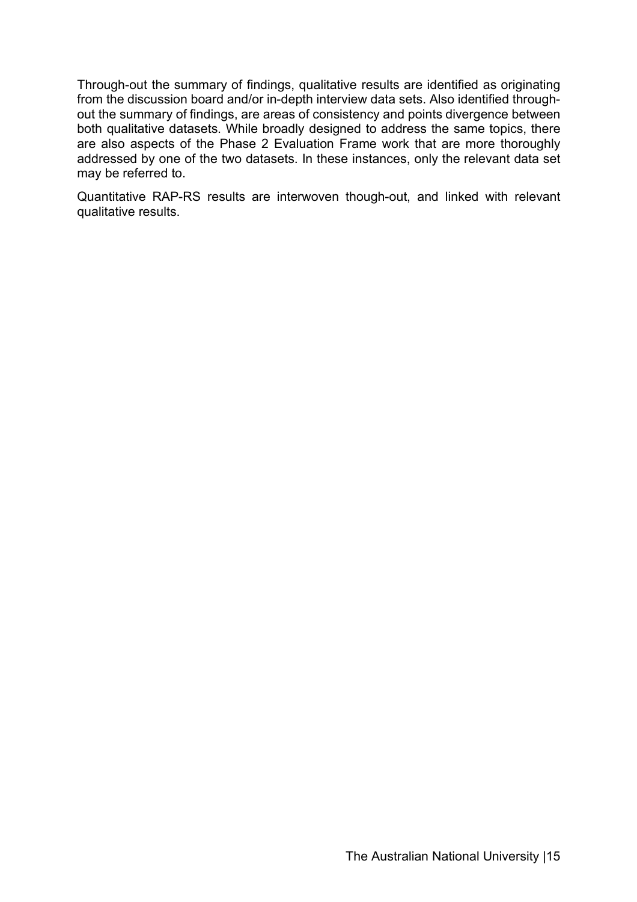Through-out the summary of findings, qualitative results are identified as originating from the discussion board and/or in-depth interview data sets. Also identified through-out the summary of findings, are areas of consistency and points divergence between both qualitative datasets. While broadly designed to address the same topics, there are also aspects of the Phase 2 Evaluation Frame work that are more thoroughly addressed by one of the two datasets. In these instances, only the relevant data set may be referred to.

Quantitative RAP-RS results are interwoven though-out, and linked with relevant qualitative results.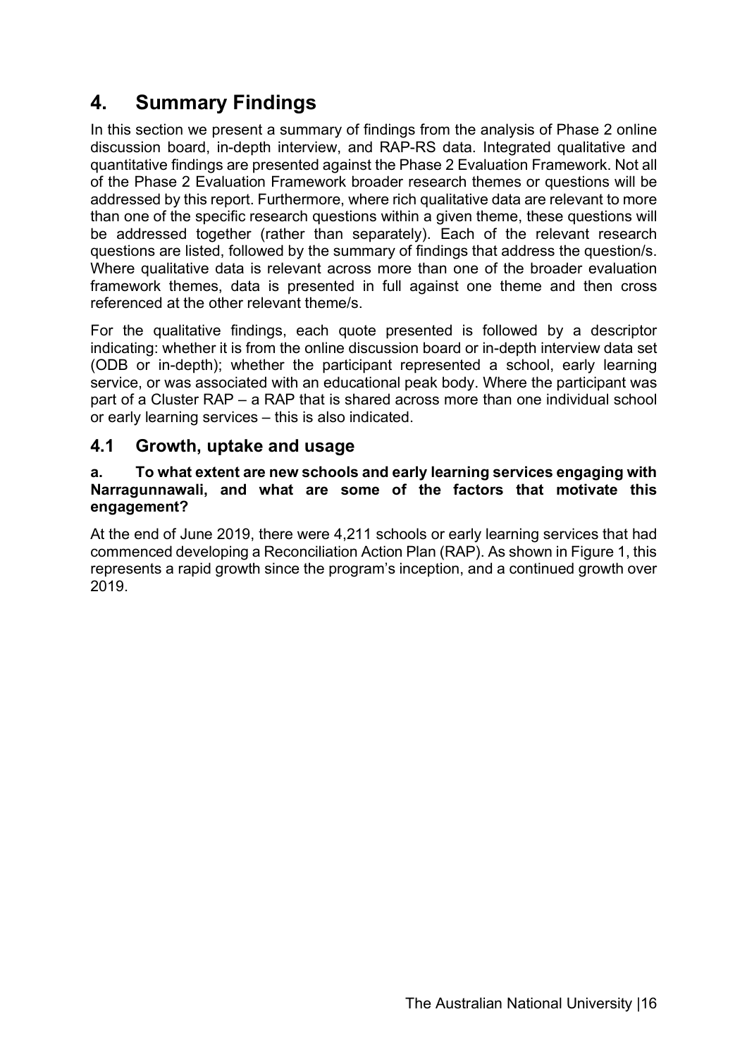# 4. Summary Findings

In this section we present a summary of findings from the analysis of Phase 2 online discussion board, in-depth interview, and RAP-RS data. Integrated qualitative and quantitative findings are presented against the Phase 2 Evaluation Framework. Not all of the Phase 2 Evaluation Framework broader research themes or questions will be addressed by this report. Furthermore, where rich qualitative data are relevant to more than one of the specific research questions within a given theme, these questions will be addressed together (rather than separately). Each of the relevant research questions are listed, followed by the summary of findings that address the question/s. Where qualitative data is relevant across more than one of the broader evaluation framework themes, data is presented in full against one theme and then cross referenced at the other relevant theme/s.

For the qualitative findings, each quote presented is followed by a descriptor indicating: whether it is from the online discussion board or in-depth interview data set (ODB or in-depth); whether the participant represented a school, early learning service, or was associated with an educational peak body. Where the participant was part of a Cluster RAP – a RAP that is shared across more than one individual school or early learning services – this is also indicated.

## 4.1 Growth, uptake and usage

**a. To what extent are new schools and early learning services engaging with Narragunnawali, and what are some of the factors that motivate this engagement?**

At the end of June 2019, there were 4,211 schools or early learning services that had commenced developing a Reconciliation Action Plan (RAP). As shown in Figure 1, this represents a rapid growth since the program's inception, and a continued growth over 2019.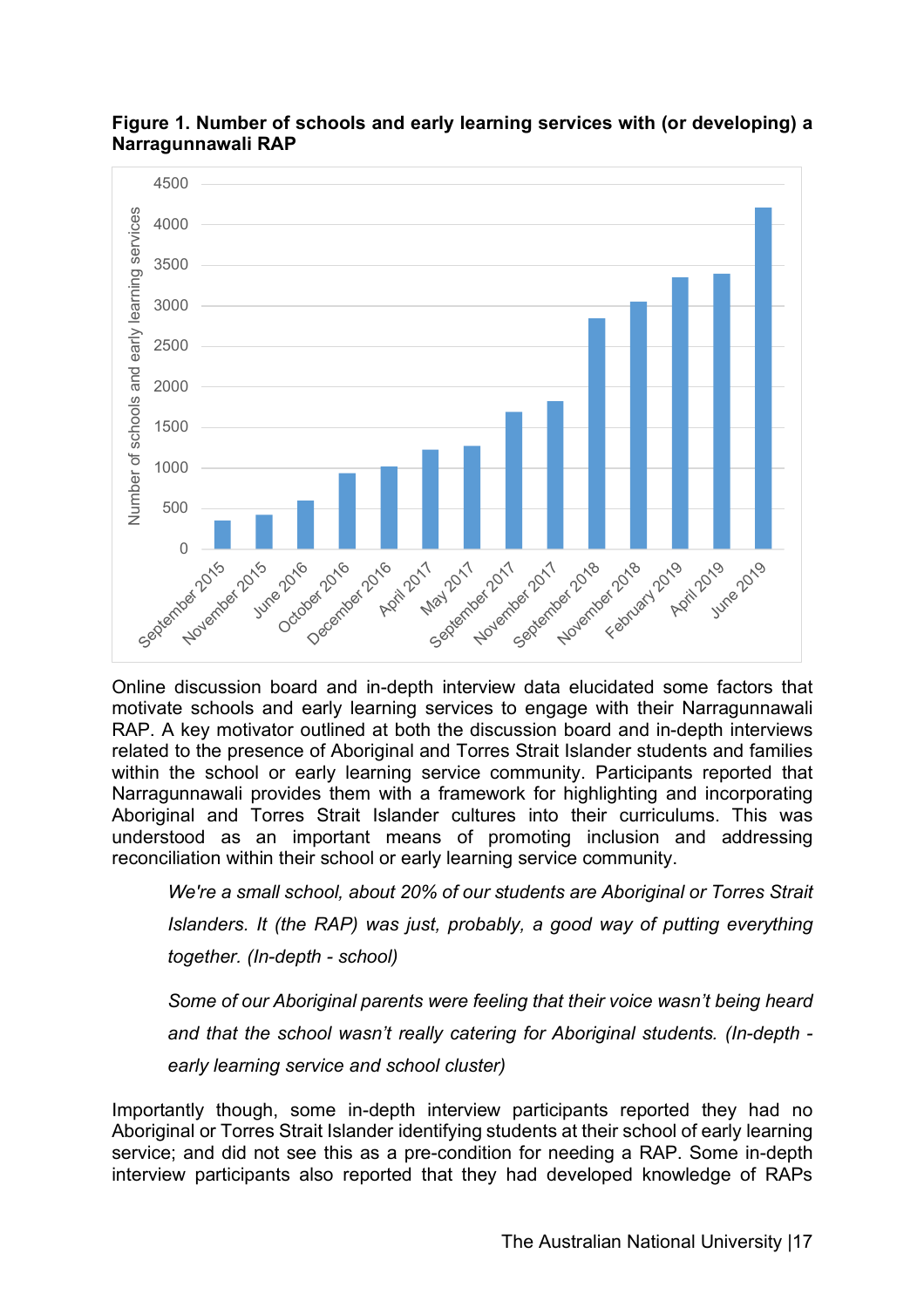**Figure 1. Number of schools and early learning services with (or developing) a Narragunnawali RAP**

Online discussion board and in-depth interview data elucidated some factors that motivate schools and early learning services to engage with their Narragunnawali RAP. A key motivator outlined at both the discussion board and in-depth interviews related to the presence of Aboriginal and Torres Strait Islander students and families within the school or early learning service community. Participants reported that Narragunnawali provides them with a framework for highlighting and incorporating Aboriginal and Torres Strait Islander cultures into their curriculums. This was understood as an important means of promoting inclusion and addressing reconciliation within their school or early learning service community.

> *We're a small school, about 20% of our students are Aboriginal or Torres Strait Islanders. It (the RAP) was just, probably, a good way of putting everything together. (In-depth - school)*

> *Some of our Aboriginal parents were feeling that their voice wasn't being heard and that the school wasn't really catering for Aboriginal students. (In-depth - early learning service and school cluster)*

Importantly though, some in-depth interview participants reported they had no Aboriginal or Torres Strait Islander identifying students at their school of early learning service; and did not see this as a pre-condition for needing a RAP. Some in-depth interview participants also reported that they had developed knowledge of RAPs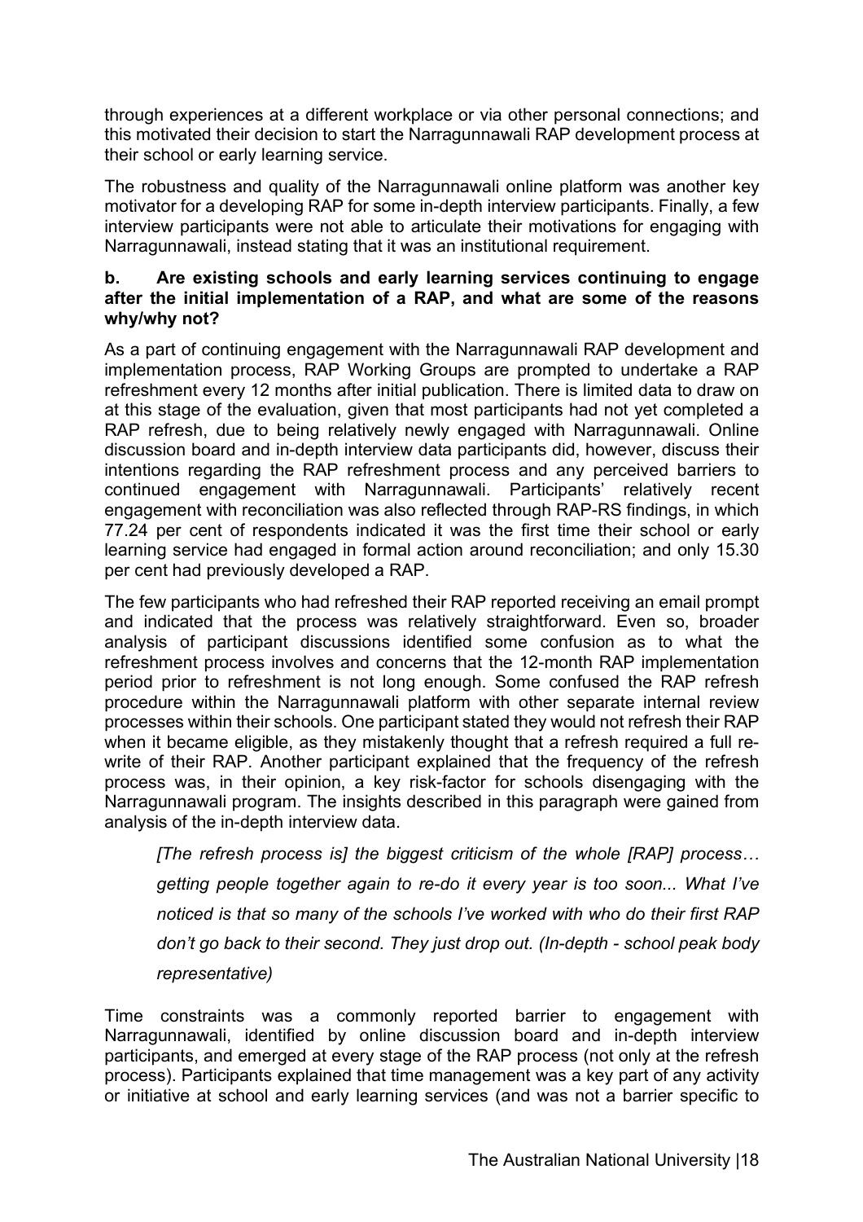through experiences at a different workplace or via other personal connections; and this motivated their decision to start the Narragunnawali RAP development process at their school or early learning service.

The robustness and quality of the Narragunnawali online platform was another key motivator for a developing RAP for some in-depth interview participants. Finally, a few interview participants were not able to articulate their motivations for engaging with Narragunnawali, instead stating that it was an institutional requirement.

**b. Are existing schools and early learning services continuing to engage after the initial implementation of a RAP, and what are some of the reasons why/why not?**

As a part of continuing engagement with the Narragunnawali RAP development and implementation process, RAP Working Groups are prompted to undertake a RAP refreshment every 12 months after initial publication. There is limited data to draw on at this stage of the evaluation, given that most participants had not yet completed a RAP refresh, due to being relatively newly engaged with Narragunnawali. Online discussion board and in-depth interview data participants did, however, discuss their intentions regarding the RAP refreshment process and any perceived barriers to continued engagement with Narragunnawali. Participants' relatively recent engagement with reconciliation was also reflected through RAP-RS findings, in which 77.24 per cent of respondents indicated it was the first time their school or early learning service had engaged in formal action around reconciliation; and only 15.30 per cent had previously developed a RAP.

The few participants who had refreshed their RAP reported receiving an email prompt and indicated that the process was relatively straightforward. Even so, broader analysis of participant discussions identified some confusion as to what the refreshment process involves and concerns that the 12-month RAP implementation period prior to refreshment is not long enough. Some confused the RAP refresh procedure within the Narragunnawali platform with other separate internal review processes within their schools. One participant stated they would not refresh their RAP when it became eligible, as they mistakenly thought that a refresh required a full re-write of their RAP. Another participant explained that the frequency of the refresh process was, in their opinion, a key risk-factor for schools disengaging with the Narragunnawali program. The insights described in this paragraph were gained from analysis of the in-depth interview data.

> *[The refresh process is] the biggest criticism of the whole [RAP] process… getting people together again to re-do it every year is too soon... What I've noticed is that so many of the schools I've worked with who do their first RAP don't go back to their second. They just drop out. (In-depth - school peak body representative)*

Time constraints was a commonly reported barrier to engagement with Narragunnawali, identified by online discussion board and in-depth interview participants, and emerged at every stage of the RAP process (not only at the refresh process). Participants explained that time management was a key part of any activity or initiative at school and early learning services (and was not a barrier specific to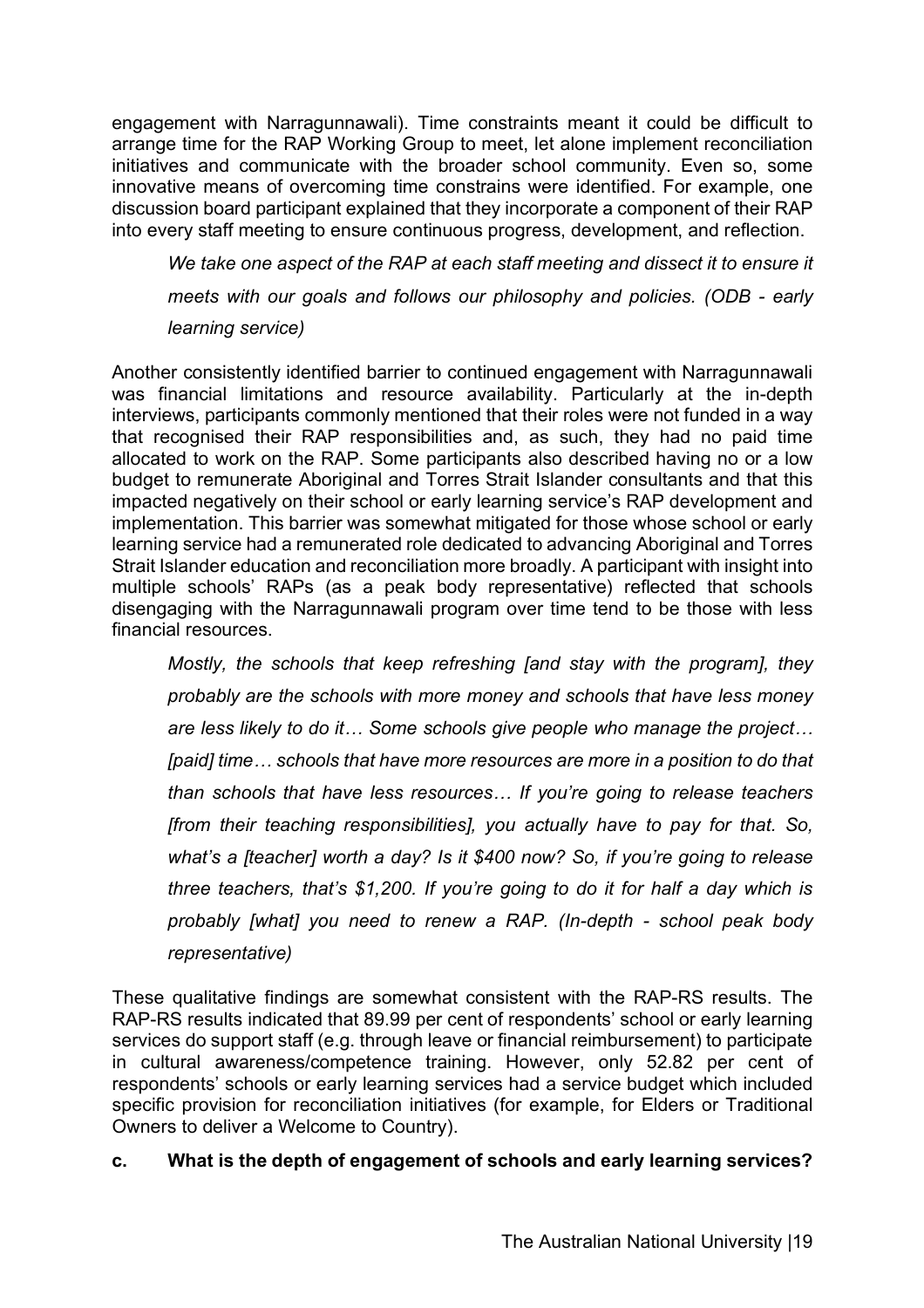engagement with Narragunnawali). Time constraints meant it could be difficult to arrange time for the RAP Working Group to meet, let alone implement reconciliation initiatives and communicate with the broader school community. Even so, some innovative means of overcoming time constrains were identified. For example, one discussion board participant explained that they incorporate a component of their RAP into every staff meeting to ensure continuous progress, development, and reflection.

> *We take one aspect of the RAP at each staff meeting and dissect it to ensure it meets with our goals and follows our philosophy and policies. (ODB - early learning service)*

Another consistently identified barrier to continued engagement with Narragunnawali was financial limitations and resource availability. Particularly at the in-depth interviews, participants commonly mentioned that their roles were not funded in a way that recognised their RAP responsibilities and, as such, they had no paid time allocated to work on the RAP. Some participants also described having no or a low budget to remunerate Aboriginal and Torres Strait Islander consultants and that this impacted negatively on their school or early learning service's RAP development and implementation. This barrier was somewhat mitigated for those whose school or early learning service had a remunerated role dedicated to advancing Aboriginal and Torres Strait Islander education and reconciliation more broadly. A participant with insight into multiple schools' RAPs (as a peak body representative) reflected that schools disengaging with the Narragunnawali program over time tend to be those with less financial resources.

> *Mostly, the schools that keep refreshing [and stay with the program], they probably are the schools with more money and schools that have less money are less likely to do it… Some schools give people who manage the project… [paid] time… schools that have more resources are more in a position to do that than schools that have less resources… If you're going to release teachers [from their teaching responsibilities], you actually have to pay for that. So, what's a [teacher] worth a day? Is it $400 now? So, if you're going to release three teachers, that's $1,200. If you're going to do it for half a day which is probably [what] you need to renew a RAP. (In-depth - school peak body representative)*

These qualitative findings are somewhat consistent with the RAP-RS results. The RAP-RS results indicated that 89.99 per cent of respondents' school or early learning services do support staff (e.g. through leave or financial reimbursement) to participate in cultural awareness/competence training. However, only 52.82 per cent of respondents' schools or early learning services had a service budget which included specific provision for reconciliation initiatives (for example, for Elders or Traditional Owners to deliver a Welcome to Country).

### c. What is the depth of engagement of schools and early learning services?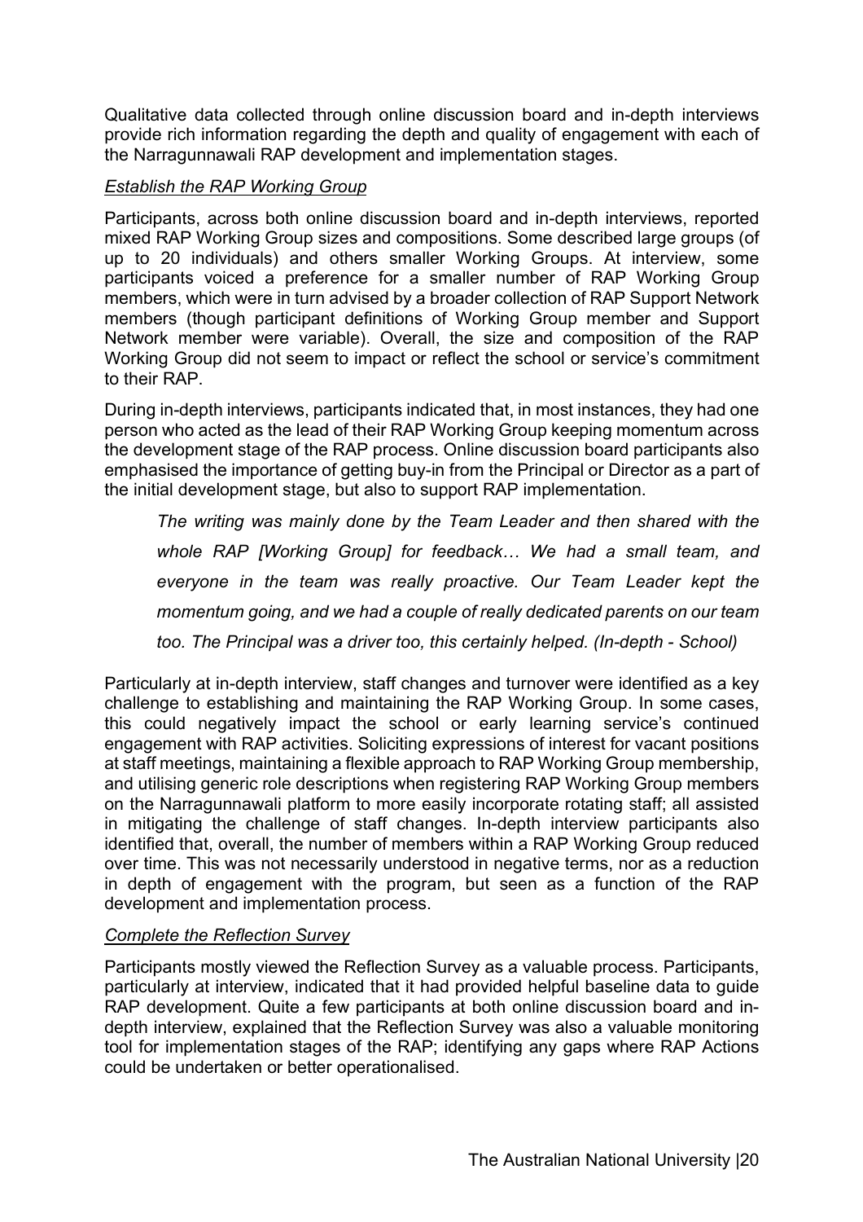Qualitative data collected through online discussion board and in-depth interviews provide rich information regarding the depth and quality of engagement with each of the Narragunnawali RAP development and implementation stages.

*Establish the RAP Working Group*

Participants, across both online discussion board and in-depth interviews, reported mixed RAP Working Group sizes and compositions. Some described large groups (of up to 20 individuals) and others smaller Working Groups. At interview, some participants voiced a preference for a smaller number of RAP Working Group members, which were in turn advised by a broader collection of RAP Support Network members (though participant definitions of Working Group member and Support Network member were variable). Overall, the size and composition of the RAP Working Group did not seem to impact or reflect the school or service's commitment to their RAP.

During in-depth interviews, participants indicated that, in most instances, they had one person who acted as the lead of their RAP Working Group keeping momentum across the development stage of the RAP process. Online discussion board participants also emphasised the importance of getting buy-in from the Principal or Director as a part of the initial development stage, but also to support RAP implementation.

> *The writing was mainly done by the Team Leader and then shared with the whole RAP [Working Group] for feedback… We had a small team, and everyone in the team was really proactive. Our Team Leader kept the momentum going, and we had a couple of really dedicated parents on our team too. The Principal was a driver too, this certainly helped. (In-depth - School)*

Particularly at in-depth interview, staff changes and turnover were identified as a key challenge to establishing and maintaining the RAP Working Group. In some cases, this could negatively impact the school or early learning service's continued engagement with RAP activities. Soliciting expressions of interest for vacant positions at staff meetings, maintaining a flexible approach to RAP Working Group membership, and utilising generic role descriptions when registering RAP Working Group members on the Narragunnawali platform to more easily incorporate rotating staff; all assisted in mitigating the challenge of staff changes. In-depth interview participants also identified that, overall, the number of members within a RAP Working Group reduced over time. This was not necessarily understood in negative terms, nor as a reduction in depth of engagement with the program, but seen as a function of the RAP development and implementation process.

*Complete the Reflection Survey*

Participants mostly viewed the Reflection Survey as a valuable process. Participants, particularly at interview, indicated that it had provided helpful baseline data to guide RAP development. Quite a few participants at both online discussion board and in-depth interview, explained that the Reflection Survey was also a valuable monitoring tool for implementation stages of the RAP; identifying any gaps where RAP Actions could be undertaken or better operationalised.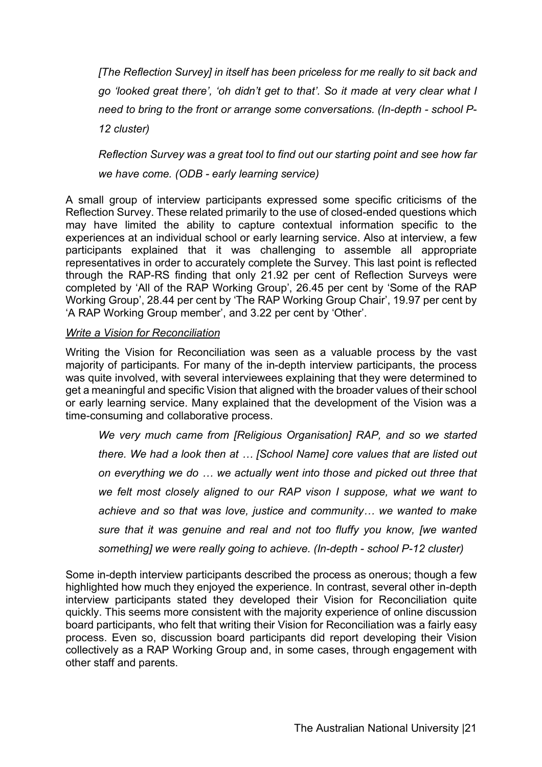*[The Reflection Survey] in itself has been priceless for me really to sit back and go 'looked great there', 'oh didn't get to that'. So it made at very clear what I need to bring to the front or arrange some conversations. (In-depth - school P-12 cluster)*

*Reflection Survey was a great tool to find out our starting point and see how far we have come. (ODB - early learning service)*

A small group of interview participants expressed some specific criticisms of the Reflection Survey. These related primarily to the use of closed-ended questions which may have limited the ability to capture contextual information specific to the experiences at an individual school or early learning service. Also at interview, a few participants explained that it was challenging to assemble all appropriate representatives in order to accurately complete the Survey. This last point is reflected through the RAP-RS finding that only 21.92 per cent of Reflection Surveys were completed by 'All of the RAP Working Group', 26.45 per cent by 'Some of the RAP Working Group', 28.44 per cent by 'The RAP Working Group Chair', 19.97 per cent by 'A RAP Working Group member', and 3.22 per cent by 'Other'.

*Write a Vision for Reconciliation*

Writing the Vision for Reconciliation was seen as a valuable process by the vast majority of participants. For many of the in-depth interview participants, the process was quite involved, with several interviewees explaining that they were determined to get a meaningful and specific Vision that aligned with the broader values of their school or early learning service. Many explained that the development of the Vision was a time-consuming and collaborative process.

*We very much came from [Religious Organisation] RAP, and so we started there. We had a look then at … [School Name] core values that are listed out on everything we do … we actually went into those and picked out three that we felt most closely aligned to our RAP vison I suppose, what we want to achieve and so that was love, justice and community… we wanted to make sure that it was genuine and real and not too fluffy you know, [we wanted something] we were really going to achieve. (In-depth - school P-12 cluster)*

Some in-depth interview participants described the process as onerous; though a few highlighted how much they enjoyed the experience. In contrast, several other in-depth interview participants stated they developed their Vision for Reconciliation quite quickly. This seems more consistent with the majority experience of online discussion board participants, who felt that writing their Vision for Reconciliation was a fairly easy process. Even so, discussion board participants did report developing their Vision collectively as a RAP Working Group and, in some cases, through engagement with other staff and parents.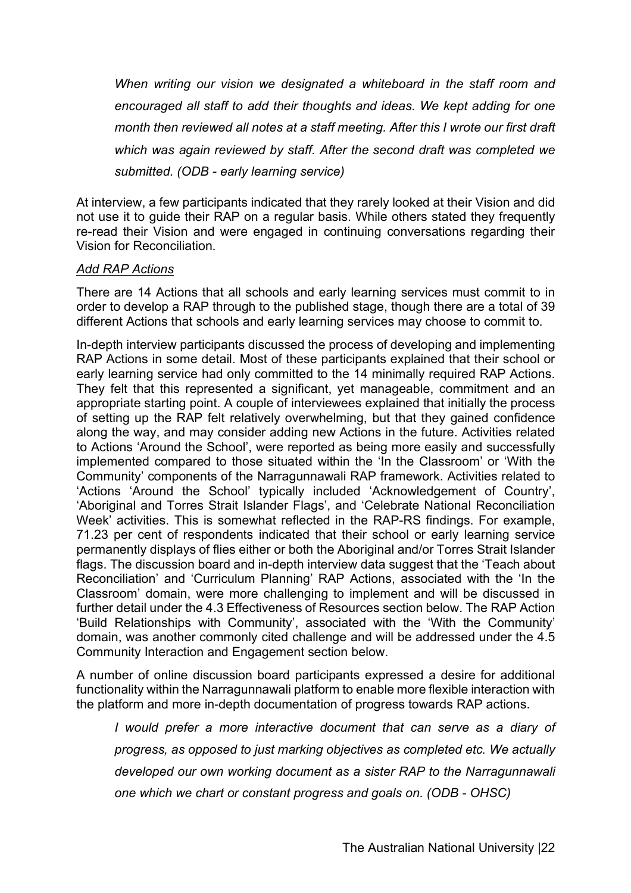> *When writing our vision we designated a whiteboard in the staff room and encouraged all staff to add their thoughts and ideas. We kept adding for one month then reviewed all notes at a staff meeting. After this I wrote our first draft which was again reviewed by staff. After the second draft was completed we submitted. (ODB - early learning service)*

At interview, a few participants indicated that they rarely looked at their Vision and did not use it to guide their RAP on a regular basis. While others stated they frequently re-read their Vision and were engaged in continuing conversations regarding their Vision for Reconciliation.

*Add RAP Actions*

There are 14 Actions that all schools and early learning services must commit to in order to develop a RAP through to the published stage, though there are a total of 39 different Actions that schools and early learning services may choose to commit to.

In-depth interview participants discussed the process of developing and implementing RAP Actions in some detail. Most of these participants explained that their school or early learning service had only committed to the 14 minimally required RAP Actions. They felt that this represented a significant, yet manageable, commitment and an appropriate starting point. A couple of interviewees explained that initially the process of setting up the RAP felt relatively overwhelming, but that they gained confidence along the way, and may consider adding new Actions in the future. Activities related to Actions 'Around the School', were reported as being more easily and successfully implemented compared to those situated within the 'In the Classroom' or 'With the Community' components of the Narragunnawali RAP framework. Activities related to 'Actions 'Around the School' typically included 'Acknowledgement of Country', 'Aboriginal and Torres Strait Islander Flags', and 'Celebrate National Reconciliation Week' activities. This is somewhat reflected in the RAP-RS findings. For example, 71.23 per cent of respondents indicated that their school or early learning service permanently displays of flies either or both the Aboriginal and/or Torres Strait Islander flags. The discussion board and in-depth interview data suggest that the 'Teach about Reconciliation' and 'Curriculum Planning' RAP Actions, associated with the 'In the Classroom' domain, were more challenging to implement and will be discussed in further detail under the 4.3 Effectiveness of Resources section below. The RAP Action 'Build Relationships with Community', associated with the 'With the Community' domain, was another commonly cited challenge and will be addressed under the 4.5 Community Interaction and Engagement section below.

A number of online discussion board participants expressed a desire for additional functionality within the Narragunnawali platform to enable more flexible interaction with the platform and more in-depth documentation of progress towards RAP actions.

> *I would prefer a more interactive document that can serve as a diary of progress, as opposed to just marking objectives as completed etc. We actually developed our own working document as a sister RAP to the Narragunnawali one which we chart or constant progress and goals on. (ODB - OHSC)*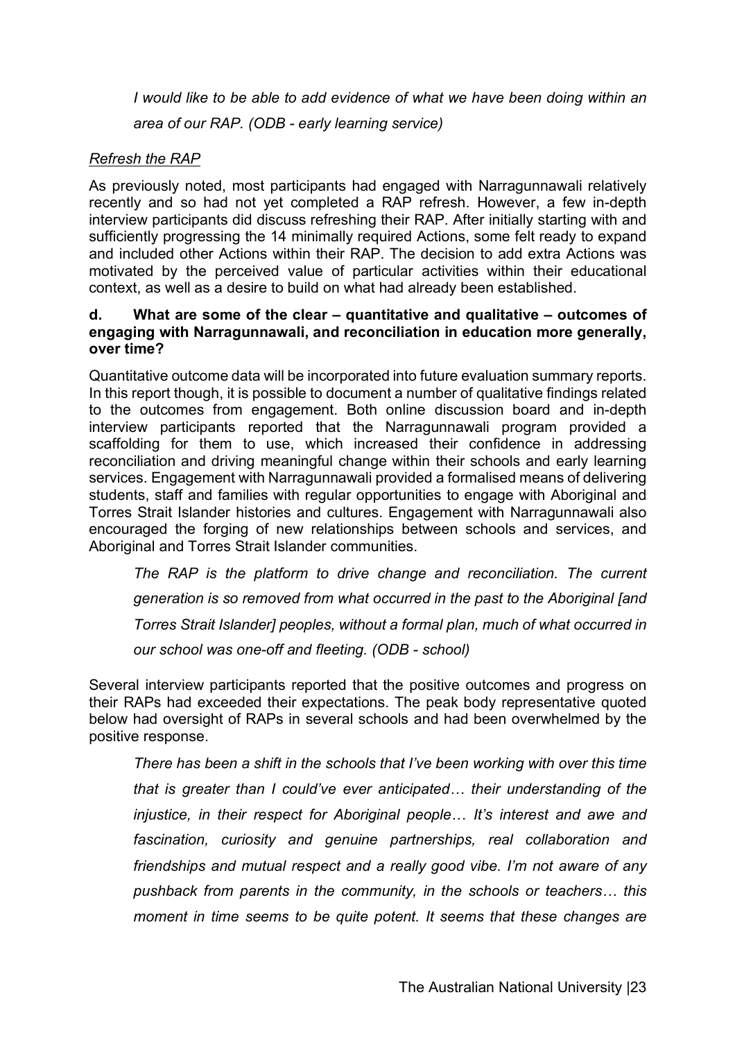*I would like to be able to add evidence of what we have been doing within an area of our RAP. (ODB - early learning service)*

*Refresh the RAP*

As previously noted, most participants had engaged with Narragunnawali relatively recently and so had not yet completed a RAP refresh. However, a few in-depth interview participants did discuss refreshing their RAP. After initially starting with and sufficiently progressing the 14 minimally required Actions, some felt ready to expand and included other Actions within their RAP. The decision to add extra Actions was motivated by the perceived value of particular activities within their educational context, as well as a desire to build on what had already been established.

**d. What are some of the clear – quantitative and qualitative – outcomes of engaging with Narragunnawali, and reconciliation in education more generally, over time?**

Quantitative outcome data will be incorporated into future evaluation summary reports. In this report though, it is possible to document a number of qualitative findings related to the outcomes from engagement. Both online discussion board and in-depth interview participants reported that the Narragunnawali program provided a scaffolding for them to use, which increased their confidence in addressing reconciliation and driving meaningful change within their schools and early learning services. Engagement with Narragunnawali provided a formalised means of delivering students, staff and families with regular opportunities to engage with Aboriginal and Torres Strait Islander histories and cultures. Engagement with Narragunnawali also encouraged the forging of new relationships between schools and services, and Aboriginal and Torres Strait Islander communities.

*The RAP is the platform to drive change and reconciliation. The current generation is so removed from what occurred in the past to the Aboriginal [and Torres Strait Islander] peoples, without a formal plan, much of what occurred in our school was one-off and fleeting. (ODB - school)*

Several interview participants reported that the positive outcomes and progress on their RAPs had exceeded their expectations. The peak body representative quoted below had oversight of RAPs in several schools and had been overwhelmed by the positive response.

*There has been a shift in the schools that I've been working with over this time that is greater than I could've ever anticipated… their understanding of the injustice, in their respect for Aboriginal people… It's interest and awe and fascination, curiosity and genuine partnerships, real collaboration and friendships and mutual respect and a really good vibe. I'm not aware of any pushback from parents in the community, in the schools or teachers… this moment in time seems to be quite potent. It seems that these changes are*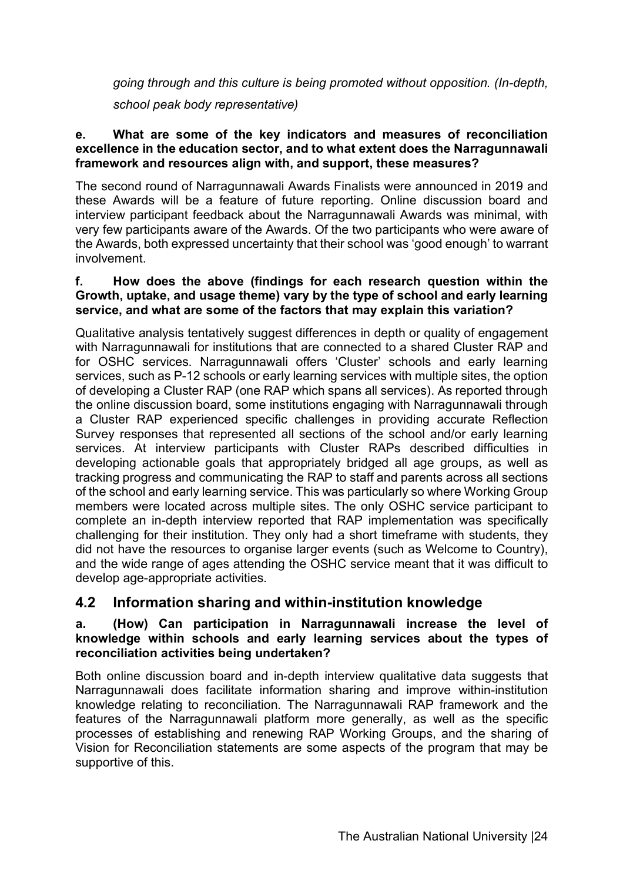*going through and this culture is being promoted without opposition. (In-depth, school peak body representative)*

**e. What are some of the key indicators and measures of reconciliation excellence in the education sector, and to what extent does the Narragunnawali framework and resources align with, and support, these measures?**

The second round of Narragunnawali Awards Finalists were announced in 2019 and these Awards will be a feature of future reporting. Online discussion board and interview participant feedback about the Narragunnawali Awards was minimal, with very few participants aware of the Awards. Of the two participants who were aware of the Awards, both expressed uncertainty that their school was 'good enough' to warrant involvement.

**f. How does the above (findings for each research question within the Growth, uptake, and usage theme) vary by the type of school and early learning service, and what are some of the factors that may explain this variation?**

Qualitative analysis tentatively suggest differences in depth or quality of engagement with Narragunnawali for institutions that are connected to a shared Cluster RAP and for OSHC services. Narragunnawali offers 'Cluster' schools and early learning services, such as P-12 schools or early learning services with multiple sites, the option of developing a Cluster RAP (one RAP which spans all services). As reported through the online discussion board, some institutions engaging with Narragunnawali through a Cluster RAP experienced specific challenges in providing accurate Reflection Survey responses that represented all sections of the school and/or early learning services. At interview participants with Cluster RAPs described difficulties in developing actionable goals that appropriately bridged all age groups, as well as tracking progress and communicating the RAP to staff and parents across all sections of the school and early learning service. This was particularly so where Working Group members were located across multiple sites. The only OSHC service participant to complete an in-depth interview reported that RAP implementation was specifically challenging for their institution. They only had a short timeframe with students, they did not have the resources to organise larger events (such as Welcome to Country), and the wide range of ages attending the OSHC service meant that it was difficult to develop age-appropriate activities.

## 4.2 Information sharing and within-institution knowledge

**a. (How) Can participation in Narragunnawali increase the level of knowledge within schools and early learning services about the types of reconciliation activities being undertaken?**

Both online discussion board and in-depth interview qualitative data suggests that Narragunnawali does facilitate information sharing and improve within-institution knowledge relating to reconciliation. The Narragunnawali RAP framework and the features of the Narragunnawali platform more generally, as well as the specific processes of establishing and renewing RAP Working Groups, and the sharing of Vision for Reconciliation statements are some aspects of the program that may be supportive of this.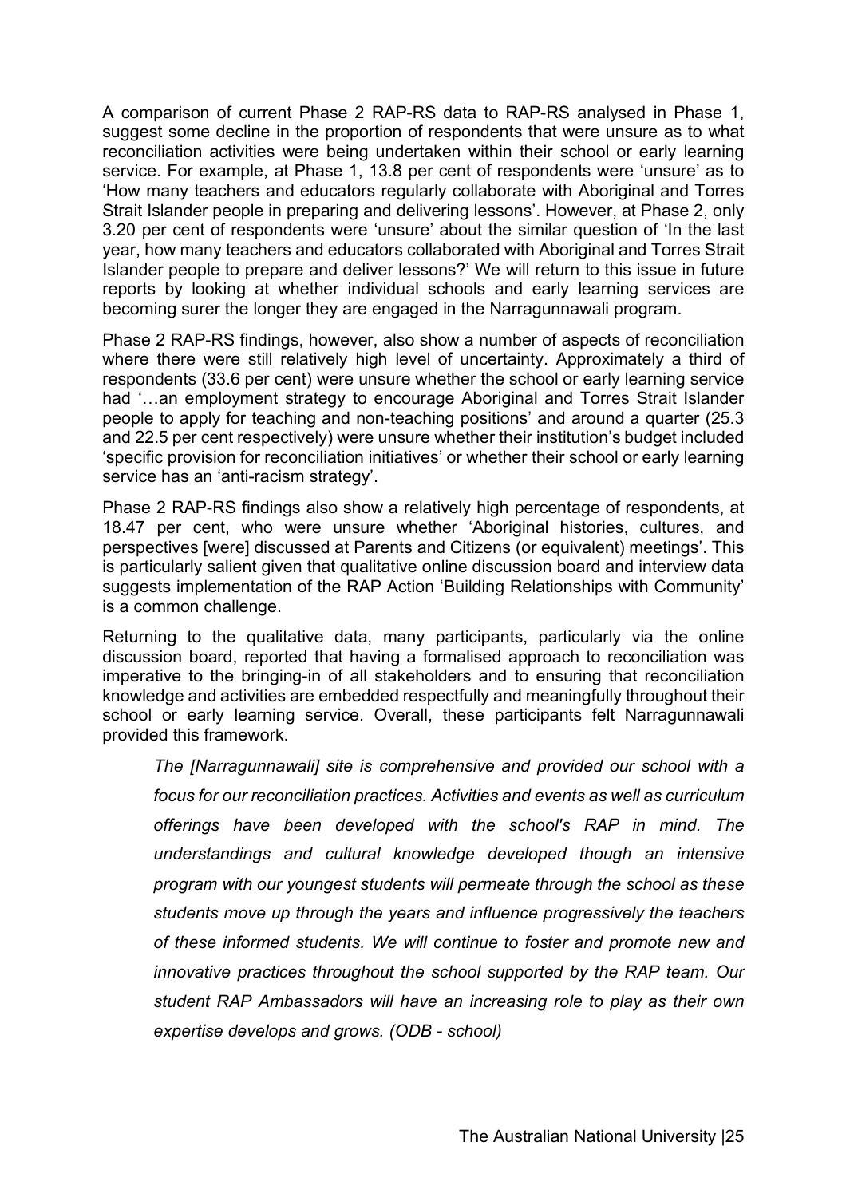A comparison of current Phase 2 RAP-RS data to RAP-RS analysed in Phase 1, suggest some decline in the proportion of respondents that were unsure as to what reconciliation activities were being undertaken within their school or early learning service. For example, at Phase 1, 13.8 per cent of respondents were 'unsure' as to 'How many teachers and educators regularly collaborate with Aboriginal and Torres Strait Islander people in preparing and delivering lessons'. However, at Phase 2, only 3.20 per cent of respondents were 'unsure' about the similar question of 'In the last year, how many teachers and educators collaborated with Aboriginal and Torres Strait Islander people to prepare and deliver lessons?' We will return to this issue in future reports by looking at whether individual schools and early learning services are becoming surer the longer they are engaged in the Narragunnawali program.

Phase 2 RAP-RS findings, however, also show a number of aspects of reconciliation where there were still relatively high level of uncertainty. Approximately a third of respondents (33.6 per cent) were unsure whether the school or early learning service had '…an employment strategy to encourage Aboriginal and Torres Strait Islander people to apply for teaching and non-teaching positions' and around a quarter (25.3 and 22.5 per cent respectively) were unsure whether their institution's budget included 'specific provision for reconciliation initiatives' or whether their school or early learning service has an 'anti-racism strategy'.

Phase 2 RAP-RS findings also show a relatively high percentage of respondents, at 18.47 per cent, who were unsure whether 'Aboriginal histories, cultures, and perspectives [were] discussed at Parents and Citizens (or equivalent) meetings'. This is particularly salient given that qualitative online discussion board and interview data suggests implementation of the RAP Action 'Building Relationships with Community' is a common challenge.

Returning to the qualitative data, many participants, particularly via the online discussion board, reported that having a formalised approach to reconciliation was imperative to the bringing-in of all stakeholders and to ensuring that reconciliation knowledge and activities are embedded respectfully and meaningfully throughout their school or early learning service. Overall, these participants felt Narragunnawali provided this framework.

> *The [Narragunnawali] site is comprehensive and provided our school with a focus for our reconciliation practices. Activities and events as well as curriculum offerings have been developed with the school's RAP in mind. The understandings and cultural knowledge developed though an intensive program with our youngest students will permeate through the school as these students move up through the years and influence progressively the teachers of these informed students. We will continue to foster and promote new and innovative practices throughout the school supported by the RAP team. Our student RAP Ambassadors will have an increasing role to play as their own expertise develops and grows. (ODB - school)*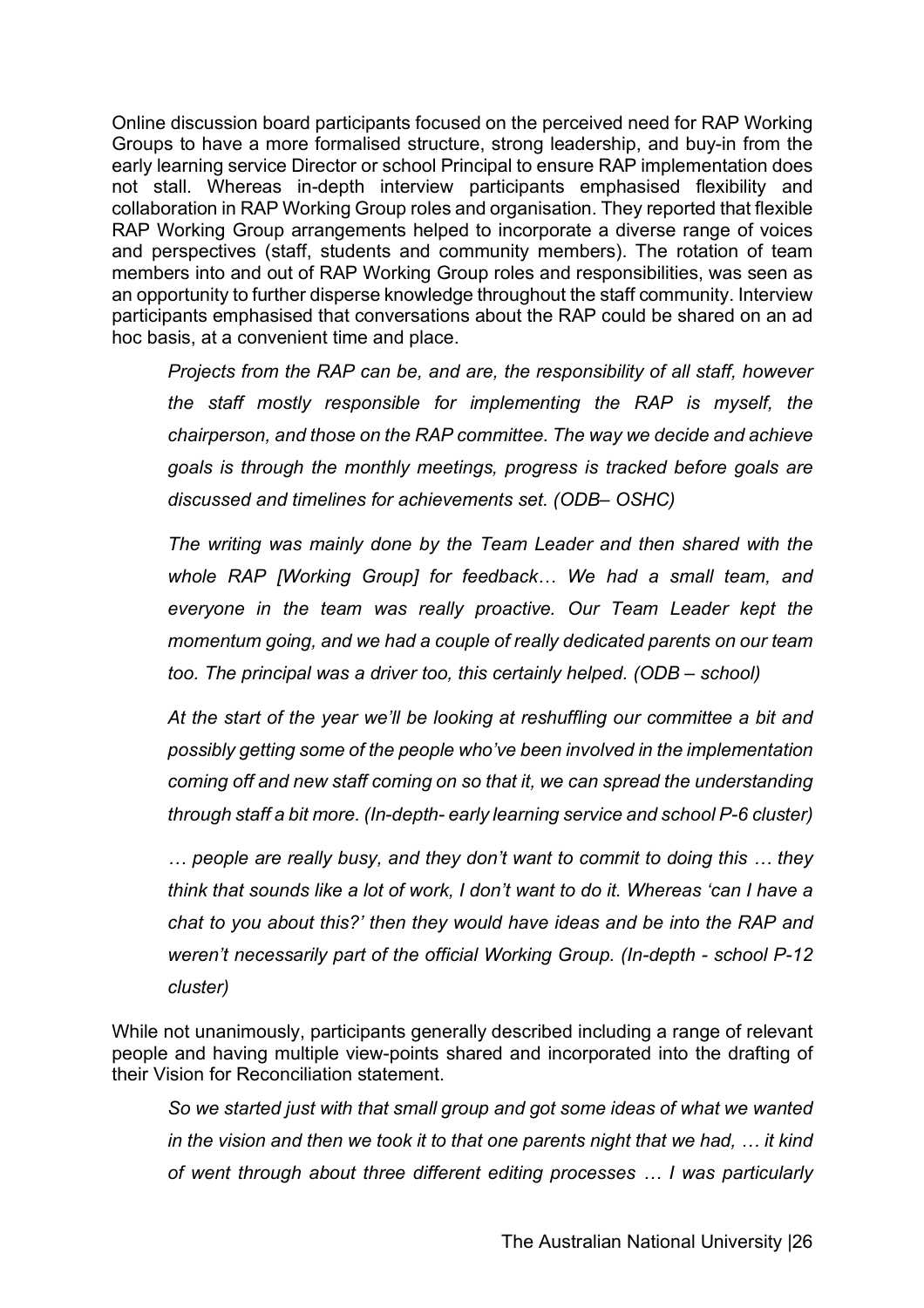Online discussion board participants focused on the perceived need for RAP Working Groups to have a more formalised structure, strong leadership, and buy-in from the early learning service Director or school Principal to ensure RAP implementation does not stall. Whereas in-depth interview participants emphasised flexibility and collaboration in RAP Working Group roles and organisation. They reported that flexible RAP Working Group arrangements helped to incorporate a diverse range of voices and perspectives (staff, students and community members). The rotation of team members into and out of RAP Working Group roles and responsibilities, was seen as an opportunity to further disperse knowledge throughout the staff community. Interview participants emphasised that conversations about the RAP could be shared on an ad hoc basis, at a convenient time and place.

> *Projects from the RAP can be, and are, the responsibility of all staff, however the staff mostly responsible for implementing the RAP is myself, the chairperson, and those on the RAP committee. The way we decide and achieve goals is through the monthly meetings, progress is tracked before goals are discussed and timelines for achievements set. (ODB– OSHC)*

> *The writing was mainly done by the Team Leader and then shared with the whole RAP [Working Group] for feedback… We had a small team, and everyone in the team was really proactive. Our Team Leader kept the momentum going, and we had a couple of really dedicated parents on our team too. The principal was a driver too, this certainly helped. (ODB – school)*

> *At the start of the year we'll be looking at reshuffling our committee a bit and possibly getting some of the people who've been involved in the implementation coming off and new staff coming on so that it, we can spread the understanding through staff a bit more. (In-depth- early learning service and school P-6 cluster)*

> *… people are really busy, and they don't want to commit to doing this … they think that sounds like a lot of work, I don't want to do it. Whereas 'can I have a chat to you about this?' then they would have ideas and be into the RAP and weren't necessarily part of the official Working Group. (In-depth - school P-12 cluster)*

While not unanimously, participants generally described including a range of relevant people and having multiple view-points shared and incorporated into the drafting of their Vision for Reconciliation statement.

> *So we started just with that small group and got some ideas of what we wanted in the vision and then we took it to that one parents night that we had, … it kind of went through about three different editing processes … I was particularly*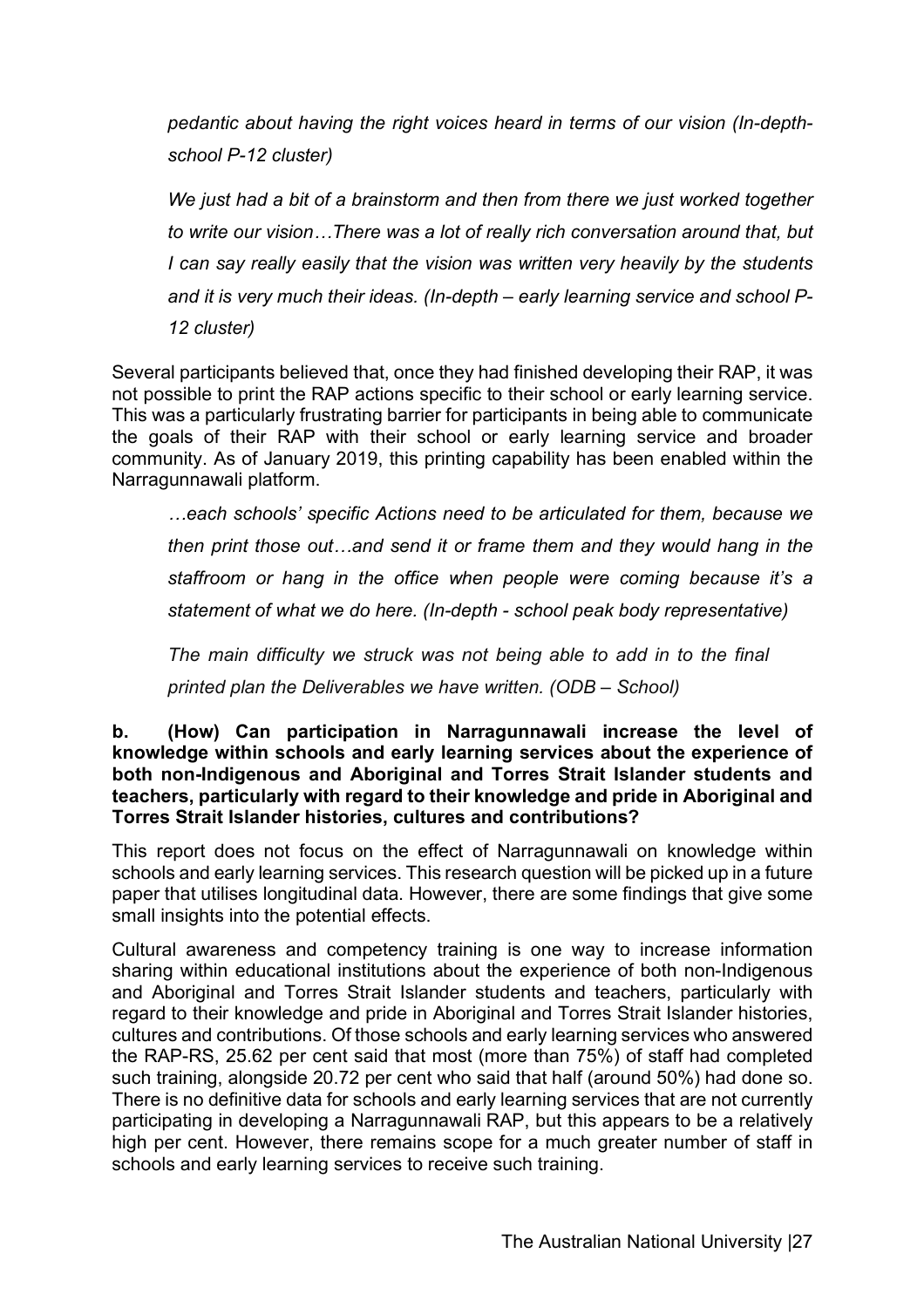*pedantic about having the right voices heard in terms of our vision (In-depth-school P-12 cluster)*

*We just had a bit of a brainstorm and then from there we just worked together to write our vision…There was a lot of really rich conversation around that, but I can say really easily that the vision was written very heavily by the students and it is very much their ideas. (In-depth – early learning service and school P-12 cluster)*

Several participants believed that, once they had finished developing their RAP, it was not possible to print the RAP actions specific to their school or early learning service. This was a particularly frustrating barrier for participants in being able to communicate the goals of their RAP with their school or early learning service and broader community. As of January 2019, this printing capability has been enabled within the Narragunnawali platform.

*…each schools' specific Actions need to be articulated for them, because we then print those out…and send it or frame them and they would hang in the staffroom or hang in the office when people were coming because it's a statement of what we do here. (In-depth - school peak body representative)*

*The main difficulty we struck was not being able to add in to the final printed plan the Deliverables we have written. (ODB – School)*

**b. (How) Can participation in Narragunnawali increase the level of knowledge within schools and early learning services about the experience of both non-Indigenous and Aboriginal and Torres Strait Islander students and teachers, particularly with regard to their knowledge and pride in Aboriginal and Torres Strait Islander histories, cultures and contributions?**

This report does not focus on the effect of Narragunnawali on knowledge within schools and early learning services. This research question will be picked up in a future paper that utilises longitudinal data. However, there are some findings that give some small insights into the potential effects.

Cultural awareness and competency training is one way to increase information sharing within educational institutions about the experience of both non-Indigenous and Aboriginal and Torres Strait Islander students and teachers, particularly with regard to their knowledge and pride in Aboriginal and Torres Strait Islander histories, cultures and contributions. Of those schools and early learning services who answered the RAP-RS, 25.62 per cent said that most (more than 75%) of staff had completed such training, alongside 20.72 per cent who said that half (around 50%) had done so. There is no definitive data for schools and early learning services that are not currently participating in developing a Narragunnawali RAP, but this appears to be a relatively high per cent. However, there remains scope for a much greater number of staff in schools and early learning services to receive such training.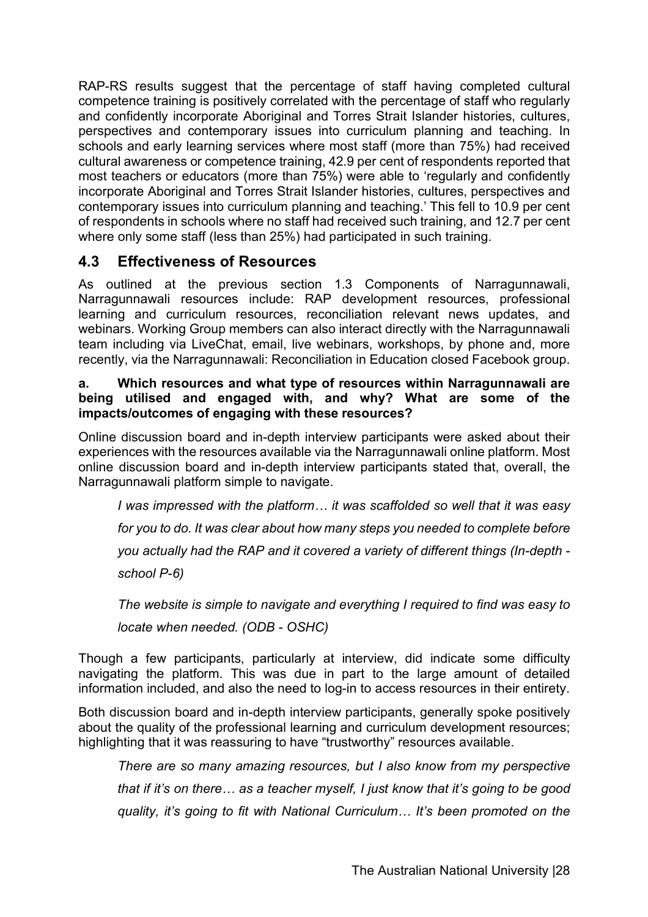RAP-RS results suggest that the percentage of staff having completed cultural competence training is positively correlated with the percentage of staff who regularly and confidently incorporate Aboriginal and Torres Strait Islander histories, cultures, perspectives and contemporary issues into curriculum planning and teaching. In schools and early learning services where most staff (more than 75%) had received cultural awareness or competence training, 42.9 per cent of respondents reported that most teachers or educators (more than 75%) were able to 'regularly and confidently incorporate Aboriginal and Torres Strait Islander histories, cultures, perspectives and contemporary issues into curriculum planning and teaching.' This fell to 10.9 per cent of respondents in schools where no staff had received such training, and 12.7 per cent where only some staff (less than 25%) had participated in such training.

## 4.3 Effectiveness of Resources

As outlined at the previous section 1.3 Components of Narragunnawali, Narragunnawali resources include: RAP development resources, professional learning and curriculum resources, reconciliation relevant news updates, and webinars. Working Group members can also interact directly with the Narragunnawali team including via LiveChat, email, live webinars, workshops, by phone and, more recently, via the Narragunnawali: Reconciliation in Education closed Facebook group.

**a. Which resources and what type of resources within Narragunnawali are being utilised and engaged with, and why? What are some of the impacts/outcomes of engaging with these resources?**

Online discussion board and in-depth interview participants were asked about their experiences with the resources available via the Narragunnawali online platform. Most online discussion board and in-depth interview participants stated that, overall, the Narragunnawali platform simple to navigate.

> *I was impressed with the platform… it was scaffolded so well that it was easy for you to do. It was clear about how many steps you needed to complete before you actually had the RAP and it covered a variety of different things (In-depth - school P-6)*

> *The website is simple to navigate and everything I required to find was easy to locate when needed. (ODB - OSHC)*

Though a few participants, particularly at interview, did indicate some difficulty navigating the platform. This was due in part to the large amount of detailed information included, and also the need to log-in to access resources in their entirety.

Both discussion board and in-depth interview participants, generally spoke positively about the quality of the professional learning and curriculum development resources; highlighting that it was reassuring to have "trustworthy" resources available.

> *There are so many amazing resources, but I also know from my perspective that if it's on there… as a teacher myself, I just know that it's going to be good quality, it's going to fit with National Curriculum… It's been promoted on the*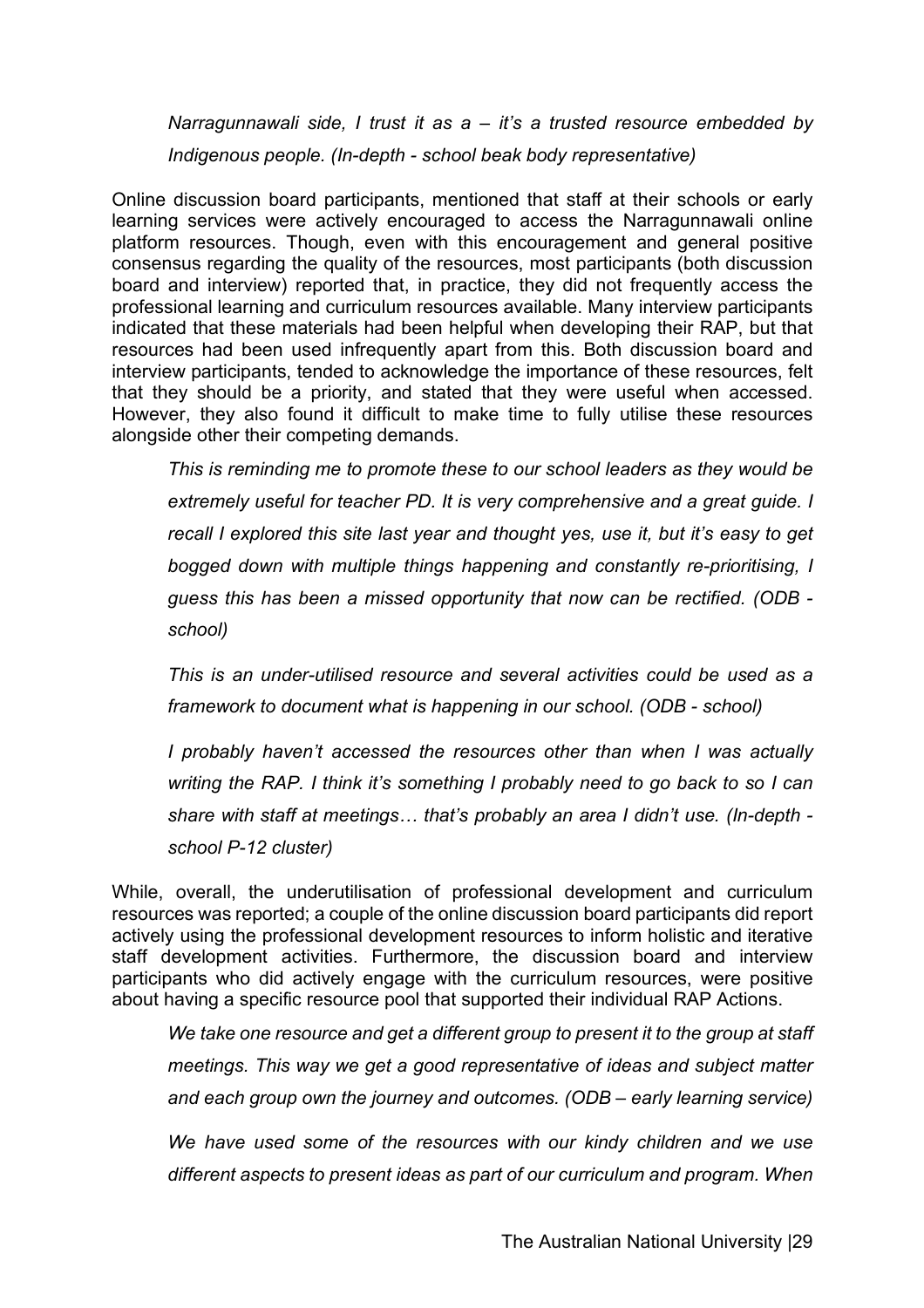*Narragunnawali side, I trust it as a – it's a trusted resource embedded by Indigenous people. (In-depth - school beak body representative)*

Online discussion board participants, mentioned that staff at their schools or early learning services were actively encouraged to access the Narragunnawali online platform resources. Though, even with this encouragement and general positive consensus regarding the quality of the resources, most participants (both discussion board and interview) reported that, in practice, they did not frequently access the professional learning and curriculum resources available. Many interview participants indicated that these materials had been helpful when developing their RAP, but that resources had been used infrequently apart from this. Both discussion board and interview participants, tended to acknowledge the importance of these resources, felt that they should be a priority, and stated that they were useful when accessed. However, they also found it difficult to make time to fully utilise these resources alongside other their competing demands.

> *This is reminding me to promote these to our school leaders as they would be extremely useful for teacher PD. It is very comprehensive and a great guide. I recall I explored this site last year and thought yes, use it, but it's easy to get bogged down with multiple things happening and constantly re-prioritising, I guess this has been a missed opportunity that now can be rectified. (ODB - school)*
>
> *This is an under-utilised resource and several activities could be used as a framework to document what is happening in our school. (ODB - school)*
>
> *I probably haven't accessed the resources other than when I was actually writing the RAP. I think it's something I probably need to go back to so I can share with staff at meetings… that's probably an area I didn't use. (In-depth - school P-12 cluster)*

While, overall, the underutilisation of professional development and curriculum resources was reported; a couple of the online discussion board participants did report actively using the professional development resources to inform holistic and iterative staff development activities. Furthermore, the discussion board and interview participants who did actively engage with the curriculum resources, were positive about having a specific resource pool that supported their individual RAP Actions.

> *We take one resource and get a different group to present it to the group at staff meetings. This way we get a good representative of ideas and subject matter and each group own the journey and outcomes. (ODB – early learning service)*
>
> *We have used some of the resources with our kindy children and we use different aspects to present ideas as part of our curriculum and program. When*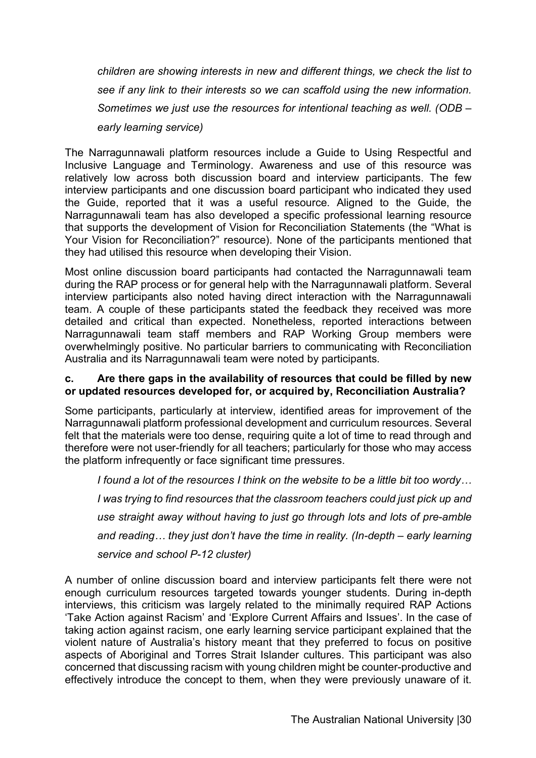*children are showing interests in new and different things, we check the list to see if any link to their interests so we can scaffold using the new information. Sometimes we just use the resources for intentional teaching as well. (ODB – early learning service)*

The Narragunnawali platform resources include a Guide to Using Respectful and Inclusive Language and Terminology. Awareness and use of this resource was relatively low across both discussion board and interview participants. The few interview participants and one discussion board participant who indicated they used the Guide, reported that it was a useful resource. Aligned to the Guide, the Narragunnawali team has also developed a specific professional learning resource that supports the development of Vision for Reconciliation Statements (the "What is Your Vision for Reconciliation?" resource). None of the participants mentioned that they had utilised this resource when developing their Vision.

Most online discussion board participants had contacted the Narragunnawali team during the RAP process or for general help with the Narragunnawali platform. Several interview participants also noted having direct interaction with the Narragunnawali team. A couple of these participants stated the feedback they received was more detailed and critical than expected. Nonetheless, reported interactions between Narragunnawali team staff members and RAP Working Group members were overwhelmingly positive. No particular barriers to communicating with Reconciliation Australia and its Narragunnawali team were noted by participants.

**c. Are there gaps in the availability of resources that could be filled by new or updated resources developed for, or acquired by, Reconciliation Australia?**

Some participants, particularly at interview, identified areas for improvement of the Narragunnawali platform professional development and curriculum resources. Several felt that the materials were too dense, requiring quite a lot of time to read through and therefore were not user-friendly for all teachers; particularly for those who may access the platform infrequently or face significant time pressures.

*I found a lot of the resources I think on the website to be a little bit too wordy… I was trying to find resources that the classroom teachers could just pick up and use straight away without having to just go through lots and lots of pre-amble and reading… they just don't have the time in reality. (In-depth – early learning service and school P-12 cluster)*

A number of online discussion board and interview participants felt there were not enough curriculum resources targeted towards younger students. During in-depth interviews, this criticism was largely related to the minimally required RAP Actions 'Take Action against Racism' and 'Explore Current Affairs and Issues'. In the case of taking action against racism, one early learning service participant explained that the violent nature of Australia's history meant that they preferred to focus on positive aspects of Aboriginal and Torres Strait Islander cultures. This participant was also concerned that discussing racism with young children might be counter-productive and effectively introduce the concept to them, when they were previously unaware of it.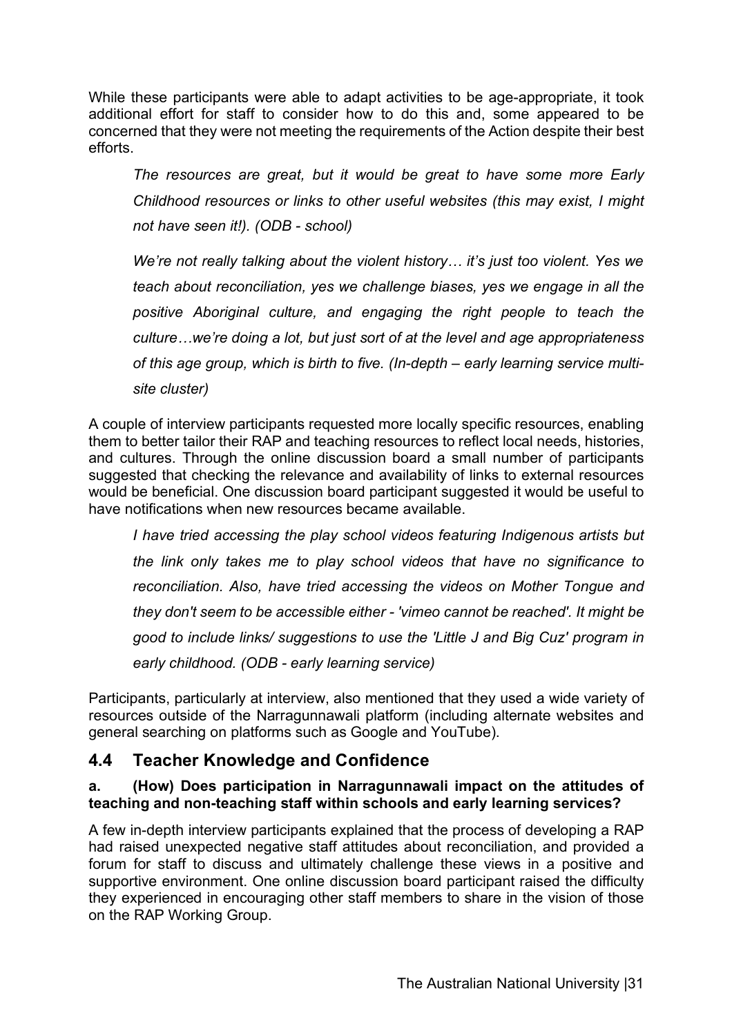While these participants were able to adapt activities to be age-appropriate, it took additional effort for staff to consider how to do this and, some appeared to be concerned that they were not meeting the requirements of the Action despite their best efforts.

> *The resources are great, but it would be great to have some more Early Childhood resources or links to other useful websites (this may exist, I might not have seen it!). (ODB - school)*

> *We're not really talking about the violent history… it's just too violent. Yes we teach about reconciliation, yes we challenge biases, yes we engage in all the positive Aboriginal culture, and engaging the right people to teach the culture…we're doing a lot, but just sort of at the level and age appropriateness of this age group, which is birth to five. (In-depth – early learning service multi-site cluster)*

A couple of interview participants requested more locally specific resources, enabling them to better tailor their RAP and teaching resources to reflect local needs, histories, and cultures. Through the online discussion board a small number of participants suggested that checking the relevance and availability of links to external resources would be beneficial. One discussion board participant suggested it would be useful to have notifications when new resources became available.

> *I have tried accessing the play school videos featuring Indigenous artists but the link only takes me to play school videos that have no significance to reconciliation. Also, have tried accessing the videos on Mother Tongue and they don't seem to be accessible either - 'vimeo cannot be reached'. It might be good to include links/ suggestions to use the 'Little J and Big Cuz' program in early childhood. (ODB - early learning service)*

Participants, particularly at interview, also mentioned that they used a wide variety of resources outside of the Narragunnawali platform (including alternate websites and general searching on platforms such as Google and YouTube).

## 4.4 Teacher Knowledge and Confidence

**a. (How) Does participation in Narragunnawali impact on the attitudes of teaching and non-teaching staff within schools and early learning services?**

A few in-depth interview participants explained that the process of developing a RAP had raised unexpected negative staff attitudes about reconciliation, and provided a forum for staff to discuss and ultimately challenge these views in a positive and supportive environment. One online discussion board participant raised the difficulty they experienced in encouraging other staff members to share in the vision of those on the RAP Working Group.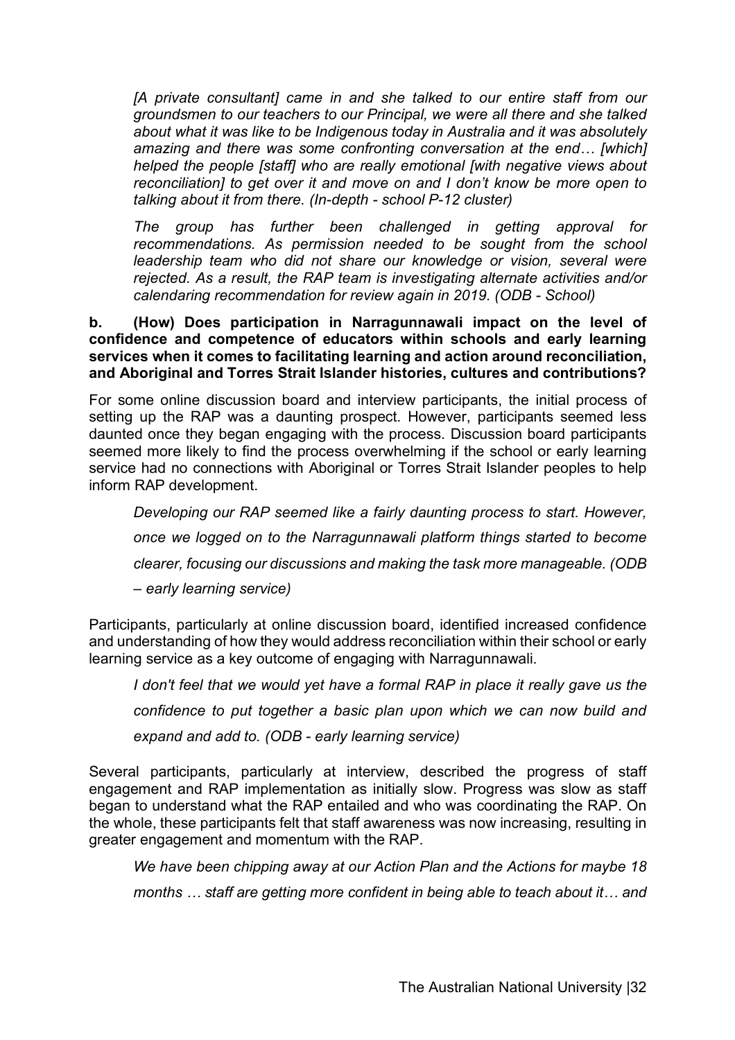*[A private consultant] came in and she talked to our entire staff from our groundsmen to our teachers to our Principal, we were all there and she talked about what it was like to be Indigenous today in Australia and it was absolutely amazing and there was some confronting conversation at the end… [which] helped the people [staff] who are really emotional [with negative views about reconciliation] to get over it and move on and I don't know be more open to talking about it from there. (In-depth - school P-12 cluster)*

*The group has further been challenged in getting approval for recommendations. As permission needed to be sought from the school leadership team who did not share our knowledge or vision, several were rejected. As a result, the RAP team is investigating alternate activities and/or calendaring recommendation for review again in 2019. (ODB - School)*

**b. (How) Does participation in Narragunnawali impact on the level of confidence and competence of educators within schools and early learning services when it comes to facilitating learning and action around reconciliation, and Aboriginal and Torres Strait Islander histories, cultures and contributions?**

For some online discussion board and interview participants, the initial process of setting up the RAP was a daunting prospect. However, participants seemed less daunted once they began engaging with the process. Discussion board participants seemed more likely to find the process overwhelming if the school or early learning service had no connections with Aboriginal or Torres Strait Islander peoples to help inform RAP development.

*Developing our RAP seemed like a fairly daunting process to start. However, once we logged on to the Narragunnawali platform things started to become clearer, focusing our discussions and making the task more manageable. (ODB – early learning service)*

Participants, particularly at online discussion board, identified increased confidence and understanding of how they would address reconciliation within their school or early learning service as a key outcome of engaging with Narragunnawali.

*I don't feel that we would yet have a formal RAP in place it really gave us the confidence to put together a basic plan upon which we can now build and expand and add to. (ODB - early learning service)*

Several participants, particularly at interview, described the progress of staff engagement and RAP implementation as initially slow. Progress was slow as staff began to understand what the RAP entailed and who was coordinating the RAP. On the whole, these participants felt that staff awareness was now increasing, resulting in greater engagement and momentum with the RAP.

*We have been chipping away at our Action Plan and the Actions for maybe 18 months … staff are getting more confident in being able to teach about it… and*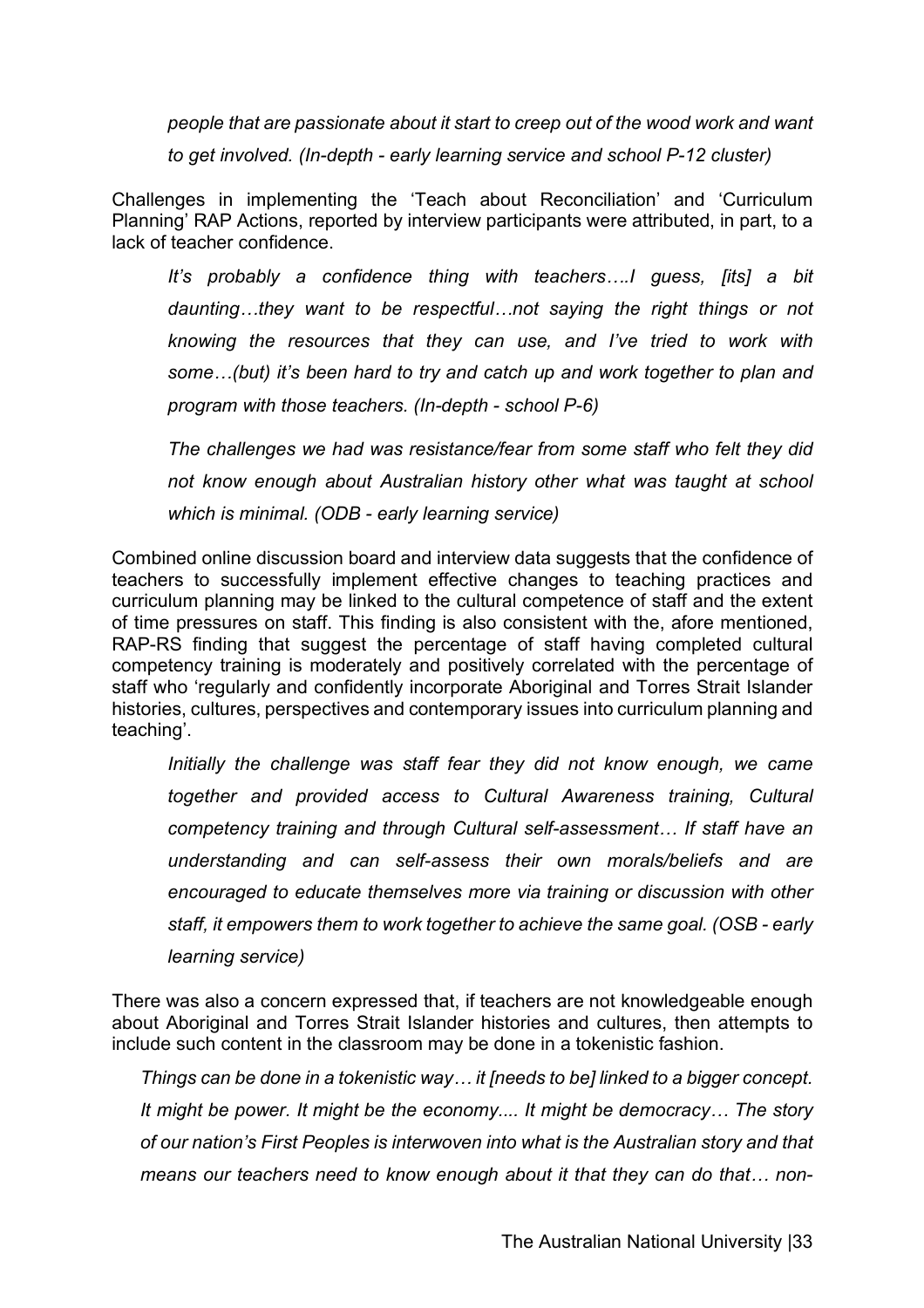*people that are passionate about it start to creep out of the wood work and want to get involved. (In-depth - early learning service and school P-12 cluster)*

Challenges in implementing the 'Teach about Reconciliation' and 'Curriculum Planning' RAP Actions, reported by interview participants were attributed, in part, to a lack of teacher confidence.

> *It's probably a confidence thing with teachers….I guess, [its] a bit daunting…they want to be respectful…not saying the right things or not knowing the resources that they can use, and I've tried to work with some…(but) it's been hard to try and catch up and work together to plan and program with those teachers. (In-depth - school P-6)*

> *The challenges we had was resistance/fear from some staff who felt they did not know enough about Australian history other what was taught at school which is minimal. (ODB - early learning service)*

Combined online discussion board and interview data suggests that the confidence of teachers to successfully implement effective changes to teaching practices and curriculum planning may be linked to the cultural competence of staff and the extent of time pressures on staff. This finding is also consistent with the, afore mentioned, RAP-RS finding that suggest the percentage of staff having completed cultural competency training is moderately and positively correlated with the percentage of staff who 'regularly and confidently incorporate Aboriginal and Torres Strait Islander histories, cultures, perspectives and contemporary issues into curriculum planning and teaching'.

> *Initially the challenge was staff fear they did not know enough, we came together and provided access to Cultural Awareness training, Cultural competency training and through Cultural self-assessment… If staff have an understanding and can self-assess their own morals/beliefs and are encouraged to educate themselves more via training or discussion with other staff, it empowers them to work together to achieve the same goal. (OSB - early learning service)*

There was also a concern expressed that, if teachers are not knowledgeable enough about Aboriginal and Torres Strait Islander histories and cultures, then attempts to include such content in the classroom may be done in a tokenistic fashion.

> *Things can be done in a tokenistic way… it [needs to be] linked to a bigger concept. It might be power. It might be the economy.... It might be democracy… The story of our nation's First Peoples is interwoven into what is the Australian story and that means our teachers need to know enough about it that they can do that… non-*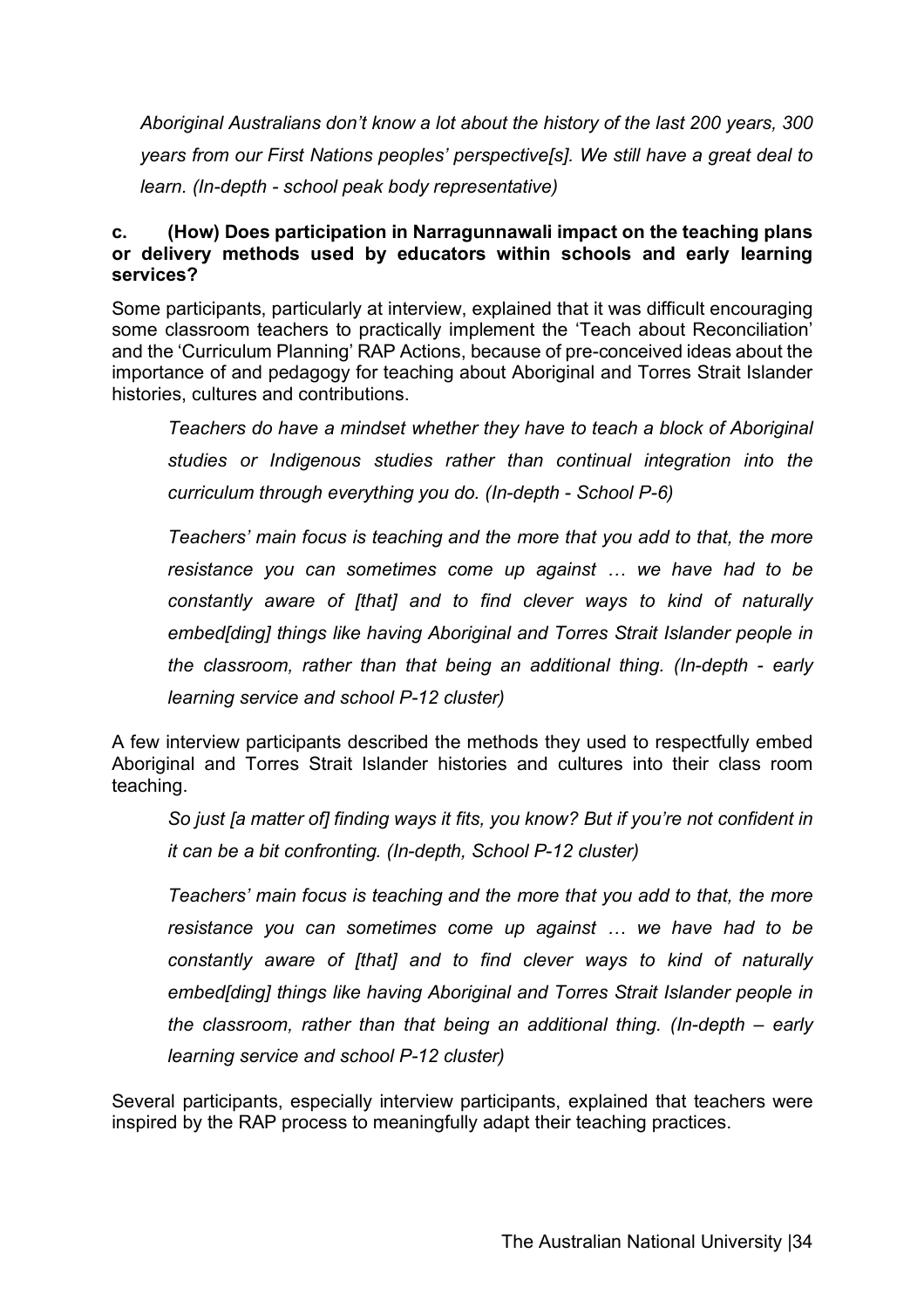*Aboriginal Australians don't know a lot about the history of the last 200 years, 300 years from our First Nations peoples' perspective[s]. We still have a great deal to learn. (In-depth - school peak body representative)*

**c. (How) Does participation in Narragunnawali impact on the teaching plans or delivery methods used by educators within schools and early learning services?**

Some participants, particularly at interview, explained that it was difficult encouraging some classroom teachers to practically implement the 'Teach about Reconciliation' and the 'Curriculum Planning' RAP Actions, because of pre-conceived ideas about the importance of and pedagogy for teaching about Aboriginal and Torres Strait Islander histories, cultures and contributions.

> *Teachers do have a mindset whether they have to teach a block of Aboriginal studies or Indigenous studies rather than continual integration into the curriculum through everything you do. (In-depth - School P-6)*

> *Teachers' main focus is teaching and the more that you add to that, the more resistance you can sometimes come up against … we have had to be constantly aware of [that] and to find clever ways to kind of naturally embed[ding] things like having Aboriginal and Torres Strait Islander people in the classroom, rather than that being an additional thing. (In-depth - early learning service and school P-12 cluster)*

A few interview participants described the methods they used to respectfully embed Aboriginal and Torres Strait Islander histories and cultures into their class room teaching.

> *So just [a matter of] finding ways it fits, you know? But if you're not confident in it can be a bit confronting. (In-depth, School P-12 cluster)*

> *Teachers' main focus is teaching and the more that you add to that, the more resistance you can sometimes come up against … we have had to be constantly aware of [that] and to find clever ways to kind of naturally embed[ding] things like having Aboriginal and Torres Strait Islander people in the classroom, rather than that being an additional thing. (In-depth – early learning service and school P-12 cluster)*

Several participants, especially interview participants, explained that teachers were inspired by the RAP process to meaningfully adapt their teaching practices.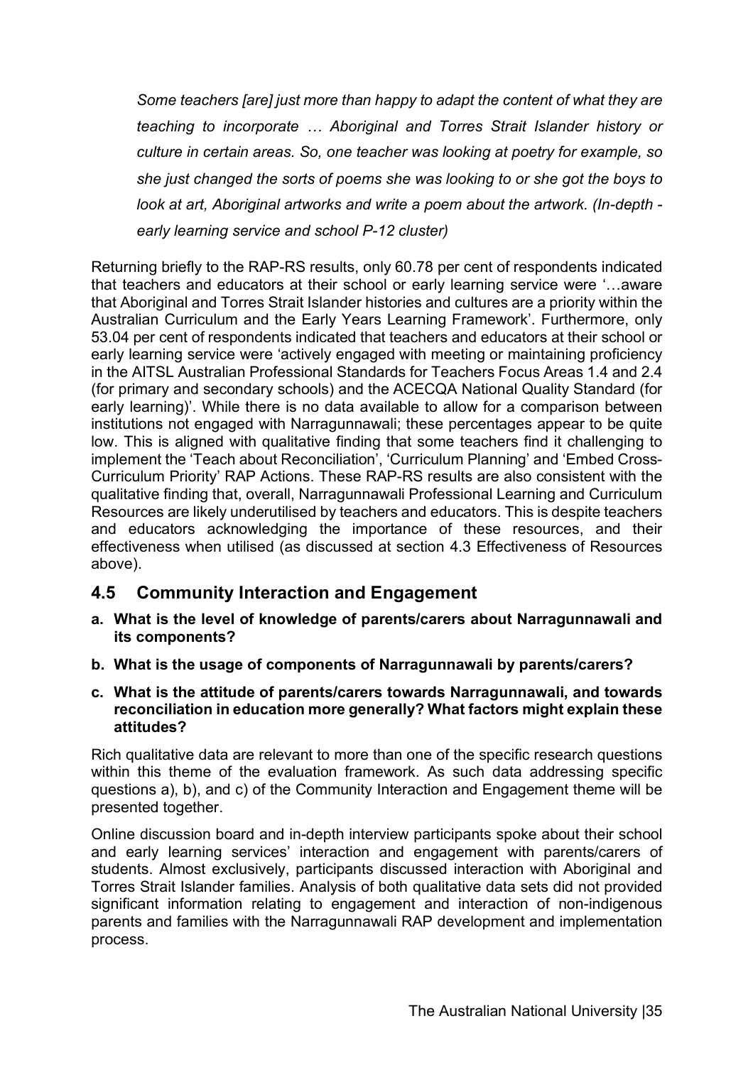*Some teachers [are] just more than happy to adapt the content of what they are teaching to incorporate … Aboriginal and Torres Strait Islander history or culture in certain areas. So, one teacher was looking at poetry for example, so she just changed the sorts of poems she was looking to or she got the boys to look at art, Aboriginal artworks and write a poem about the artwork. (In-depth - early learning service and school P-12 cluster)*

Returning briefly to the RAP-RS results, only 60.78 per cent of respondents indicated that teachers and educators at their school or early learning service were '…aware that Aboriginal and Torres Strait Islander histories and cultures are a priority within the Australian Curriculum and the Early Years Learning Framework'. Furthermore, only 53.04 per cent of respondents indicated that teachers and educators at their school or early learning service were 'actively engaged with meeting or maintaining proficiency in the AITSL Australian Professional Standards for Teachers Focus Areas 1.4 and 2.4 (for primary and secondary schools) and the ACECQA National Quality Standard (for early learning)'. While there is no data available to allow for a comparison between institutions not engaged with Narragunnawali; these percentages appear to be quite low. This is aligned with qualitative finding that some teachers find it challenging to implement the 'Teach about Reconciliation', 'Curriculum Planning' and 'Embed Cross-Curriculum Priority' RAP Actions. These RAP-RS results are also consistent with the qualitative finding that, overall, Narragunnawali Professional Learning and Curriculum Resources are likely underutilised by teachers and educators. This is despite teachers and educators acknowledging the importance of these resources, and their effectiveness when utilised (as discussed at section 4.3 Effectiveness of Resources above).

## 4.5 Community Interaction and Engagement

**a. What is the level of knowledge of parents/carers about Narragunnawali and its components?**

**b. What is the usage of components of Narragunnawali by parents/carers?**

**c. What is the attitude of parents/carers towards Narragunnawali, and towards reconciliation in education more generally? What factors might explain these attitudes?**

Rich qualitative data are relevant to more than one of the specific research questions within this theme of the evaluation framework. As such data addressing specific questions a), b), and c) of the Community Interaction and Engagement theme will be presented together.

Online discussion board and in-depth interview participants spoke about their school and early learning services' interaction and engagement with parents/carers of students. Almost exclusively, participants discussed interaction with Aboriginal and Torres Strait Islander families. Analysis of both qualitative data sets did not provided significant information relating to engagement and interaction of non-indigenous parents and families with the Narragunnawali RAP development and implementation process.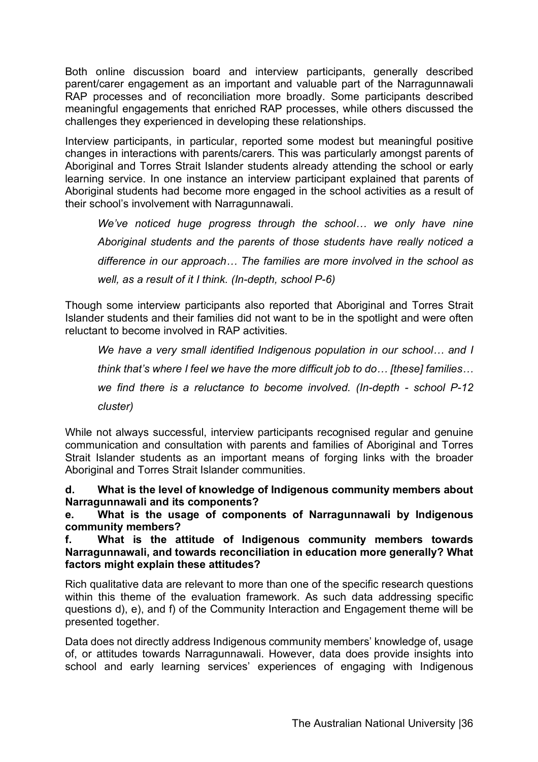Both online discussion board and interview participants, generally described parent/carer engagement as an important and valuable part of the Narragunnawali RAP processes and of reconciliation more broadly. Some participants described meaningful engagements that enriched RAP processes, while others discussed the challenges they experienced in developing these relationships.

Interview participants, in particular, reported some modest but meaningful positive changes in interactions with parents/carers. This was particularly amongst parents of Aboriginal and Torres Strait Islander students already attending the school or early learning service. In one instance an interview participant explained that parents of Aboriginal students had become more engaged in the school activities as a result of their school's involvement with Narragunnawali.

> *We've noticed huge progress through the school… we only have nine Aboriginal students and the parents of those students have really noticed a difference in our approach… The families are more involved in the school as well, as a result of it I think. (In-depth, school P-6)*

Though some interview participants also reported that Aboriginal and Torres Strait Islander students and their families did not want to be in the spotlight and were often reluctant to become involved in RAP activities.

> *We have a very small identified Indigenous population in our school… and I think that's where I feel we have the more difficult job to do… [these] families… we find there is a reluctance to become involved. (In-depth - school P-12 cluster)*

While not always successful, interview participants recognised regular and genuine communication and consultation with parents and families of Aboriginal and Torres Strait Islander students as an important means of forging links with the broader Aboriginal and Torres Strait Islander communities.

**d. What is the level of knowledge of Indigenous community members about Narragunnawali and its components?**

**e. What is the usage of components of Narragunnawali by Indigenous community members?**

**f. What is the attitude of Indigenous community members towards Narragunnawali, and towards reconciliation in education more generally? What factors might explain these attitudes?**

Rich qualitative data are relevant to more than one of the specific research questions within this theme of the evaluation framework. As such data addressing specific questions d), e), and f) of the Community Interaction and Engagement theme will be presented together.

Data does not directly address Indigenous community members' knowledge of, usage of, or attitudes towards Narragunnawali. However, data does provide insights into school and early learning services' experiences of engaging with Indigenous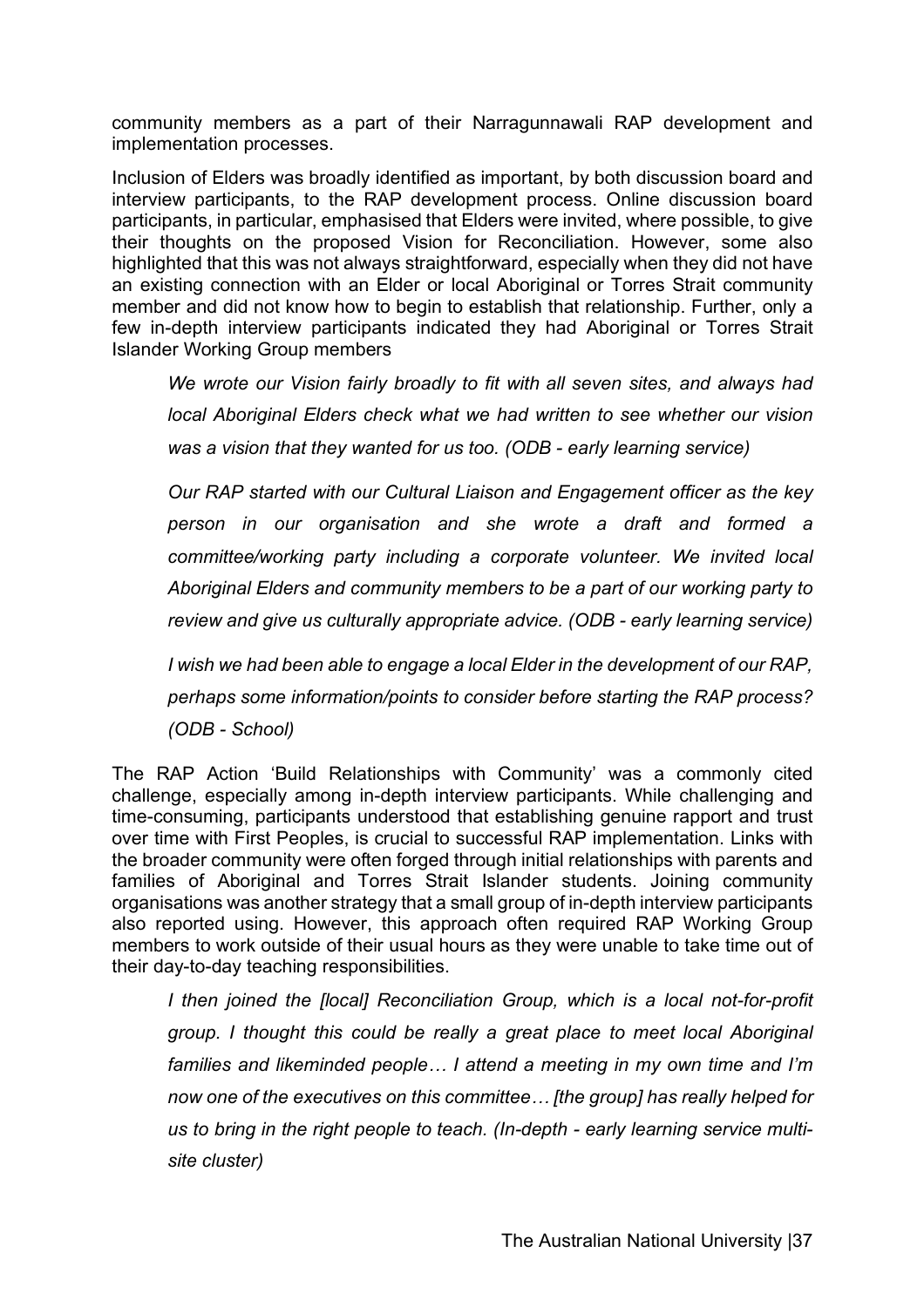community members as a part of their Narragunnawali RAP development and implementation processes.

Inclusion of Elders was broadly identified as important, by both discussion board and interview participants, to the RAP development process. Online discussion board participants, in particular, emphasised that Elders were invited, where possible, to give their thoughts on the proposed Vision for Reconciliation. However, some also highlighted that this was not always straightforward, especially when they did not have an existing connection with an Elder or local Aboriginal or Torres Strait community member and did not know how to begin to establish that relationship. Further, only a few in-depth interview participants indicated they had Aboriginal or Torres Strait Islander Working Group members

> *We wrote our Vision fairly broadly to fit with all seven sites, and always had local Aboriginal Elders check what we had written to see whether our vision was a vision that they wanted for us too. (ODB - early learning service)*

> *Our RAP started with our Cultural Liaison and Engagement officer as the key person in our organisation and she wrote a draft and formed a committee/working party including a corporate volunteer. We invited local Aboriginal Elders and community members to be a part of our working party to review and give us culturally appropriate advice. (ODB - early learning service)*

> *I wish we had been able to engage a local Elder in the development of our RAP, perhaps some information/points to consider before starting the RAP process? (ODB - School)*

The RAP Action 'Build Relationships with Community' was a commonly cited challenge, especially among in-depth interview participants. While challenging and time-consuming, participants understood that establishing genuine rapport and trust over time with First Peoples, is crucial to successful RAP implementation. Links with the broader community were often forged through initial relationships with parents and families of Aboriginal and Torres Strait Islander students. Joining community organisations was another strategy that a small group of in-depth interview participants also reported using. However, this approach often required RAP Working Group members to work outside of their usual hours as they were unable to take time out of their day-to-day teaching responsibilities.

> *I then joined the [local] Reconciliation Group, which is a local not-for-profit group. I thought this could be really a great place to meet local Aboriginal families and likeminded people… I attend a meeting in my own time and I'm now one of the executives on this committee… [the group] has really helped for us to bring in the right people to teach. (In-depth - early learning service multi-site cluster)*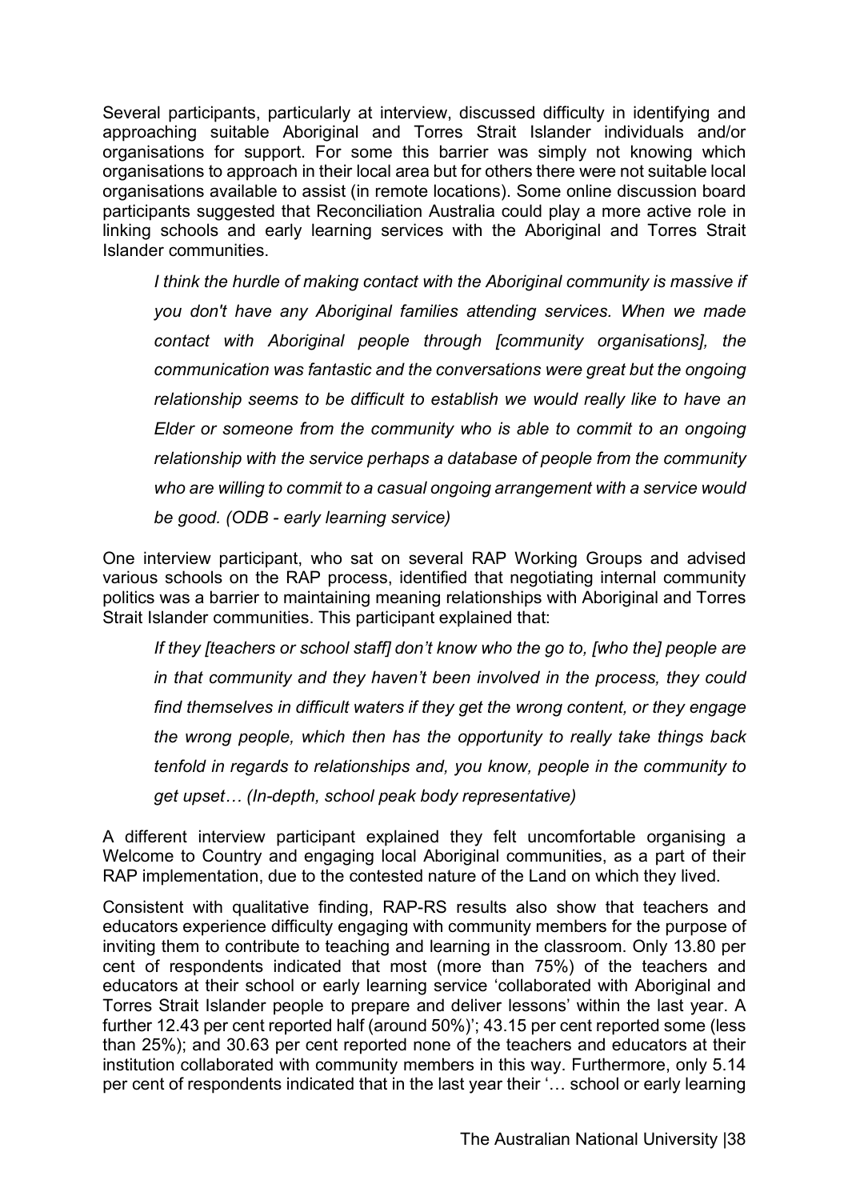Several participants, particularly at interview, discussed difficulty in identifying and approaching suitable Aboriginal and Torres Strait Islander individuals and/or organisations for support. For some this barrier was simply not knowing which organisations to approach in their local area but for others there were not suitable local organisations available to assist (in remote locations). Some online discussion board participants suggested that Reconciliation Australia could play a more active role in linking schools and early learning services with the Aboriginal and Torres Strait Islander communities.

> *I think the hurdle of making contact with the Aboriginal community is massive if you don't have any Aboriginal families attending services. When we made contact with Aboriginal people through [community organisations], the communication was fantastic and the conversations were great but the ongoing relationship seems to be difficult to establish we would really like to have an Elder or someone from the community who is able to commit to an ongoing relationship with the service perhaps a database of people from the community who are willing to commit to a casual ongoing arrangement with a service would be good. (ODB - early learning service)*

One interview participant, who sat on several RAP Working Groups and advised various schools on the RAP process, identified that negotiating internal community politics was a barrier to maintaining meaning relationships with Aboriginal and Torres Strait Islander communities. This participant explained that:

> *If they [teachers or school staff] don't know who the go to, [who the] people are in that community and they haven't been involved in the process, they could find themselves in difficult waters if they get the wrong content, or they engage the wrong people, which then has the opportunity to really take things back tenfold in regards to relationships and, you know, people in the community to get upset… (In-depth, school peak body representative)*

A different interview participant explained they felt uncomfortable organising a Welcome to Country and engaging local Aboriginal communities, as a part of their RAP implementation, due to the contested nature of the Land on which they lived.

Consistent with qualitative finding, RAP-RS results also show that teachers and educators experience difficulty engaging with community members for the purpose of inviting them to contribute to teaching and learning in the classroom. Only 13.80 per cent of respondents indicated that most (more than 75%) of the teachers and educators at their school or early learning service 'collaborated with Aboriginal and Torres Strait Islander people to prepare and deliver lessons' within the last year. A further 12.43 per cent reported half (around 50%)'; 43.15 per cent reported some (less than 25%); and 30.63 per cent reported none of the teachers and educators at their institution collaborated with community members in this way. Furthermore, only 5.14 per cent of respondents indicated that in the last year their '… school or early learning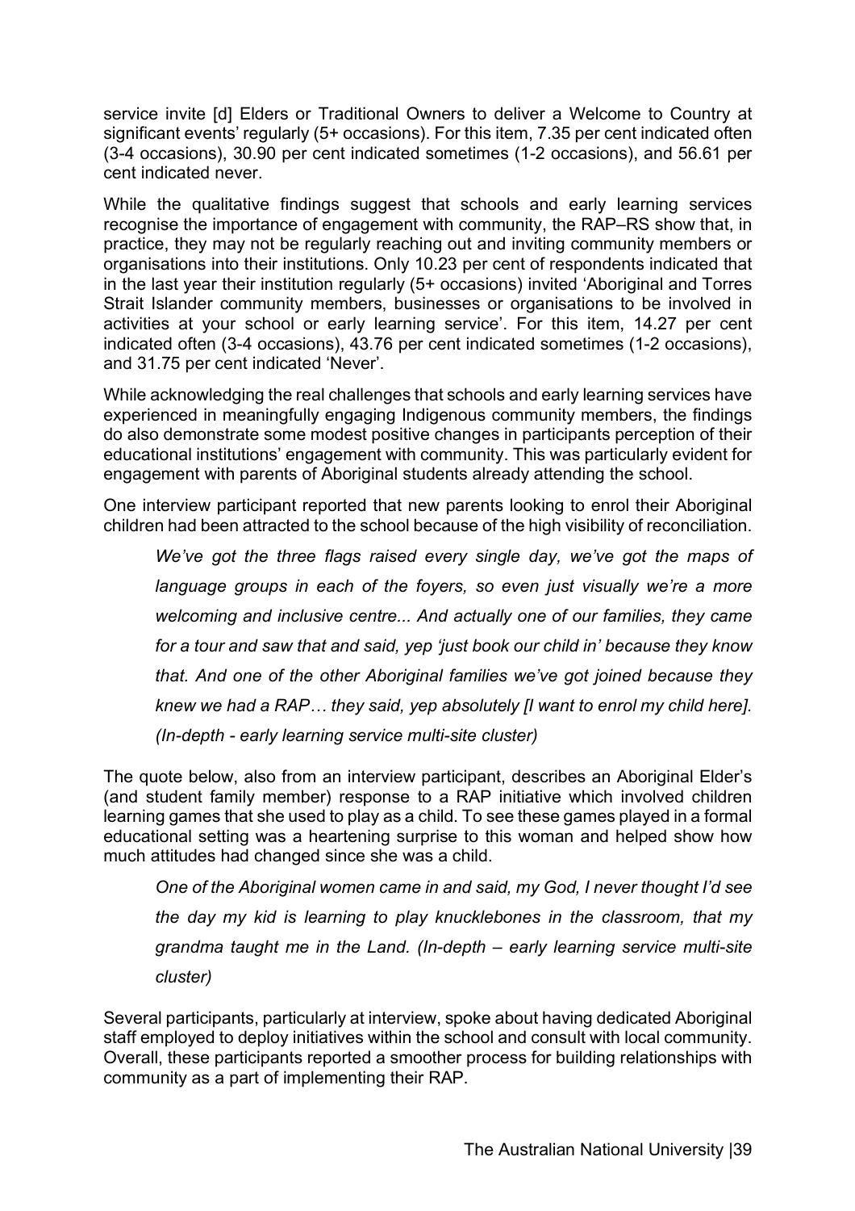service invite [d] Elders or Traditional Owners to deliver a Welcome to Country at significant events' regularly (5+ occasions). For this item, 7.35 per cent indicated often (3-4 occasions), 30.90 per cent indicated sometimes (1-2 occasions), and 56.61 per cent indicated never.

While the qualitative findings suggest that schools and early learning services recognise the importance of engagement with community, the RAP–RS show that, in practice, they may not be regularly reaching out and inviting community members or organisations into their institutions. Only 10.23 per cent of respondents indicated that in the last year their institution regularly (5+ occasions) invited 'Aboriginal and Torres Strait Islander community members, businesses or organisations to be involved in activities at your school or early learning service'. For this item, 14.27 per cent indicated often (3-4 occasions), 43.76 per cent indicated sometimes (1-2 occasions), and 31.75 per cent indicated 'Never'.

While acknowledging the real challenges that schools and early learning services have experienced in meaningfully engaging Indigenous community members, the findings do also demonstrate some modest positive changes in participants perception of their educational institutions' engagement with community. This was particularly evident for engagement with parents of Aboriginal students already attending the school.

One interview participant reported that new parents looking to enrol their Aboriginal children had been attracted to the school because of the high visibility of reconciliation.

> *We've got the three flags raised every single day, we've got the maps of language groups in each of the foyers, so even just visually we're a more welcoming and inclusive centre... And actually one of our families, they came for a tour and saw that and said, yep 'just book our child in' because they know that. And one of the other Aboriginal families we've got joined because they knew we had a RAP… they said, yep absolutely [I want to enrol my child here]. (In-depth - early learning service multi-site cluster)*

The quote below, also from an interview participant, describes an Aboriginal Elder's (and student family member) response to a RAP initiative which involved children learning games that she used to play as a child. To see these games played in a formal educational setting was a heartening surprise to this woman and helped show how much attitudes had changed since she was a child.

> *One of the Aboriginal women came in and said, my God, I never thought I'd see the day my kid is learning to play knucklebones in the classroom, that my grandma taught me in the Land. (In-depth – early learning service multi-site cluster)*

Several participants, particularly at interview, spoke about having dedicated Aboriginal staff employed to deploy initiatives within the school and consult with local community. Overall, these participants reported a smoother process for building relationships with community as a part of implementing their RAP.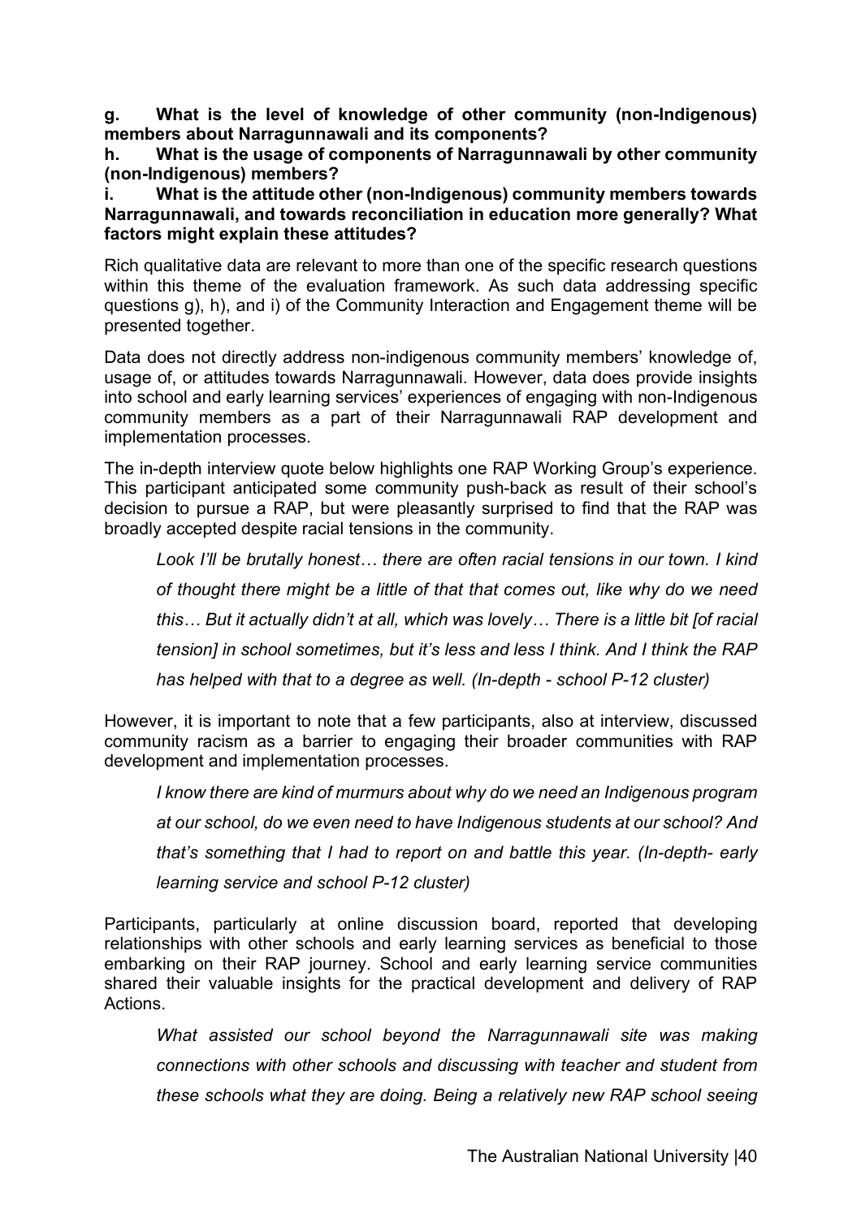**g. What is the level of knowledge of other community (non-Indigenous) members about Narragunnawali and its components?**

**h. What is the usage of components of Narragunnawali by other community (non-Indigenous) members?**

**i. What is the attitude other (non-Indigenous) community members towards Narragunnawali, and towards reconciliation in education more generally? What factors might explain these attitudes?**

Rich qualitative data are relevant to more than one of the specific research questions within this theme of the evaluation framework. As such data addressing specific questions g), h), and i) of the Community Interaction and Engagement theme will be presented together.

Data does not directly address non-indigenous community members' knowledge of, usage of, or attitudes towards Narragunnawali. However, data does provide insights into school and early learning services' experiences of engaging with non-Indigenous community members as a part of their Narragunnawali RAP development and implementation processes.

The in-depth interview quote below highlights one RAP Working Group's experience. This participant anticipated some community push-back as result of their school's decision to pursue a RAP, but were pleasantly surprised to find that the RAP was broadly accepted despite racial tensions in the community.

> *Look I'll be brutally honest… there are often racial tensions in our town. I kind of thought there might be a little of that that comes out, like why do we need this… But it actually didn't at all, which was lovely… There is a little bit [of racial tension] in school sometimes, but it's less and less I think. And I think the RAP has helped with that to a degree as well. (In-depth - school P-12 cluster)*

However, it is important to note that a few participants, also at interview, discussed community racism as a barrier to engaging their broader communities with RAP development and implementation processes.

> *I know there are kind of murmurs about why do we need an Indigenous program at our school, do we even need to have Indigenous students at our school? And that's something that I had to report on and battle this year. (In-depth- early learning service and school P-12 cluster)*

Participants, particularly at online discussion board, reported that developing relationships with other schools and early learning services as beneficial to those embarking on their RAP journey. School and early learning service communities shared their valuable insights for the practical development and delivery of RAP Actions.

> *What assisted our school beyond the Narragunnawali site was making connections with other schools and discussing with teacher and student from these schools what they are doing. Being a relatively new RAP school seeing*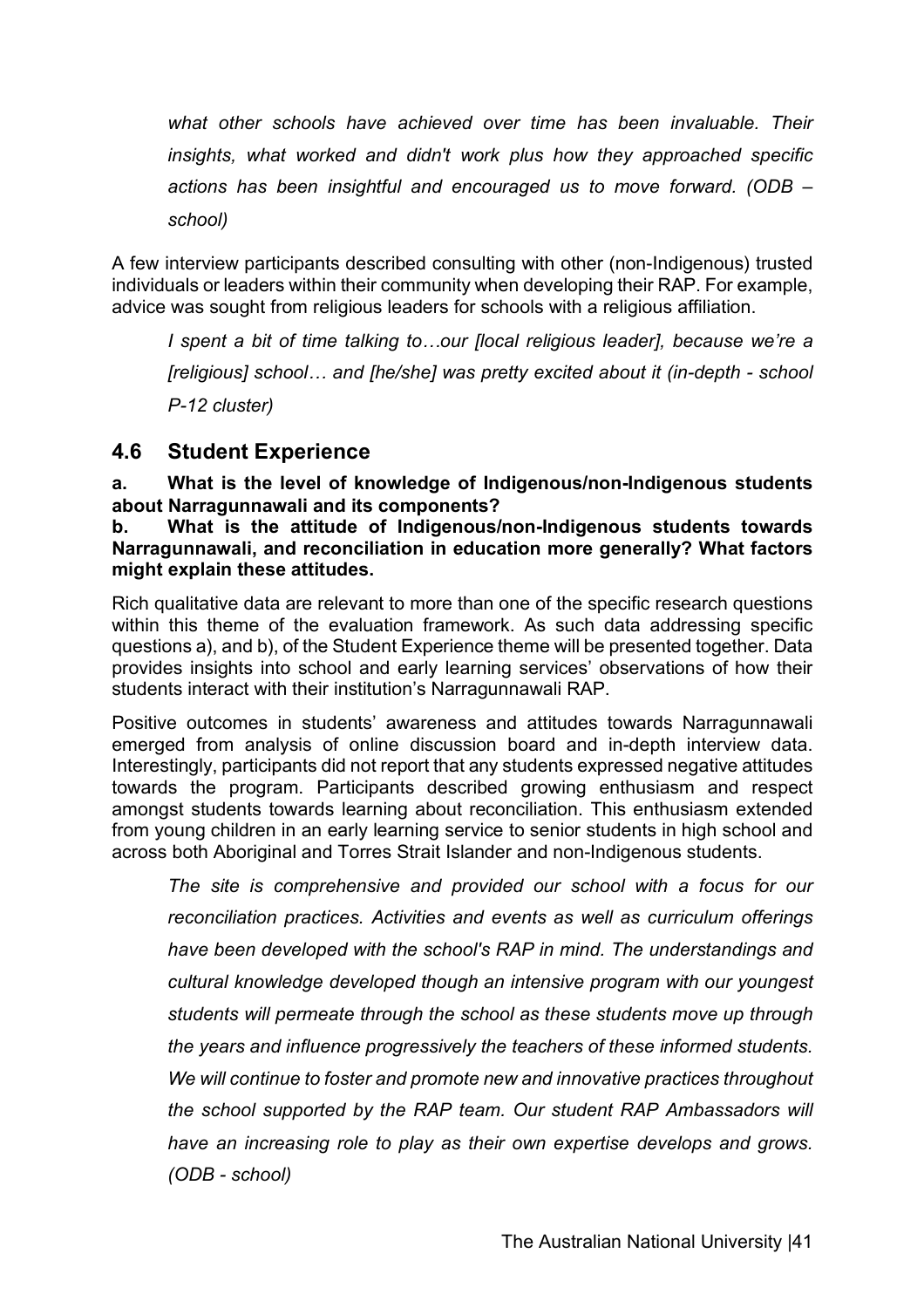*what other schools have achieved over time has been invaluable. Their insights, what worked and didn't work plus how they approached specific actions has been insightful and encouraged us to move forward. (ODB – school)*

A few interview participants described consulting with other (non-Indigenous) trusted individuals or leaders within their community when developing their RAP. For example, advice was sought from religious leaders for schools with a religious affiliation.

*I spent a bit of time talking to…our [local religious leader], because we're a [religious] school… and [he/she] was pretty excited about it (in-depth - school P-12 cluster)*

## 4.6 Student Experience

**a. What is the level of knowledge of Indigenous/non-Indigenous students about Narragunnawali and its components?**

**b. What is the attitude of Indigenous/non-Indigenous students towards Narragunnawali, and reconciliation in education more generally? What factors might explain these attitudes.**

Rich qualitative data are relevant to more than one of the specific research questions within this theme of the evaluation framework. As such data addressing specific questions a), and b), of the Student Experience theme will be presented together. Data provides insights into school and early learning services' observations of how their students interact with their institution's Narragunnawali RAP.

Positive outcomes in students' awareness and attitudes towards Narragunnawali emerged from analysis of online discussion board and in-depth interview data. Interestingly, participants did not report that any students expressed negative attitudes towards the program. Participants described growing enthusiasm and respect amongst students towards learning about reconciliation. This enthusiasm extended from young children in an early learning service to senior students in high school and across both Aboriginal and Torres Strait Islander and non-Indigenous students.

*The site is comprehensive and provided our school with a focus for our reconciliation practices. Activities and events as well as curriculum offerings have been developed with the school's RAP in mind. The understandings and cultural knowledge developed though an intensive program with our youngest students will permeate through the school as these students move up through the years and influence progressively the teachers of these informed students. We will continue to foster and promote new and innovative practices throughout the school supported by the RAP team. Our student RAP Ambassadors will have an increasing role to play as their own expertise develops and grows. (ODB - school)*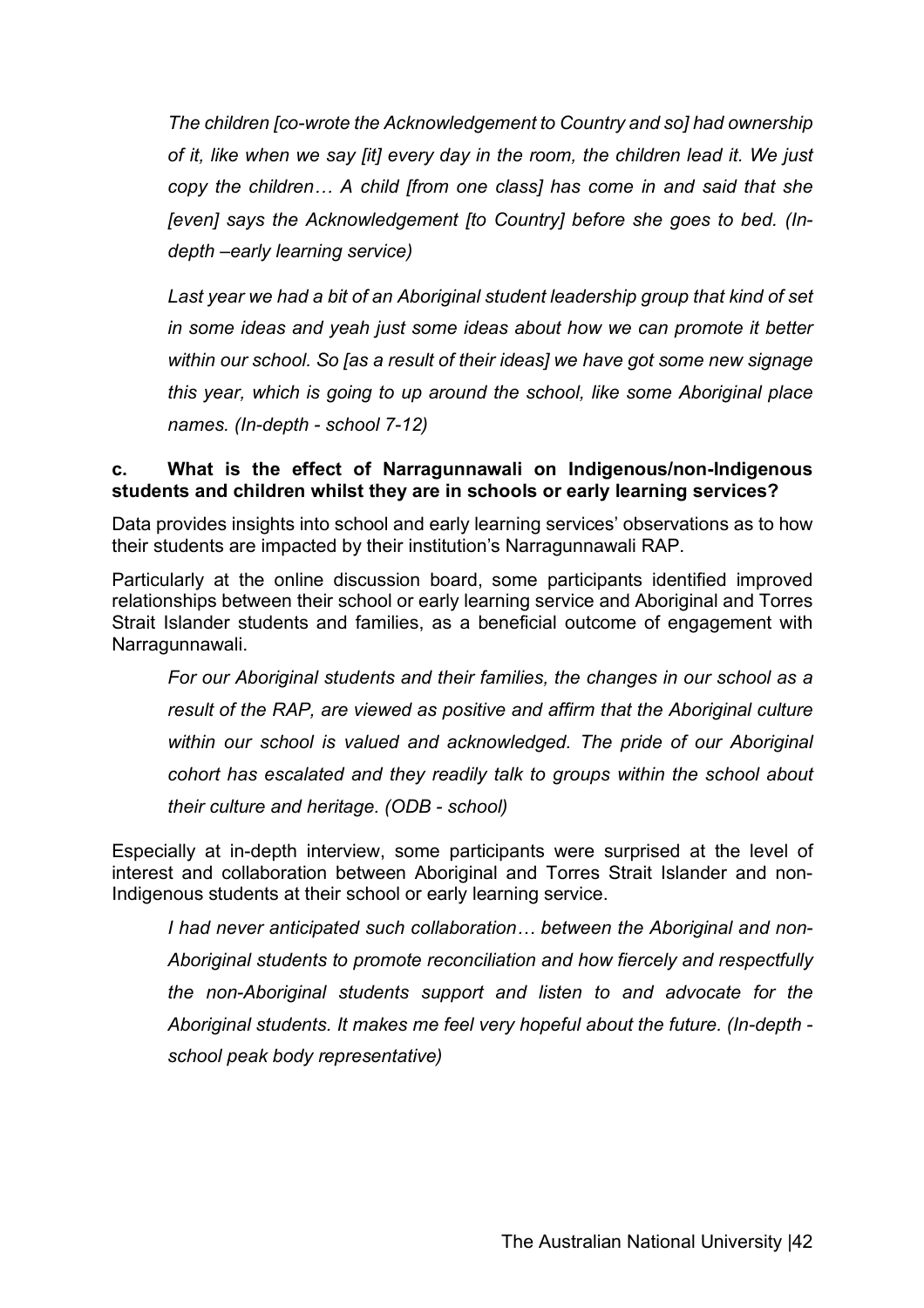*The children [co-wrote the Acknowledgement to Country and so] had ownership of it, like when we say [it] every day in the room, the children lead it. We just copy the children… A child [from one class] has come in and said that she [even] says the Acknowledgement [to Country] before she goes to bed. (In-depth –early learning service)*

*Last year we had a bit of an Aboriginal student leadership group that kind of set in some ideas and yeah just some ideas about how we can promote it better within our school. So [as a result of their ideas] we have got some new signage this year, which is going to up around the school, like some Aboriginal place names. (In-depth - school 7-12)*

**c. What is the effect of Narragunnawali on Indigenous/non-Indigenous students and children whilst they are in schools or early learning services?**

Data provides insights into school and early learning services' observations as to how their students are impacted by their institution's Narragunnawali RAP.

Particularly at the online discussion board, some participants identified improved relationships between their school or early learning service and Aboriginal and Torres Strait Islander students and families, as a beneficial outcome of engagement with Narragunnawali.

*For our Aboriginal students and their families, the changes in our school as a result of the RAP, are viewed as positive and affirm that the Aboriginal culture within our school is valued and acknowledged. The pride of our Aboriginal cohort has escalated and they readily talk to groups within the school about their culture and heritage. (ODB - school)*

Especially at in-depth interview, some participants were surprised at the level of interest and collaboration between Aboriginal and Torres Strait Islander and non-Indigenous students at their school or early learning service.

*I had never anticipated such collaboration… between the Aboriginal and non-Aboriginal students to promote reconciliation and how fiercely and respectfully the non-Aboriginal students support and listen to and advocate for the Aboriginal students. It makes me feel very hopeful about the future. (In-depth - school peak body representative)*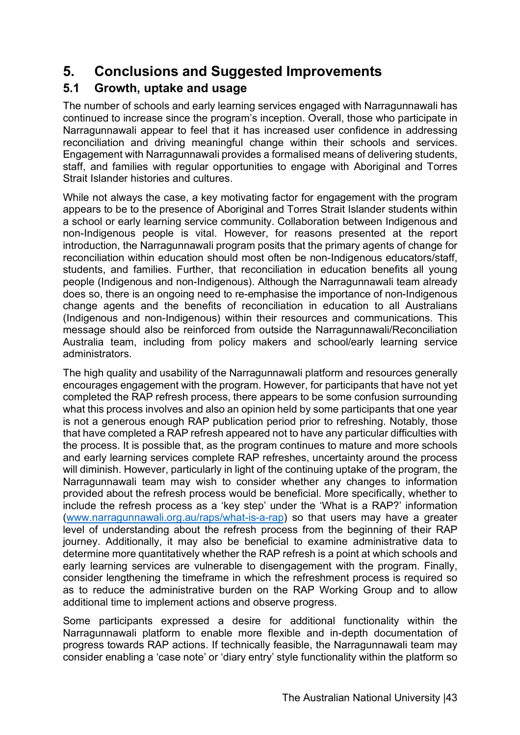# 5. Conclusions and Suggested Improvements

## 5.1 Growth, uptake and usage

The number of schools and early learning services engaged with Narragunnawali has continued to increase since the program's inception. Overall, those who participate in Narragunnawali appear to feel that it has increased user confidence in addressing reconciliation and driving meaningful change within their schools and services. Engagement with Narragunnawali provides a formalised means of delivering students, staff, and families with regular opportunities to engage with Aboriginal and Torres Strait Islander histories and cultures.

While not always the case, a key motivating factor for engagement with the program appears to be to the presence of Aboriginal and Torres Strait Islander students within a school or early learning service community. Collaboration between Indigenous and non-Indigenous people is vital. However, for reasons presented at the report introduction, the Narragunnawali program posits that the primary agents of change for reconciliation within education should most often be non-Indigenous educators/staff, students, and families. Further, that reconciliation in education benefits all young people (Indigenous and non-Indigenous). Although the Narragunnawali team already does so, there is an ongoing need to re-emphasise the importance of non-Indigenous change agents and the benefits of reconciliation in education to all Australians (Indigenous and non-Indigenous) within their resources and communications. This message should also be reinforced from outside the Narragunnawali/Reconciliation Australia team, including from policy makers and school/early learning service administrators.

The high quality and usability of the Narragunnawali platform and resources generally encourages engagement with the program. However, for participants that have not yet completed the RAP refresh process, there appears to be some confusion surrounding what this process involves and also an opinion held by some participants that one year is not a generous enough RAP publication period prior to refreshing. Notably, those that have completed a RAP refresh appeared not to have any particular difficulties with the process. It is possible that, as the program continues to mature and more schools and early learning services complete RAP refreshes, uncertainty around the process will diminish. However, particularly in light of the continuing uptake of the program, the Narragunnawali team may wish to consider whether any changes to information provided about the refresh process would be beneficial. More specifically, whether to include the refresh process as a 'key step' under the 'What is a RAP?' information (www.narragunnawali.org.au/raps/what-is-a-rap) so that users may have a greater level of understanding about the refresh process from the beginning of their RAP journey. Additionally, it may also be beneficial to examine administrative data to determine more quantitatively whether the RAP refresh is a point at which schools and early learning services are vulnerable to disengagement with the program. Finally, consider lengthening the timeframe in which the refreshment process is required so as to reduce the administrative burden on the RAP Working Group and to allow additional time to implement actions and observe progress.

Some participants expressed a desire for additional functionality within the Narragunnawali platform to enable more flexible and in-depth documentation of progress towards RAP actions. If technically feasible, the Narragunnawali team may consider enabling a 'case note' or 'diary entry' style functionality within the platform so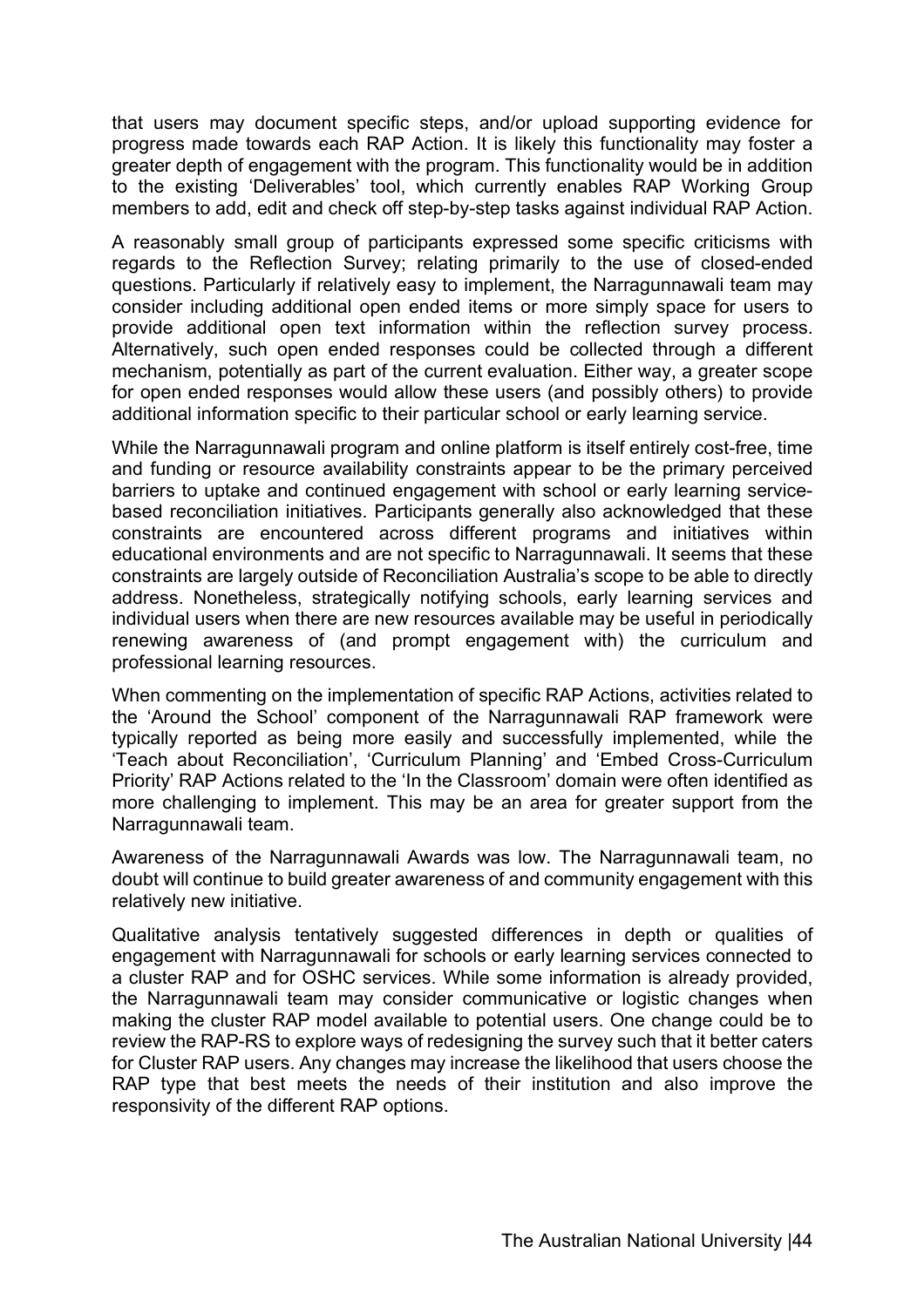that users may document specific steps, and/or upload supporting evidence for progress made towards each RAP Action. It is likely this functionality may foster a greater depth of engagement with the program. This functionality would be in addition to the existing 'Deliverables' tool, which currently enables RAP Working Group members to add, edit and check off step-by-step tasks against individual RAP Action.

A reasonably small group of participants expressed some specific criticisms with regards to the Reflection Survey; relating primarily to the use of closed-ended questions. Particularly if relatively easy to implement, the Narragunnawali team may consider including additional open ended items or more simply space for users to provide additional open text information within the reflection survey process. Alternatively, such open ended responses could be collected through a different mechanism, potentially as part of the current evaluation. Either way, a greater scope for open ended responses would allow these users (and possibly others) to provide additional information specific to their particular school or early learning service.

While the Narragunnawali program and online platform is itself entirely cost-free, time and funding or resource availability constraints appear to be the primary perceived barriers to uptake and continued engagement with school or early learning service-based reconciliation initiatives. Participants generally also acknowledged that these constraints are encountered across different programs and initiatives within educational environments and are not specific to Narragunnawali. It seems that these constraints are largely outside of Reconciliation Australia's scope to be able to directly address. Nonetheless, strategically notifying schools, early learning services and individual users when there are new resources available may be useful in periodically renewing awareness of (and prompt engagement with) the curriculum and professional learning resources.

When commenting on the implementation of specific RAP Actions, activities related to the 'Around the School' component of the Narragunnawali RAP framework were typically reported as being more easily and successfully implemented, while the 'Teach about Reconciliation', 'Curriculum Planning' and 'Embed Cross-Curriculum Priority' RAP Actions related to the 'In the Classroom' domain were often identified as more challenging to implement. This may be an area for greater support from the Narragunnawali team.

Awareness of the Narragunnawali Awards was low. The Narragunnawali team, no doubt will continue to build greater awareness of and community engagement with this relatively new initiative.

Qualitative analysis tentatively suggested differences in depth or qualities of engagement with Narragunnawali for schools or early learning services connected to a cluster RAP and for OSHC services. While some information is already provided, the Narragunnawali team may consider communicative or logistic changes when making the cluster RAP model available to potential users. One change could be to review the RAP-RS to explore ways of redesigning the survey such that it better caters for Cluster RAP users. Any changes may increase the likelihood that users choose the RAP type that best meets the needs of their institution and also improve the responsivity of the different RAP options.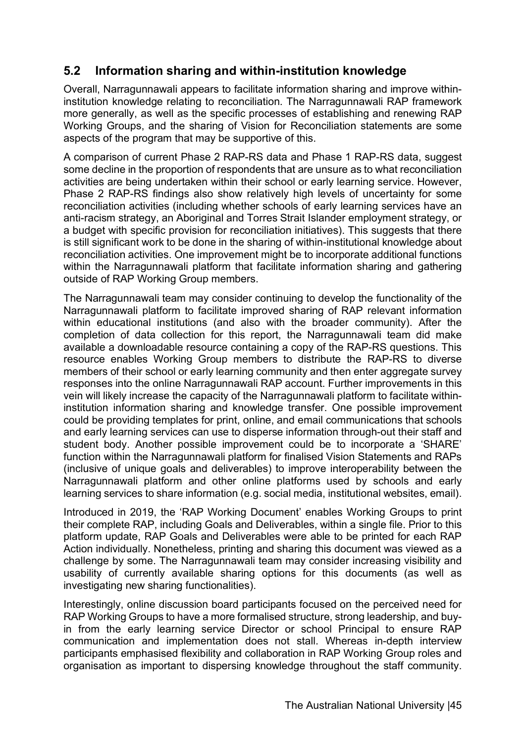## 5.2 Information sharing and within-institution knowledge

Overall, Narragunnawali appears to facilitate information sharing and improve within-institution knowledge relating to reconciliation. The Narragunnawali RAP framework more generally, as well as the specific processes of establishing and renewing RAP Working Groups, and the sharing of Vision for Reconciliation statements are some aspects of the program that may be supportive of this.

A comparison of current Phase 2 RAP-RS data and Phase 1 RAP-RS data, suggest some decline in the proportion of respondents that are unsure as to what reconciliation activities are being undertaken within their school or early learning service. However, Phase 2 RAP-RS findings also show relatively high levels of uncertainty for some reconciliation activities (including whether schools of early learning services have an anti-racism strategy, an Aboriginal and Torres Strait Islander employment strategy, or a budget with specific provision for reconciliation initiatives). This suggests that there is still significant work to be done in the sharing of within-institutional knowledge about reconciliation activities. One improvement might be to incorporate additional functions within the Narragunnawali platform that facilitate information sharing and gathering outside of RAP Working Group members.

The Narragunnawali team may consider continuing to develop the functionality of the Narragunnawali platform to facilitate improved sharing of RAP relevant information within educational institutions (and also with the broader community). After the completion of data collection for this report, the Narragunnawali team did make available a downloadable resource containing a copy of the RAP-RS questions. This resource enables Working Group members to distribute the RAP-RS to diverse members of their school or early learning community and then enter aggregate survey responses into the online Narragunnawali RAP account. Further improvements in this vein will likely increase the capacity of the Narragunnawali platform to facilitate within-institution information sharing and knowledge transfer. One possible improvement could be providing templates for print, online, and email communications that schools and early learning services can use to disperse information through-out their staff and student body. Another possible improvement could be to incorporate a 'SHARE' function within the Narragunnawali platform for finalised Vision Statements and RAPs (inclusive of unique goals and deliverables) to improve interoperability between the Narragunnawali platform and other online platforms used by schools and early learning services to share information (e.g. social media, institutional websites, email).

Introduced in 2019, the 'RAP Working Document' enables Working Groups to print their complete RAP, including Goals and Deliverables, within a single file. Prior to this platform update, RAP Goals and Deliverables were able to be printed for each RAP Action individually. Nonetheless, printing and sharing this document was viewed as a challenge by some. The Narragunnawali team may consider increasing visibility and usability of currently available sharing options for this documents (as well as investigating new sharing functionalities).

Interestingly, online discussion board participants focused on the perceived need for RAP Working Groups to have a more formalised structure, strong leadership, and buy-in from the early learning service Director or school Principal to ensure RAP communication and implementation does not stall. Whereas in-depth interview participants emphasised flexibility and collaboration in RAP Working Group roles and organisation as important to dispersing knowledge throughout the staff community.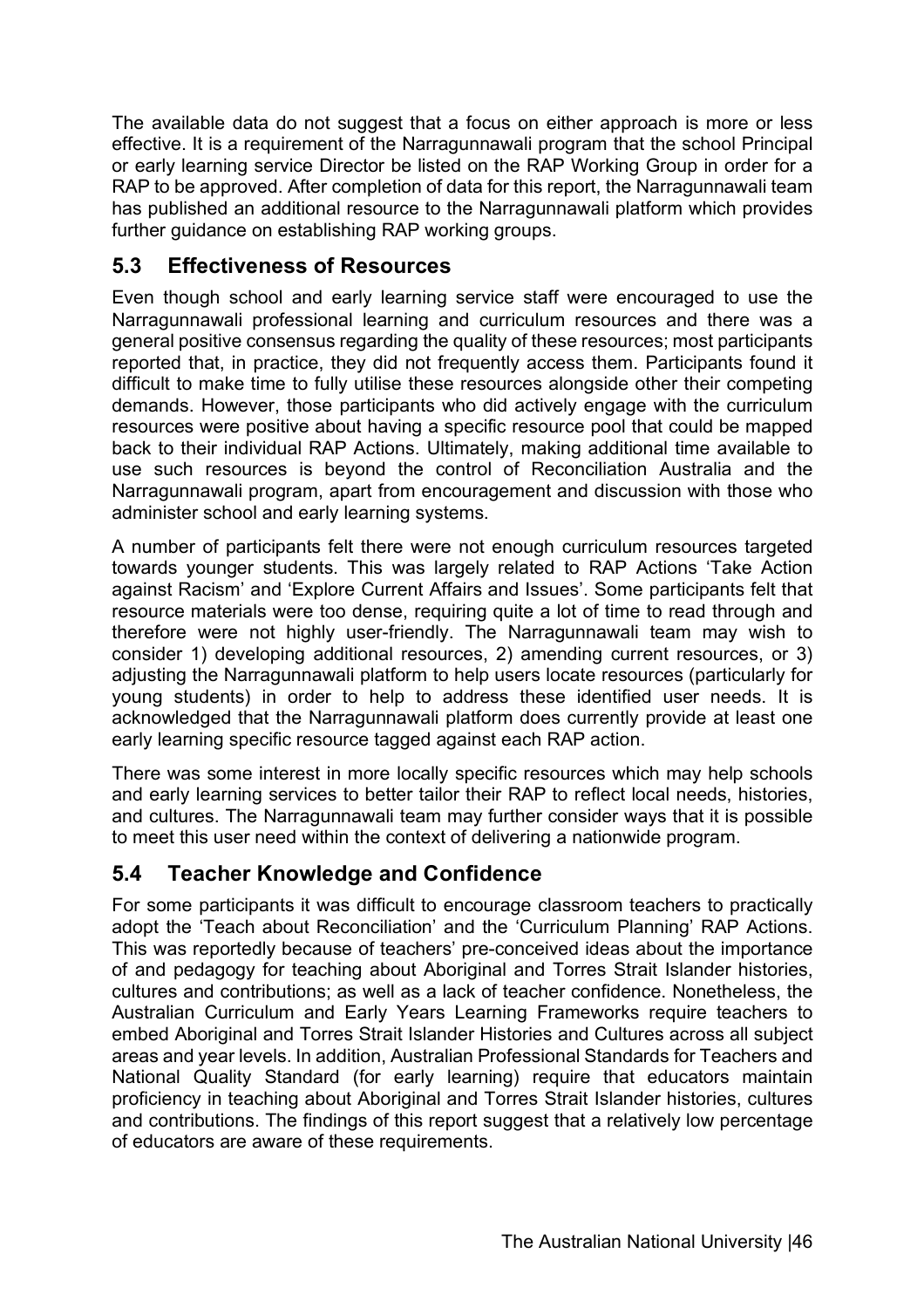The available data do not suggest that a focus on either approach is more or less effective. It is a requirement of the Narragunnawali program that the school Principal or early learning service Director be listed on the RAP Working Group in order for a RAP to be approved. After completion of data for this report, the Narragunnawali team has published an additional resource to the Narragunnawali platform which provides further guidance on establishing RAP working groups.

## 5.3 Effectiveness of Resources

Even though school and early learning service staff were encouraged to use the Narragunnawali professional learning and curriculum resources and there was a general positive consensus regarding the quality of these resources; most participants reported that, in practice, they did not frequently access them. Participants found it difficult to make time to fully utilise these resources alongside other their competing demands. However, those participants who did actively engage with the curriculum resources were positive about having a specific resource pool that could be mapped back to their individual RAP Actions. Ultimately, making additional time available to use such resources is beyond the control of Reconciliation Australia and the Narragunnawali program, apart from encouragement and discussion with those who administer school and early learning systems.

A number of participants felt there were not enough curriculum resources targeted towards younger students. This was largely related to RAP Actions 'Take Action against Racism' and 'Explore Current Affairs and Issues'. Some participants felt that resource materials were too dense, requiring quite a lot of time to read through and therefore were not highly user-friendly. The Narragunnawali team may wish to consider 1) developing additional resources, 2) amending current resources, or 3) adjusting the Narragunnawali platform to help users locate resources (particularly for young students) in order to help to address these identified user needs. It is acknowledged that the Narragunnawali platform does currently provide at least one early learning specific resource tagged against each RAP action.

There was some interest in more locally specific resources which may help schools and early learning services to better tailor their RAP to reflect local needs, histories, and cultures. The Narragunnawali team may further consider ways that it is possible to meet this user need within the context of delivering a nationwide program.

## 5.4 Teacher Knowledge and Confidence

For some participants it was difficult to encourage classroom teachers to practically adopt the 'Teach about Reconciliation' and the 'Curriculum Planning' RAP Actions. This was reportedly because of teachers' pre-conceived ideas about the importance of and pedagogy for teaching about Aboriginal and Torres Strait Islander histories, cultures and contributions; as well as a lack of teacher confidence. Nonetheless, the Australian Curriculum and Early Years Learning Frameworks require teachers to embed Aboriginal and Torres Strait Islander Histories and Cultures across all subject areas and year levels. In addition, Australian Professional Standards for Teachers and National Quality Standard (for early learning) require that educators maintain proficiency in teaching about Aboriginal and Torres Strait Islander histories, cultures and contributions. The findings of this report suggest that a relatively low percentage of educators are aware of these requirements.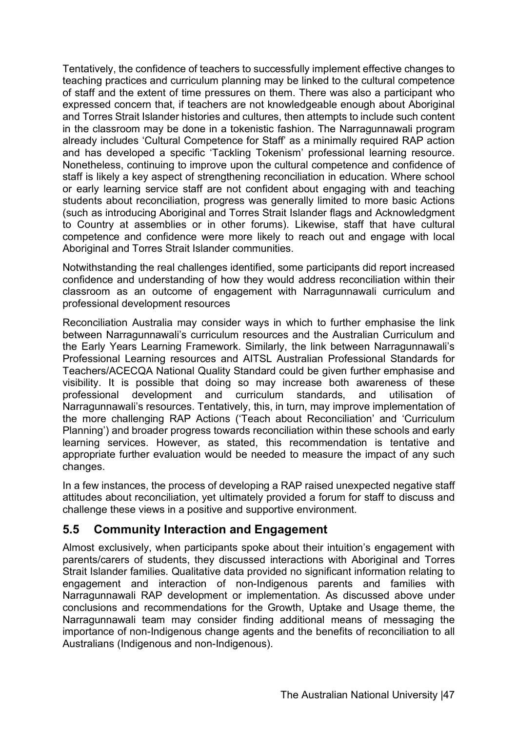Tentatively, the confidence of teachers to successfully implement effective changes to teaching practices and curriculum planning may be linked to the cultural competence of staff and the extent of time pressures on them. There was also a participant who expressed concern that, if teachers are not knowledgeable enough about Aboriginal and Torres Strait Islander histories and cultures, then attempts to include such content in the classroom may be done in a tokenistic fashion. The Narragunnawali program already includes 'Cultural Competence for Staff' as a minimally required RAP action and has developed a specific 'Tackling Tokenism' professional learning resource. Nonetheless, continuing to improve upon the cultural competence and confidence of staff is likely a key aspect of strengthening reconciliation in education. Where school or early learning service staff are not confident about engaging with and teaching students about reconciliation, progress was generally limited to more basic Actions (such as introducing Aboriginal and Torres Strait Islander flags and Acknowledgment to Country at assemblies or in other forums). Likewise, staff that have cultural competence and confidence were more likely to reach out and engage with local Aboriginal and Torres Strait Islander communities.

Notwithstanding the real challenges identified, some participants did report increased confidence and understanding of how they would address reconciliation within their classroom as an outcome of engagement with Narragunnawali curriculum and professional development resources

Reconciliation Australia may consider ways in which to further emphasise the link between Narragunnawali's curriculum resources and the Australian Curriculum and the Early Years Learning Framework. Similarly, the link between Narragunnawali's Professional Learning resources and AITSL Australian Professional Standards for Teachers/ACECQA National Quality Standard could be given further emphasise and visibility. It is possible that doing so may increase both awareness of these professional development and curriculum standards, and utilisation of Narragunnawali's resources. Tentatively, this, in turn, may improve implementation of the more challenging RAP Actions ('Teach about Reconciliation' and 'Curriculum Planning') and broader progress towards reconciliation within these schools and early learning services. However, as stated, this recommendation is tentative and appropriate further evaluation would be needed to measure the impact of any such changes.

In a few instances, the process of developing a RAP raised unexpected negative staff attitudes about reconciliation, yet ultimately provided a forum for staff to discuss and challenge these views in a positive and supportive environment.

## 5.5 Community Interaction and Engagement

Almost exclusively, when participants spoke about their intuition's engagement with parents/carers of students, they discussed interactions with Aboriginal and Torres Strait Islander families. Qualitative data provided no significant information relating to engagement and interaction of non-Indigenous parents and families with Narragunnawali RAP development or implementation. As discussed above under conclusions and recommendations for the Growth, Uptake and Usage theme, the Narragunnawali team may consider finding additional means of messaging the importance of non-Indigenous change agents and the benefits of reconciliation to all Australians (Indigenous and non-Indigenous).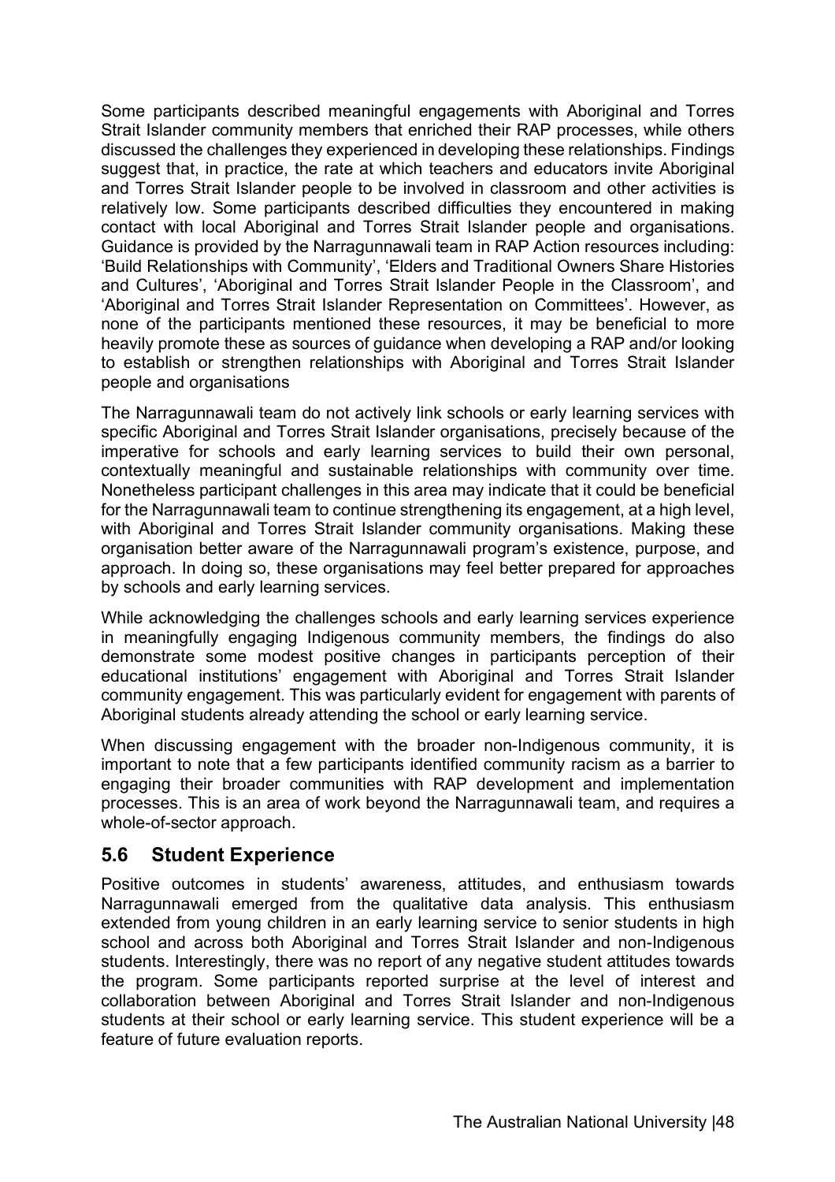Some participants described meaningful engagements with Aboriginal and Torres Strait Islander community members that enriched their RAP processes, while others discussed the challenges they experienced in developing these relationships. Findings suggest that, in practice, the rate at which teachers and educators invite Aboriginal and Torres Strait Islander people to be involved in classroom and other activities is relatively low. Some participants described difficulties they encountered in making contact with local Aboriginal and Torres Strait Islander people and organisations. Guidance is provided by the Narragunnawali team in RAP Action resources including: 'Build Relationships with Community', 'Elders and Traditional Owners Share Histories and Cultures', 'Aboriginal and Torres Strait Islander People in the Classroom', and 'Aboriginal and Torres Strait Islander Representation on Committees'. However, as none of the participants mentioned these resources, it may be beneficial to more heavily promote these as sources of guidance when developing a RAP and/or looking to establish or strengthen relationships with Aboriginal and Torres Strait Islander people and organisations

The Narragunnawali team do not actively link schools or early learning services with specific Aboriginal and Torres Strait Islander organisations, precisely because of the imperative for schools and early learning services to build their own personal, contextually meaningful and sustainable relationships with community over time. Nonetheless participant challenges in this area may indicate that it could be beneficial for the Narragunnawali team to continue strengthening its engagement, at a high level, with Aboriginal and Torres Strait Islander community organisations. Making these organisation better aware of the Narragunnawali program's existence, purpose, and approach. In doing so, these organisations may feel better prepared for approaches by schools and early learning services.

While acknowledging the challenges schools and early learning services experience in meaningfully engaging Indigenous community members, the findings do also demonstrate some modest positive changes in participants perception of their educational institutions' engagement with Aboriginal and Torres Strait Islander community engagement. This was particularly evident for engagement with parents of Aboriginal students already attending the school or early learning service.

When discussing engagement with the broader non-Indigenous community, it is important to note that a few participants identified community racism as a barrier to engaging their broader communities with RAP development and implementation processes. This is an area of work beyond the Narragunnawali team, and requires a whole-of-sector approach.

## 5.6 Student Experience

Positive outcomes in students' awareness, attitudes, and enthusiasm towards Narragunnawali emerged from the qualitative data analysis. This enthusiasm extended from young children in an early learning service to senior students in high school and across both Aboriginal and Torres Strait Islander and non-Indigenous students. Interestingly, there was no report of any negative student attitudes towards the program. Some participants reported surprise at the level of interest and collaboration between Aboriginal and Torres Strait Islander and non-Indigenous students at their school or early learning service. This student experience will be a feature of future evaluation reports.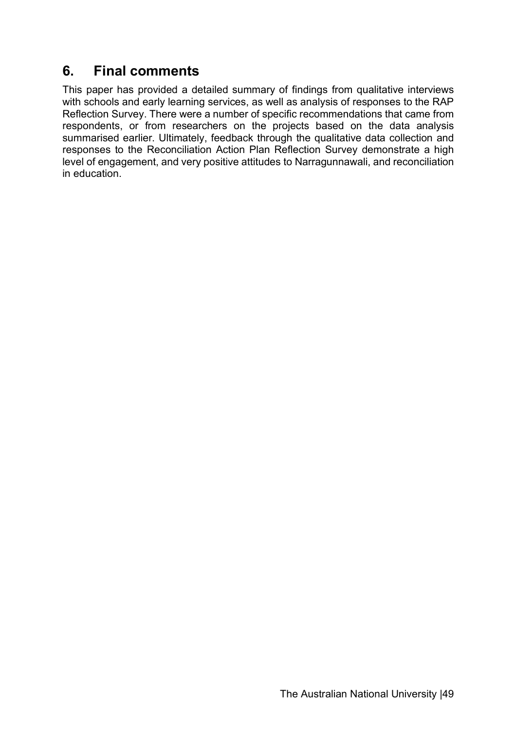## 6. Final comments

This paper has provided a detailed summary of findings from qualitative interviews with schools and early learning services, as well as analysis of responses to the RAP Reflection Survey. There were a number of specific recommendations that came from respondents, or from researchers on the projects based on the data analysis summarised earlier. Ultimately, feedback through the qualitative data collection and responses to the Reconciliation Action Plan Reflection Survey demonstrate a high level of engagement, and very positive attitudes to Narragunnawali, and reconciliation in education.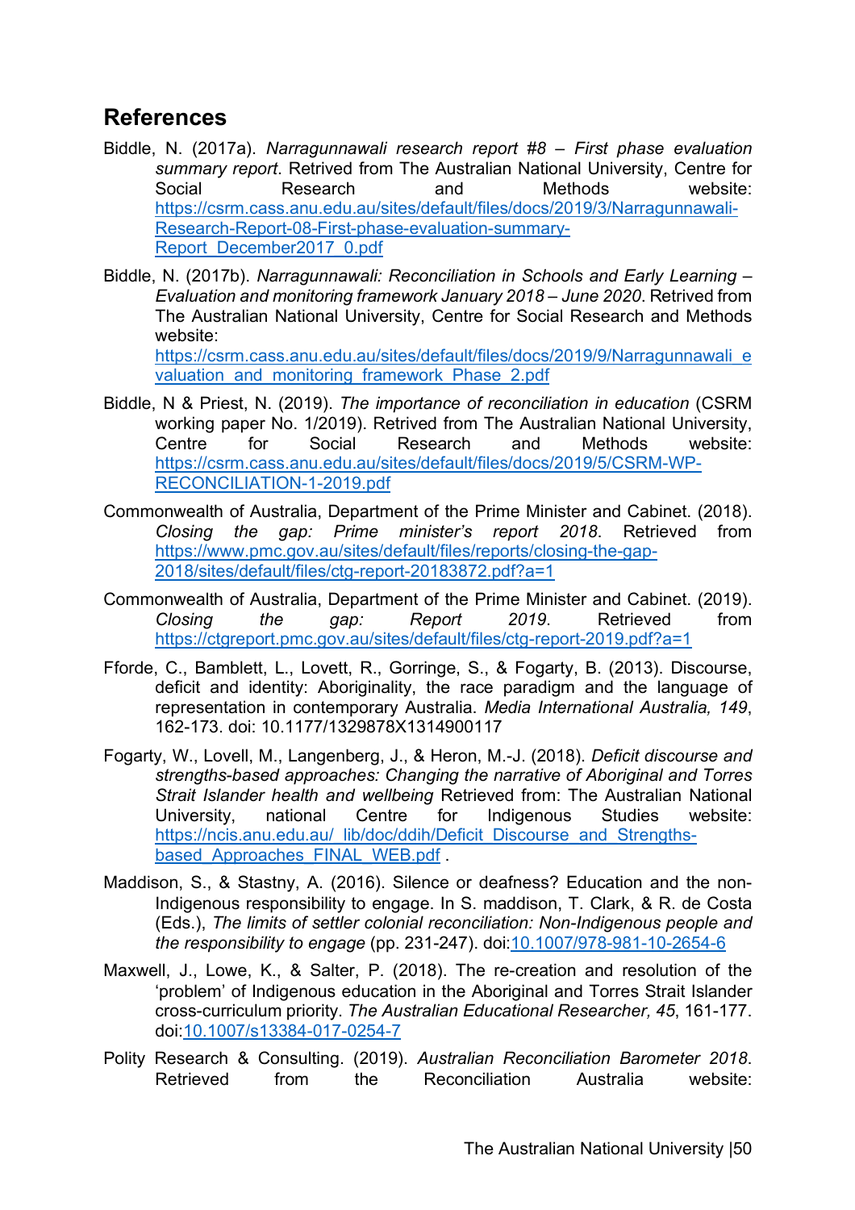## References

Biddle, N. (2017a). *Narragunnawali research report #8 – First phase evaluation summary report*. Retrived from The Australian National University, Centre for Social Research and Methods website: https://csrm.cass.anu.edu.au/sites/default/files/docs/2019/3/Narragunnawali-Research-Report-08-First-phase-evaluation-summary-Report_December2017_0.pdf

Biddle, N. (2017b). *Narragunnawali: Reconciliation in Schools and Early Learning – Evaluation and monitoring framework January 2018 – June 2020*. Retrived from The Australian National University, Centre for Social Research and Methods website: https://csrm.cass.anu.edu.au/sites/default/files/docs/2019/9/Narragunnawali_evaluation_and_monitoring_framework_Phase_2.pdf

Biddle, N & Priest, N. (2019). *The importance of reconciliation in education* (CSRM working paper No. 1/2019). Retrived from The Australian National University, Centre for Social Research and Methods website: https://csrm.cass.anu.edu.au/sites/default/files/docs/2019/5/CSRM-WP-RECONCILIATION-1-2019.pdf

Commonwealth of Australia, Department of the Prime Minister and Cabinet. (2018). *Closing the gap: Prime minister's report 2018*. Retrieved from https://www.pmc.gov.au/sites/default/files/reports/closing-the-gap-2018/sites/default/files/ctg-report-20183872.pdf?a=1

Commonwealth of Australia, Department of the Prime Minister and Cabinet. (2019). *Closing the gap: Report 2019*. Retrieved from https://ctgreport.pmc.gov.au/sites/default/files/ctg-report-2019.pdf?a=1

Fforde, C., Bamblett, L., Lovett, R., Gorringe, S., & Fogarty, B. (2013). Discourse, deficit and identity: Aboriginality, the race paradigm and the language of representation in contemporary Australia. *Media International Australia, 149*, 162-173. doi: 10.1177/1329878X1314900117

Fogarty, W., Lovell, M., Langenberg, J., & Heron, M.-J. (2018). *Deficit discourse and strengths-based approaches: Changing the narrative of Aboriginal and Torres Strait Islander health and wellbeing* Retrieved from: The Australian National University, national Centre for Indigenous Studies website: https://ncis.anu.edu.au/_lib/doc/ddih/Deficit_Discourse_and_Strengths-based_Approaches_FINAL_WEB.pdf .

Maddison, S., & Stastny, A. (2016). Silence or deafness? Education and the non-Indigenous responsibility to engage. In S. maddison, T. Clark, & R. de Costa (Eds.), *The limits of settler colonial reconciliation: Non-Indigenous people and the responsibility to engage* (pp. 231-247). doi:10.1007/978-981-10-2654-6

Maxwell, J., Lowe, K., & Salter, P. (2018). The re-creation and resolution of the 'problem' of Indigenous education in the Aboriginal and Torres Strait Islander cross-curriculum priority. *The Australian Educational Researcher, 45*, 161-177. doi:10.1007/s13384-017-0254-7

Polity Research & Consulting. (2019). *Australian Reconciliation Barometer 2018*. Retrieved from the Reconciliation Australia website: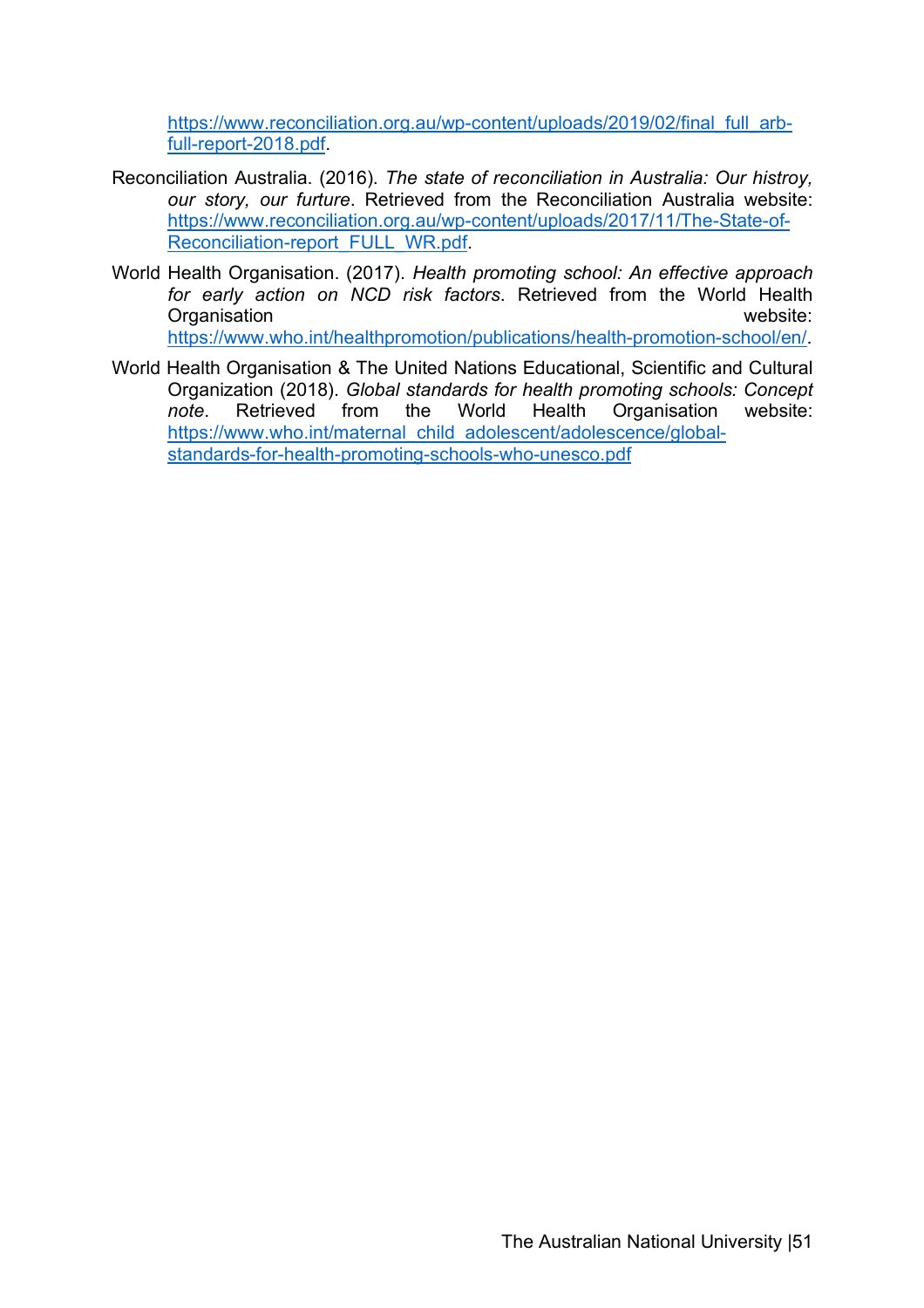https://www.reconciliation.org.au/wp-content/uploads/2019/02/final_full_arb-full-report-2018.pdf.

Reconciliation Australia. (2016). *The state of reconciliation in Australia: Our histroy, our story, our furture*. Retrieved from the Reconciliation Australia website: https://www.reconciliation.org.au/wp-content/uploads/2017/11/The-State-of-Reconciliation-report_FULL_WR.pdf.

World Health Organisation. (2017). *Health promoting school: An effective approach for early action on NCD risk factors*. Retrieved from the World Health Organisation website: https://www.who.int/healthpromotion/publications/health-promotion-school/en/.

World Health Organisation & The United Nations Educational, Scientific and Cultural Organization (2018). *Global standards for health promoting schools: Concept note*. Retrieved from the World Health Organisation website: https://www.who.int/maternal_child_adolescent/adolescence/global-standards-for-health-promoting-schools-who-unesco.pdf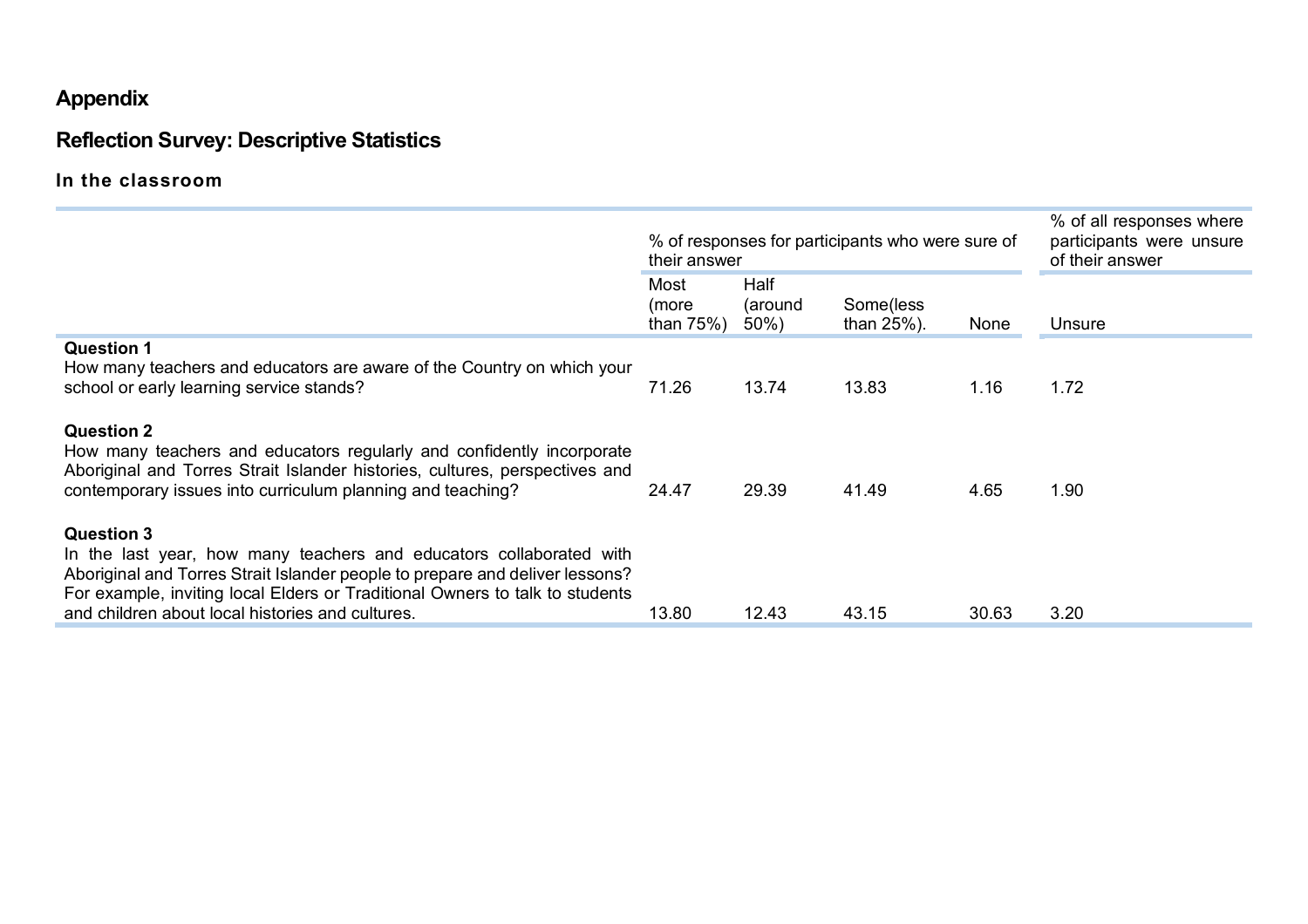## Appendix

## Reflection Survey: Descriptive Statistics

### In the classroom

| | % of responses for participants who were sure of their answer | | | | % of all responses where participants were unsure of their answer |
|---|---|---|---|---|---|
| | Most (more than 75%) | Half (around 50%) | Some(less than 25%). | None | Unsure |
| **Question 1**<br>How many teachers and educators are aware of the Country on which your school or early learning service stands? | 71.26 | 13.74 | 13.83 | 1.16 | 1.72 |
| **Question 2**<br>How many teachers and educators regularly and confidently incorporate Aboriginal and Torres Strait Islander histories, cultures, perspectives and contemporary issues into curriculum planning and teaching? | 24.47 | 29.39 | 41.49 | 4.65 | 1.90 |
| **Question 3**<br>In the last year, how many teachers and educators collaborated with Aboriginal and Torres Strait Islander people to prepare and deliver lessons? For example, inviting local Elders or Traditional Owners to talk to students and children about local histories and cultures. | 13.80 | 12.43 | 43.15 | 30.63 | 3.20 |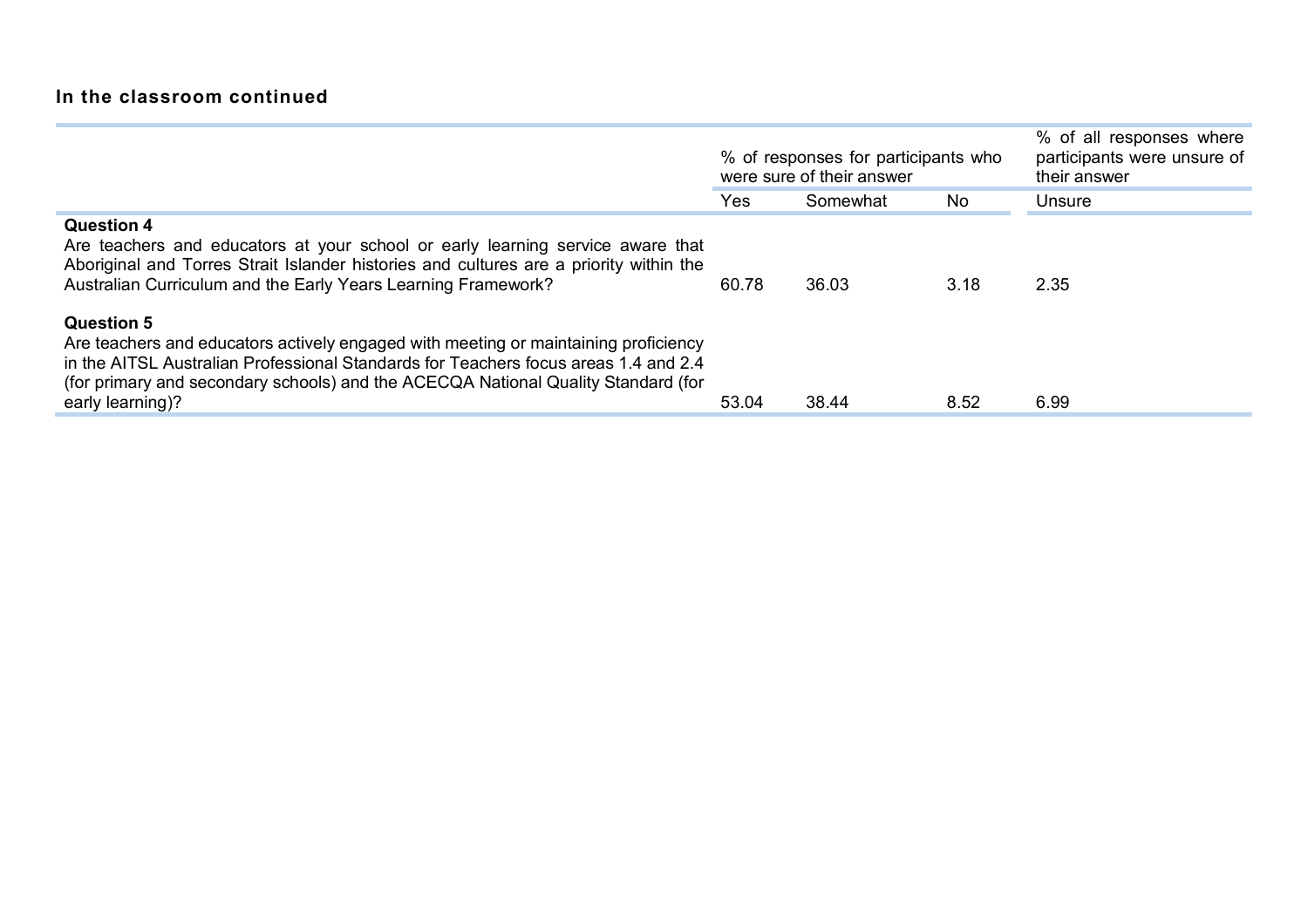### In the classroom continued

| | % of responses for participants who were sure of their answer | | | % of all responses where participants were unsure of their answer |
|---|---|---|---|---|
| | Yes | Somewhat | No | Unsure |
| **Question 4**<br>Are teachers and educators at your school or early learning service aware that Aboriginal and Torres Strait Islander histories and cultures are a priority within the Australian Curriculum and the Early Years Learning Framework? | 60.78 | 36.03 | 3.18 | 2.35 |
| **Question 5**<br>Are teachers and educators actively engaged with meeting or maintaining proficiency in the AITSL Australian Professional Standards for Teachers focus areas 1.4 and 2.4 (for primary and secondary schools) and the ACECQA National Quality Standard (for early learning)? | 53.04 | 38.44 | 8.52 | 6.99 |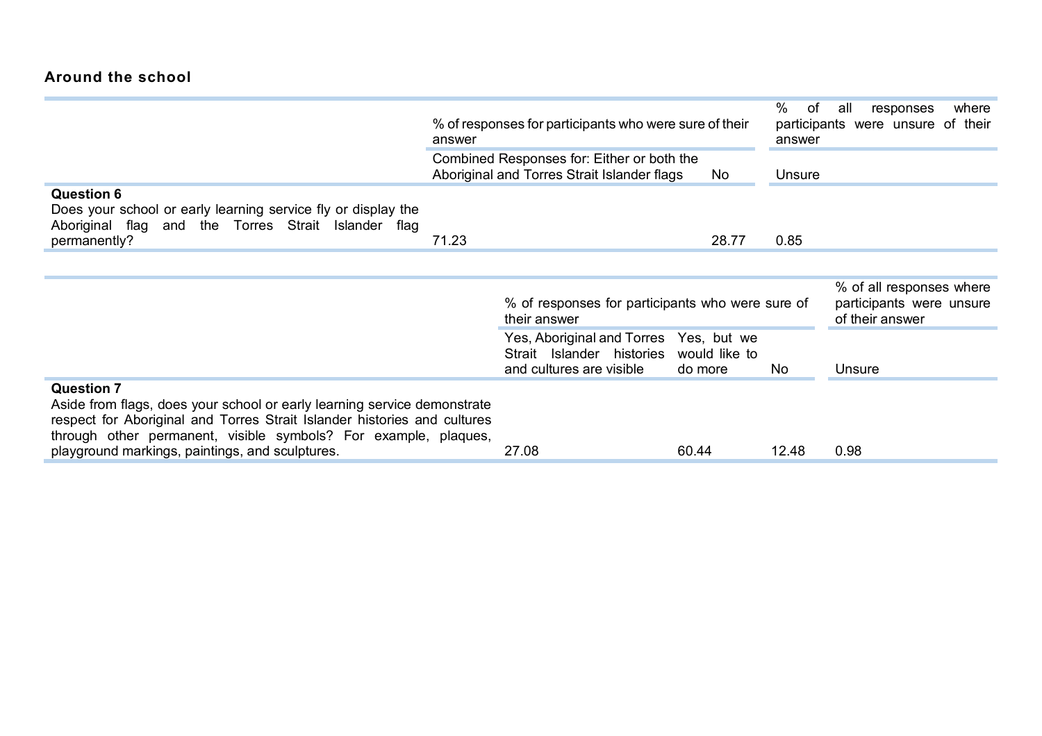### Around the school

| | % of responses for participants who were sure of their answer | | % of all responses where participants were unsure of their answer |
|---|---|---|---|
| | Combined Responses for: Either or both the Aboriginal and Torres Strait Islander flags | No | Unsure |
| **Question 6**<br>Does your school or early learning service fly or display the Aboriginal flag and the Torres Strait Islander flag permanently? | 71.23 | 28.77 | 0.85 |

| | % of responses for participants who were sure of their answer | | | % of all responses where participants were unsure of their answer |
|---|---|---|---|---|
| | Yes, Aboriginal and Torres Strait Islander histories and cultures are visible | Yes, but we would like to do more | No | Unsure |
| **Question 7**<br>Aside from flags, does your school or early learning service demonstrate respect for Aboriginal and Torres Strait Islander histories and cultures through other permanent, visible symbols? For example, plaques, playground markings, paintings, and sculptures. | 27.08 | 60.44 | 12.48 | 0.98 |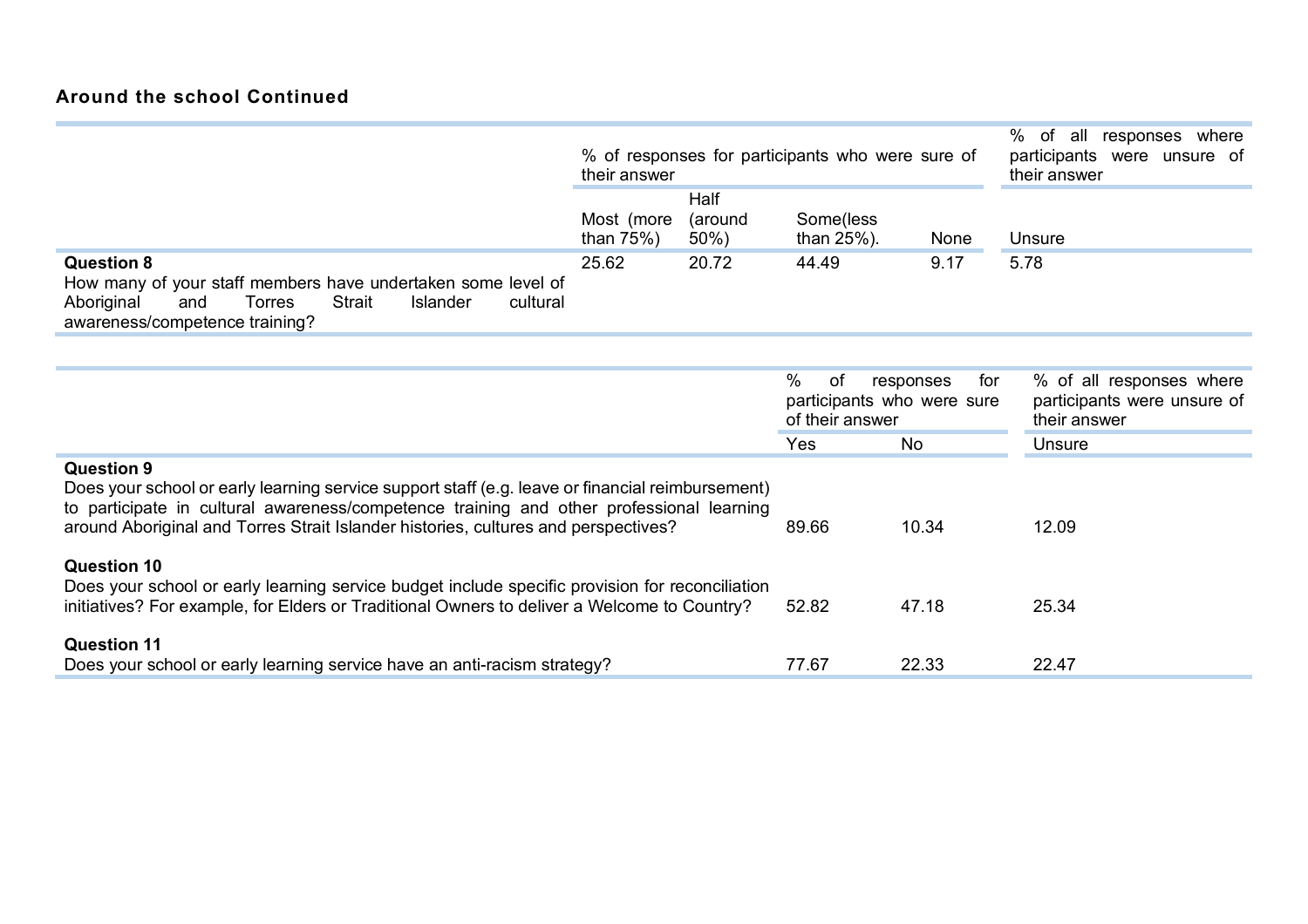### Around the school Continued

| | % of responses for participants who were sure of their answer | | | | % of all responses where participants were unsure of their answer |
|---|---|---|---|---|---|
| | Most (more than 75%) | Half (around 50%) | Some(less than 25%). | None | Unsure |
| **Question 8**<br>How many of your staff members have undertaken some level of Aboriginal and Torres Strait Islander cultural awareness/competence training? | 25.62 | 20.72 | 44.49 | 9.17 | 5.78 |

| | % of responses for participants who were sure of their answer | | % of all responses where participants were unsure of their answer |
|---|---|---|---|
| | Yes | No | Unsure |
| **Question 9**<br>Does your school or early learning service support staff (e.g. leave or financial reimbursement) to participate in cultural awareness/competence training and other professional learning around Aboriginal and Torres Strait Islander histories, cultures and perspectives? | 89.66 | 10.34 | 12.09 |
| **Question 10**<br>Does your school or early learning service budget include specific provision for reconciliation initiatives? For example, for Elders or Traditional Owners to deliver a Welcome to Country? | 52.82 | 47.18 | 25.34 |
| **Question 11**<br>Does your school or early learning service have an anti-racism strategy? | 77.67 | 22.33 | 22.47 |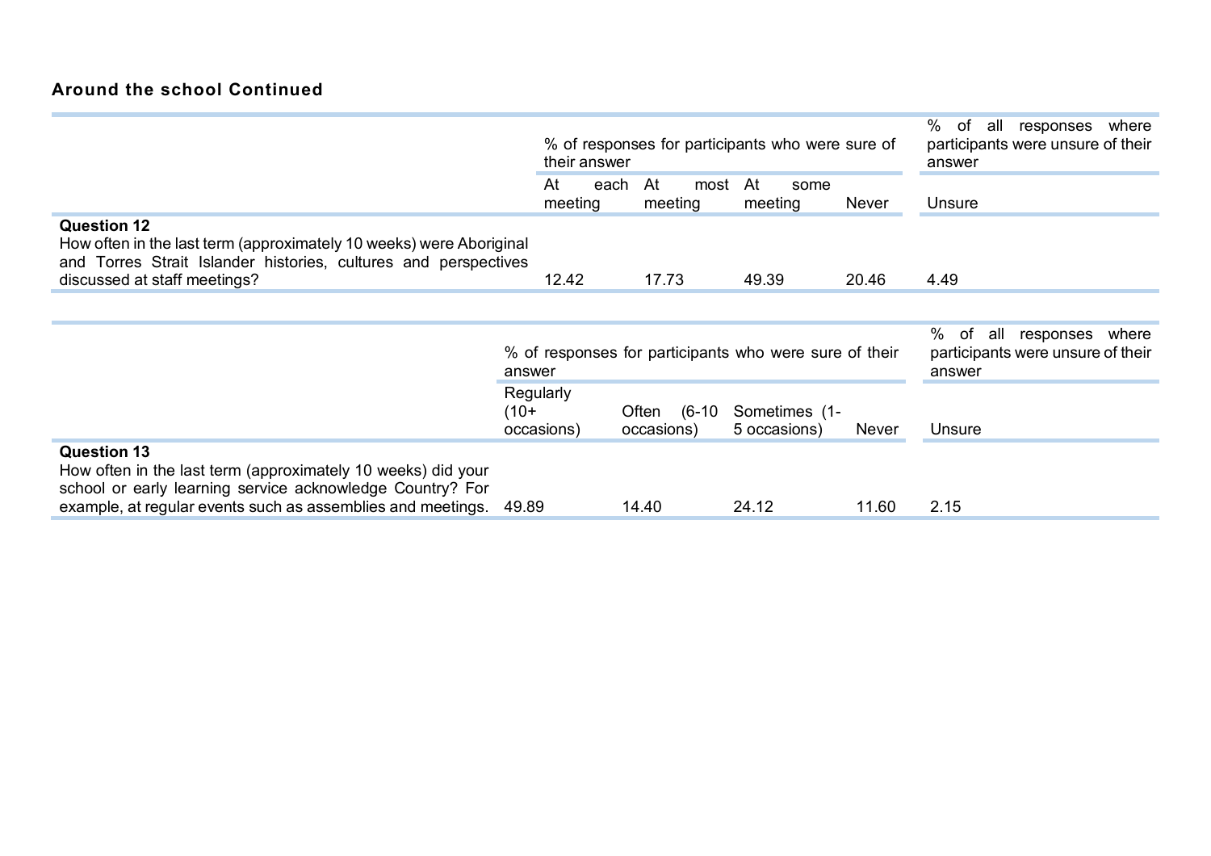### Around the school Continued

| | % of responses for participants who were sure of their answer | | | | % of all responses where participants were unsure of their answer |
|---|---|---|---|---|---|
| | At each meeting | At most meeting | At some meeting | Never | Unsure |
| **Question 12**<br>How often in the last term (approximately 10 weeks) were Aboriginal and Torres Strait Islander histories, cultures and perspectives discussed at staff meetings? | 12.42 | 17.73 | 49.39 | 20.46 | 4.49 |

| | % of responses for participants who were sure of their answer | | | | % of all responses where participants were unsure of their answer |
|---|---|---|---|---|---|
| | Regularly (10+ occasions) | Often (6-10 occasions) | Sometimes (1-5 occasions) | Never | Unsure |
| **Question 13**<br>How often in the last term (approximately 10 weeks) did your school or early learning service acknowledge Country? For example, at regular events such as assemblies and meetings. | 49.89 | 14.40 | 24.12 | 11.60 | 2.15 |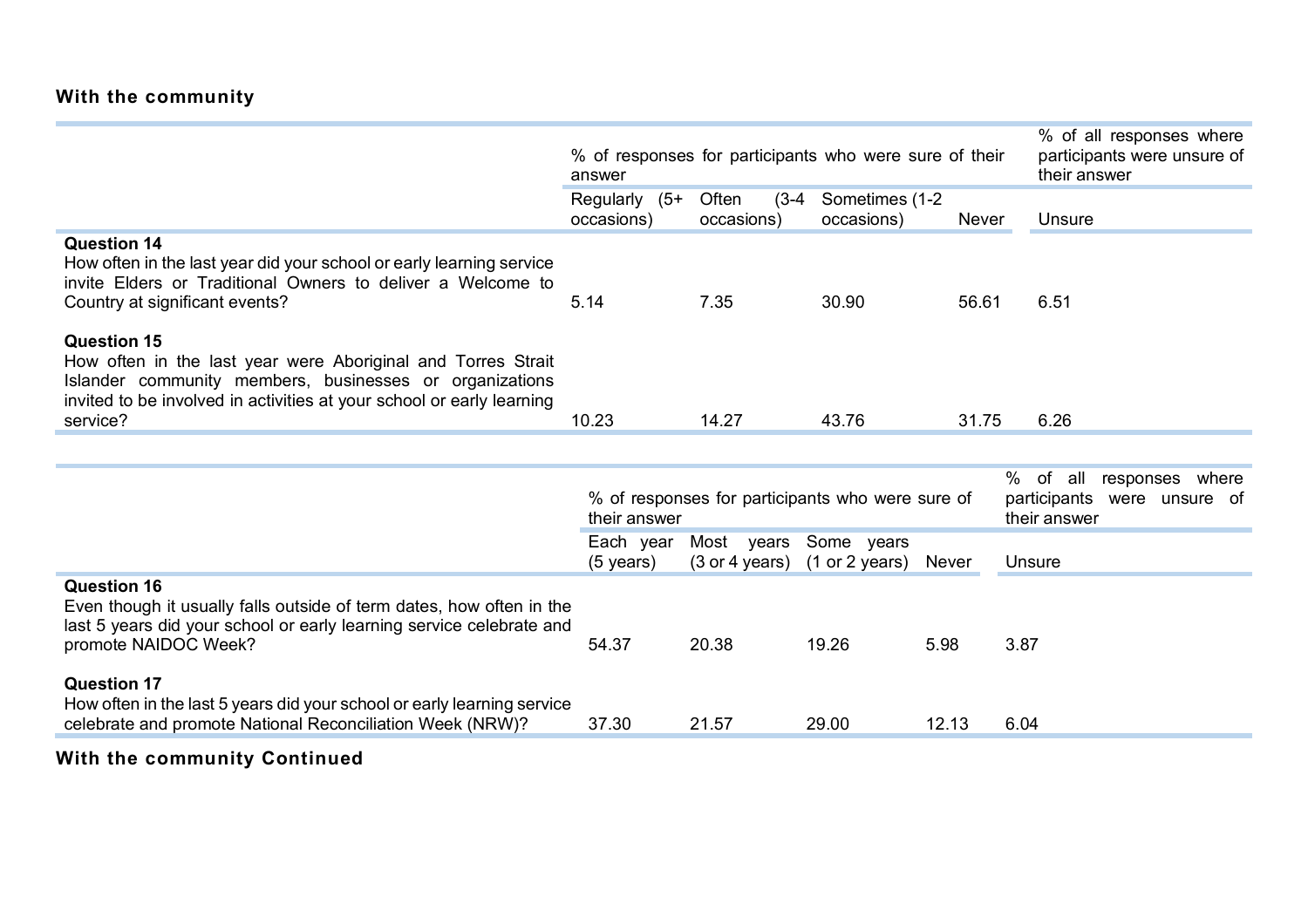**With the community**

| | % of responses for participants who were sure of their answer | | | | % of all responses where participants were unsure of their answer |
|---|---|---|---|---|---|
| | Regularly (5+ occasions) | Often (3-4 occasions) | Sometimes (1-2 occasions) | Never | Unsure |
| **Question 14**<br>How often in the last year did your school or early learning service invite Elders or Traditional Owners to deliver a Welcome to Country at significant events? | 5.14 | 7.35 | 30.90 | 56.61 | 6.51 |
| **Question 15**<br>How often in the last year were Aboriginal and Torres Strait Islander community members, businesses or organizations invited to be involved in activities at your school or early learning service? | 10.23 | 14.27 | 43.76 | 31.75 | 6.26 |

| | % of responses for participants who were sure of their answer | | | | % of all responses where participants were unsure of their answer |
|---|---|---|---|---|---|
| | Each year (5 years) | Most years (3 or 4 years) | Some years (1 or 2 years) | Never | Unsure |
| **Question 16**<br>Even though it usually falls outside of term dates, how often in the last 5 years did your school or early learning service celebrate and promote NAIDOC Week? | 54.37 | 20.38 | 19.26 | 5.98 | 3.87 |
| **Question 17**<br>How often in the last 5 years did your school or early learning service celebrate and promote National Reconciliation Week (NRW)? | 37.30 | 21.57 | 29.00 | 12.13 | 6.04 |

**With the community Continued**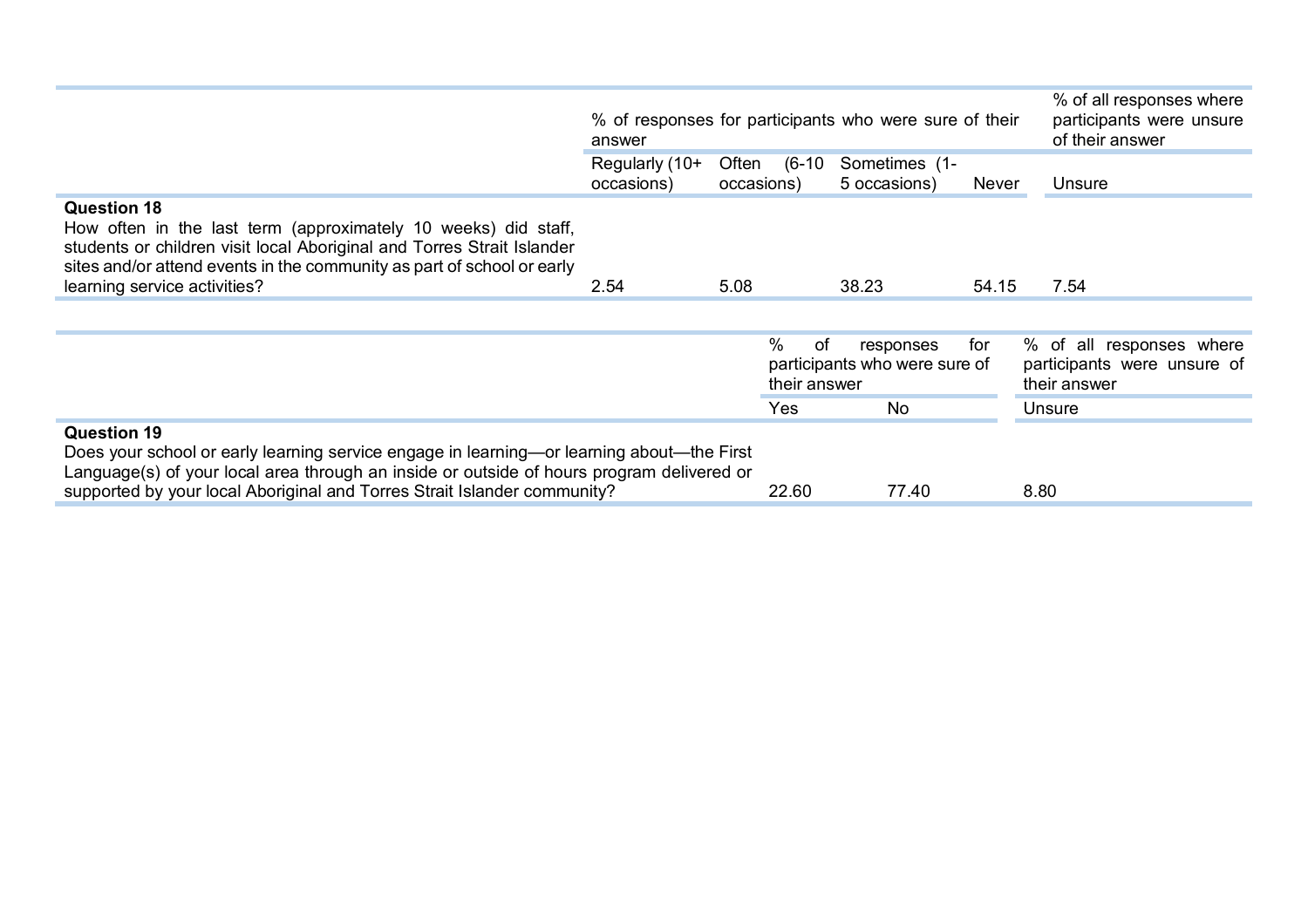| | % of responses for participants who were sure of their answer | | | | % of all responses where participants were unsure of their answer |
|---|---|---|---|---|---|
| | Regularly (10+ occasions) | Often (6-10 occasions) | Sometimes (1-5 occasions) | Never | Unsure |
| **Question 18**<br>How often in the last term (approximately 10 weeks) did staff, students or children visit local Aboriginal and Torres Strait Islander sites and/or attend events in the community as part of school or early learning service activities? | 2.54 | 5.08 | 38.23 | 54.15 | 7.54 |

| | % of responses for participants who were sure of their answer | | % of all responses where participants were unsure of their answer |
|---|---|---|---|
| | Yes | No | Unsure |
| **Question 19**<br>Does your school or early learning service engage in learning—or learning about—the First Language(s) of your local area through an inside or outside of hours program delivered or supported by your local Aboriginal and Torres Strait Islander community? | 22.60 | 77.40 | 8.80 |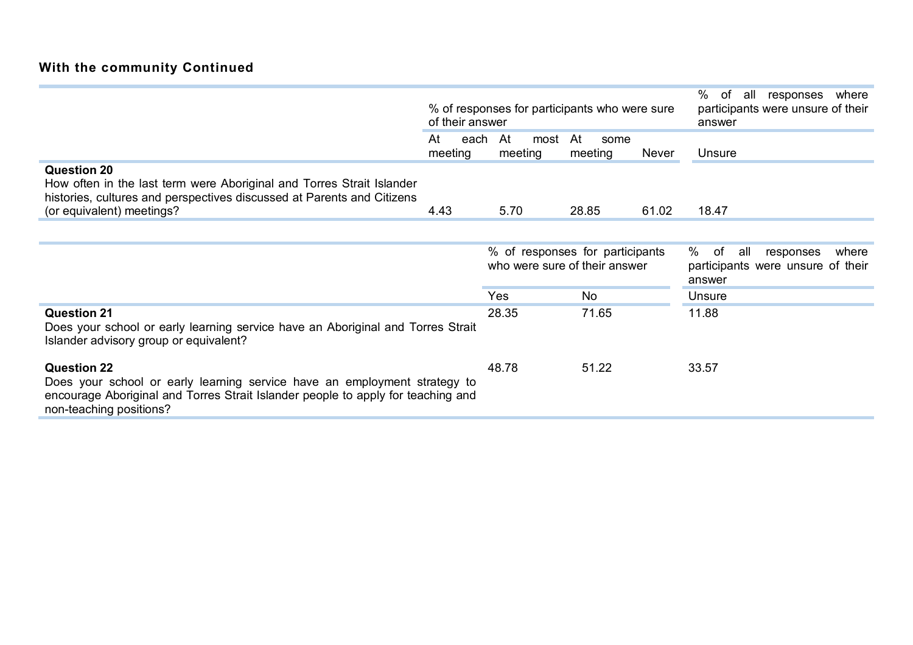#### With the community Continued

| | % of responses for participants who were sure of their answer | | | | % of all responses where participants were unsure of their answer |
|---|---|---|---|---|---|
| | At each meeting | At most meeting | At some meeting | Never | Unsure |
| **Question 20**<br>How often in the last term were Aboriginal and Torres Strait Islander histories, cultures and perspectives discussed at Parents and Citizens (or equivalent) meetings? | 4.43 | 5.70 | 28.85 | 61.02 | 18.47 |

| | % of responses for participants who were sure of their answer | | % of all responses where participants were unsure of their answer |
|---|---|---|---|
| | Yes | No | Unsure |
| **Question 21**<br>Does your school or early learning service have an Aboriginal and Torres Strait Islander advisory group or equivalent? | 28.35 | 71.65 | 11.88 |
| **Question 22**<br>Does your school or early learning service have an employment strategy to encourage Aboriginal and Torres Strait Islander people to apply for teaching and non-teaching positions? | 48.78 | 51.22 | 33.57 |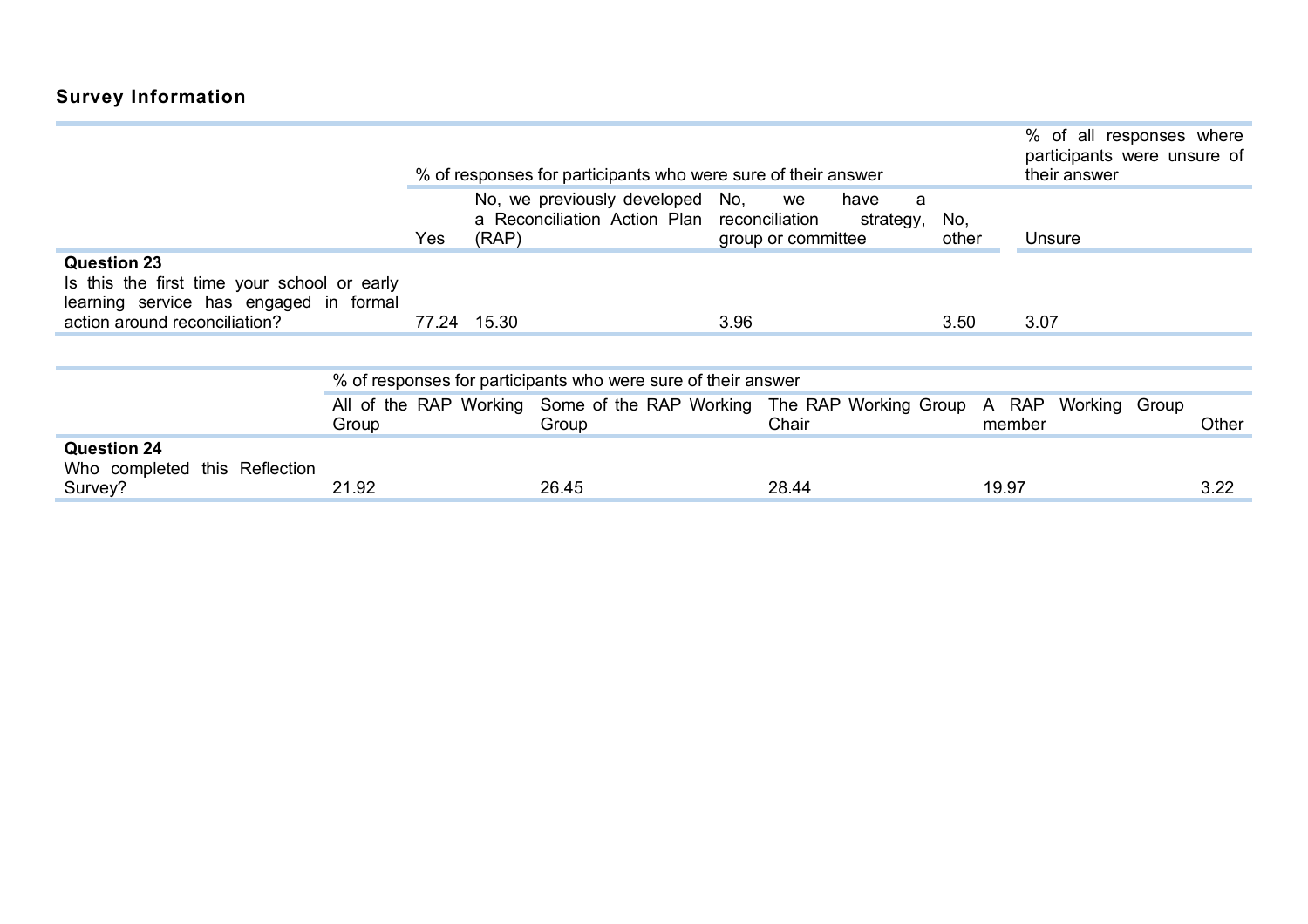## Survey Information

| | % of responses for participants who were sure of their answer | | | | % of all responses where participants were unsure of their answer |
|---|---|---|---|---|---|
| | Yes | No, we previously developed a Reconciliation Action Plan (RAP) | No, we have a reconciliation strategy, group or committee | No, other | Unsure |
| **Question 23**<br>Is this the first time your school or early learning service has engaged in formal action around reconciliation? | 77.24 | 15.30 | 3.96 | 3.50 | 3.07 |

| | % of responses for participants who were sure of their answer | | | | |
|---|---|---|---|---|---|
| | All of the RAP Working Group | Some of the RAP Working Group | The RAP Working Group Chair | A RAP Working Group member | Other |
| **Question 24**<br>Who completed this Reflection Survey? | 21.92 | 26.45 | 28.44 | 19.97 | 3.22 |